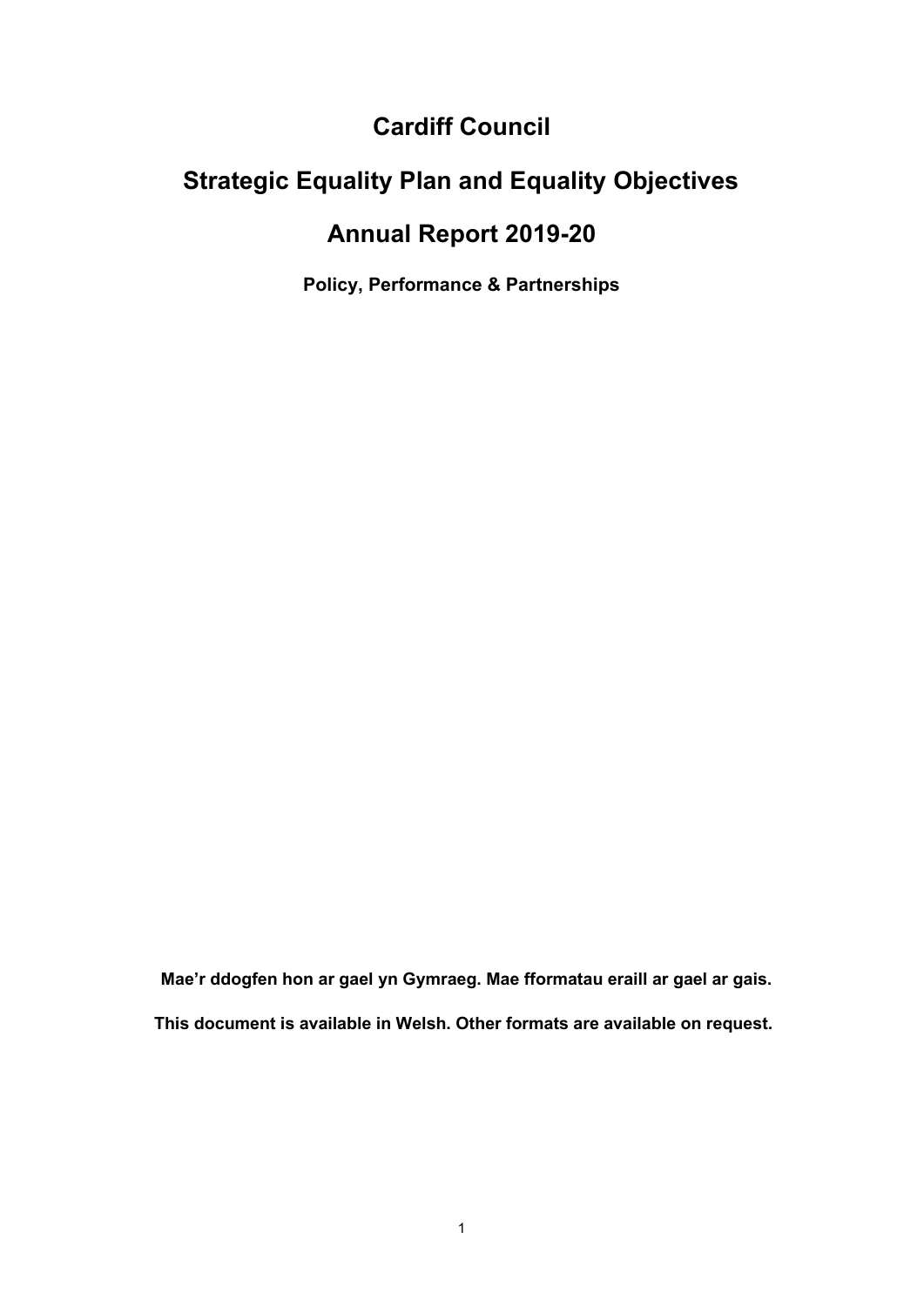# Cardiff Council

# Strategic Equality Plan and Equality Objectives

# Annual Report 2019-20

**Policy, Performance & Partnerships**

**Mae'r ddogfen hon ar gael yn Gymraeg. Mae fformatau eraill ar gael ar gais.**

**This document is available in Welsh. Other formats are available on request.**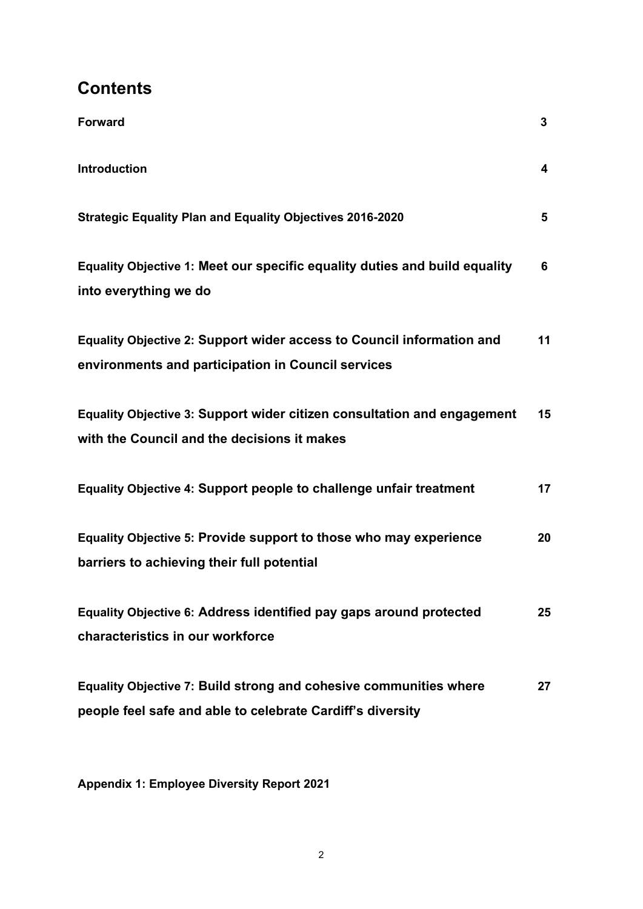# Contents

| | |
|---|---|
| **Forward** | **3** |
| **Introduction** | **4** |
| **Strategic Equality Plan and Equality Objectives 2016-2020** | **5** |
| **Equality Objective 1: Meet our specific equality duties and build equality into everything we do** | **6** |
| **Equality Objective 2: Support wider access to Council information and environments and participation in Council services** | **11** |
| **Equality Objective 3: Support wider citizen consultation and engagement with the Council and the decisions it makes** | **15** |
| **Equality Objective 4: Support people to challenge unfair treatment** | **17** |
| **Equality Objective 5: Provide support to those who may experience barriers to achieving their full potential** | **20** |
| **Equality Objective 6: Address identified pay gaps around protected characteristics in our workforce** | **25** |
| **Equality Objective 7: Build strong and cohesive communities where people feel safe and able to celebrate Cardiff's diversity** | **27** |

**Appendix 1: Employee Diversity Report 2021**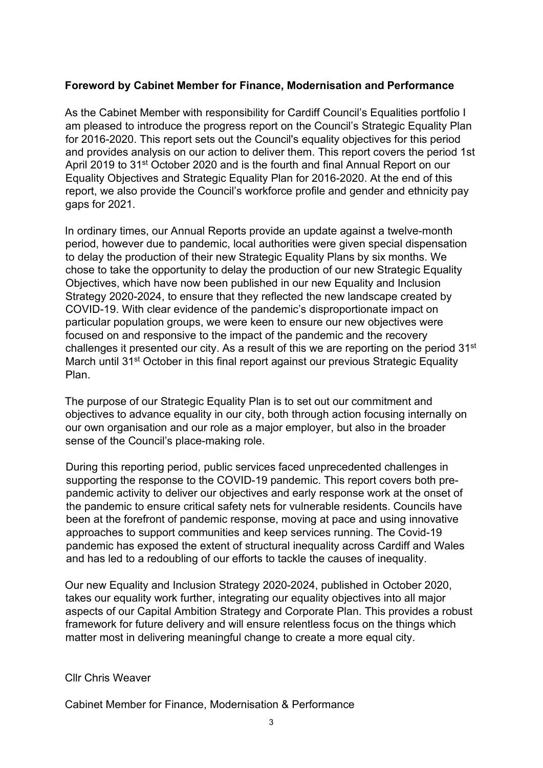**Foreword by Cabinet Member for Finance, Modernisation and Performance**

As the Cabinet Member with responsibility for Cardiff Council's Equalities portfolio I am pleased to introduce the progress report on the Council's Strategic Equality Plan for 2016-2020. This report sets out the Council's equality objectives for this period and provides analysis on our action to deliver them. This report covers the period 1st April 2019 to 31st October 2020 and is the fourth and final Annual Report on our Equality Objectives and Strategic Equality Plan for 2016-2020. At the end of this report, we also provide the Council's workforce profile and gender and ethnicity pay gaps for 2021.

In ordinary times, our Annual Reports provide an update against a twelve-month period, however due to pandemic, local authorities were given special dispensation to delay the production of their new Strategic Equality Plans by six months. We chose to take the opportunity to delay the production of our new Strategic Equality Objectives, which have now been published in our new Equality and Inclusion Strategy 2020-2024, to ensure that they reflected the new landscape created by COVID-19. With clear evidence of the pandemic's disproportionate impact on particular population groups, we were keen to ensure our new objectives were focused on and responsive to the impact of the pandemic and the recovery challenges it presented our city. As a result of this we are reporting on the period 31st March until 31st October in this final report against our previous Strategic Equality Plan.

The purpose of our Strategic Equality Plan is to set out our commitment and objectives to advance equality in our city, both through action focusing internally on our own organisation and our role as a major employer, but also in the broader sense of the Council's place-making role.

During this reporting period, public services faced unprecedented challenges in supporting the response to the COVID-19 pandemic. This report covers both pre-pandemic activity to deliver our objectives and early response work at the onset of the pandemic to ensure critical safety nets for vulnerable residents. Councils have been at the forefront of pandemic response, moving at pace and using innovative approaches to support communities and keep services running. The Covid-19 pandemic has exposed the extent of structural inequality across Cardiff and Wales and has led to a redoubling of our efforts to tackle the causes of inequality.

Our new Equality and Inclusion Strategy 2020-2024, published in October 2020, takes our equality work further, integrating our equality objectives into all major aspects of our Capital Ambition Strategy and Corporate Plan. This provides a robust framework for future delivery and will ensure relentless focus on the things which matter most in delivering meaningful change to create a more equal city.

Cllr Chris Weaver

Cabinet Member for Finance, Modernisation & Performance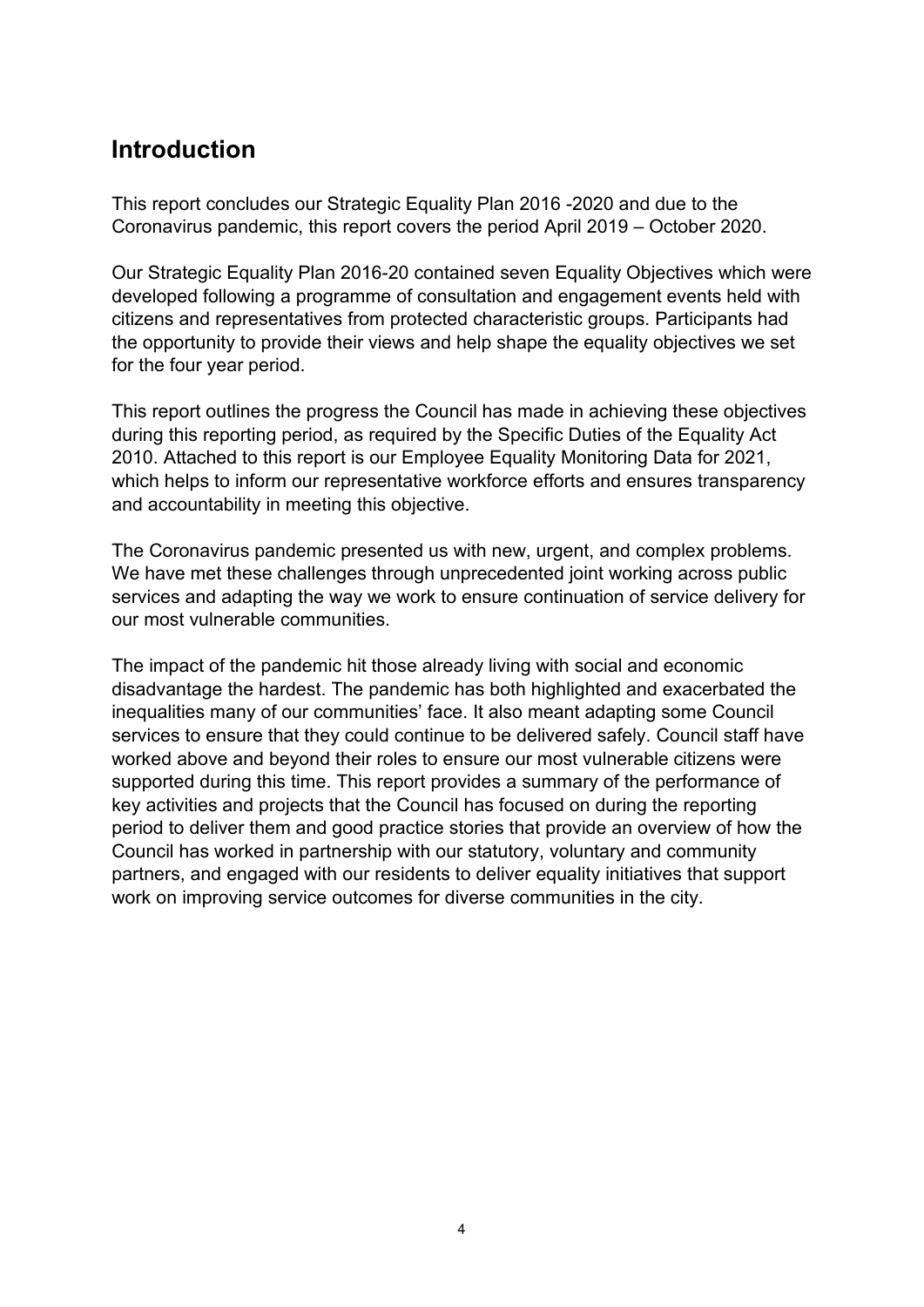## Introduction

This report concludes our Strategic Equality Plan 2016 -2020 and due to the Coronavirus pandemic, this report covers the period April 2019 – October 2020.

Our Strategic Equality Plan 2016-20 contained seven Equality Objectives which were developed following a programme of consultation and engagement events held with citizens and representatives from protected characteristic groups. Participants had the opportunity to provide their views and help shape the equality objectives we set for the four year period.

This report outlines the progress the Council has made in achieving these objectives during this reporting period, as required by the Specific Duties of the Equality Act 2010. Attached to this report is our Employee Equality Monitoring Data for 2021, which helps to inform our representative workforce efforts and ensures transparency and accountability in meeting this objective.

The Coronavirus pandemic presented us with new, urgent, and complex problems. We have met these challenges through unprecedented joint working across public services and adapting the way we work to ensure continuation of service delivery for our most vulnerable communities.

The impact of the pandemic hit those already living with social and economic disadvantage the hardest. The pandemic has both highlighted and exacerbated the inequalities many of our communities' face. It also meant adapting some Council services to ensure that they could continue to be delivered safely. Council staff have worked above and beyond their roles to ensure our most vulnerable citizens were supported during this time. This report provides a summary of the performance of key activities and projects that the Council has focused on during the reporting period to deliver them and good practice stories that provide an overview of how the Council has worked in partnership with our statutory, voluntary and community partners, and engaged with our residents to deliver equality initiatives that support work on improving service outcomes for diverse communities in the city.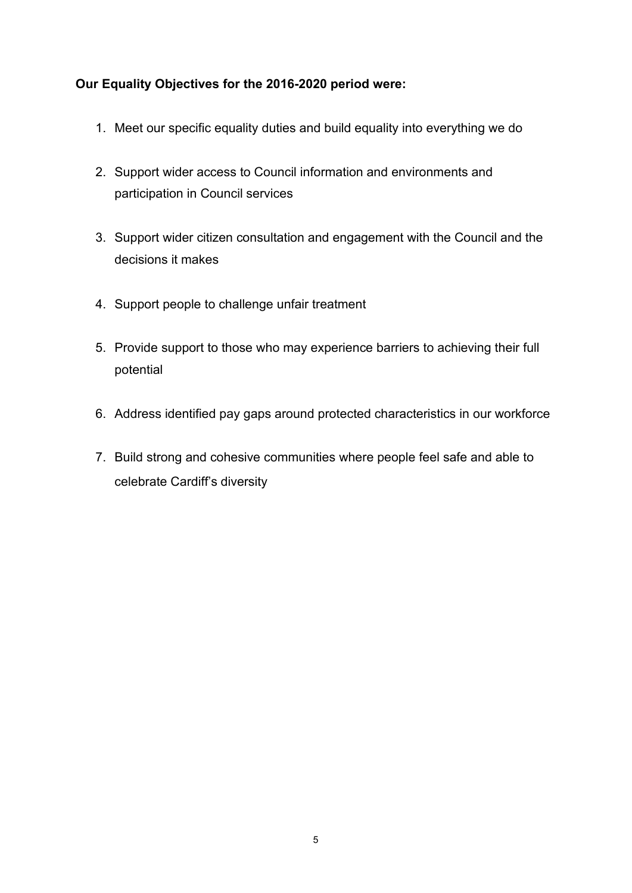**Our Equality Objectives for the 2016-2020 period were:**

1. Meet our specific equality duties and build equality into everything we do
2. Support wider access to Council information and environments and participation in Council services
3. Support wider citizen consultation and engagement with the Council and the decisions it makes
4. Support people to challenge unfair treatment
5. Provide support to those who may experience barriers to achieving their full potential
6. Address identified pay gaps around protected characteristics in our workforce
7. Build strong and cohesive communities where people feel safe and able to celebrate Cardiff's diversity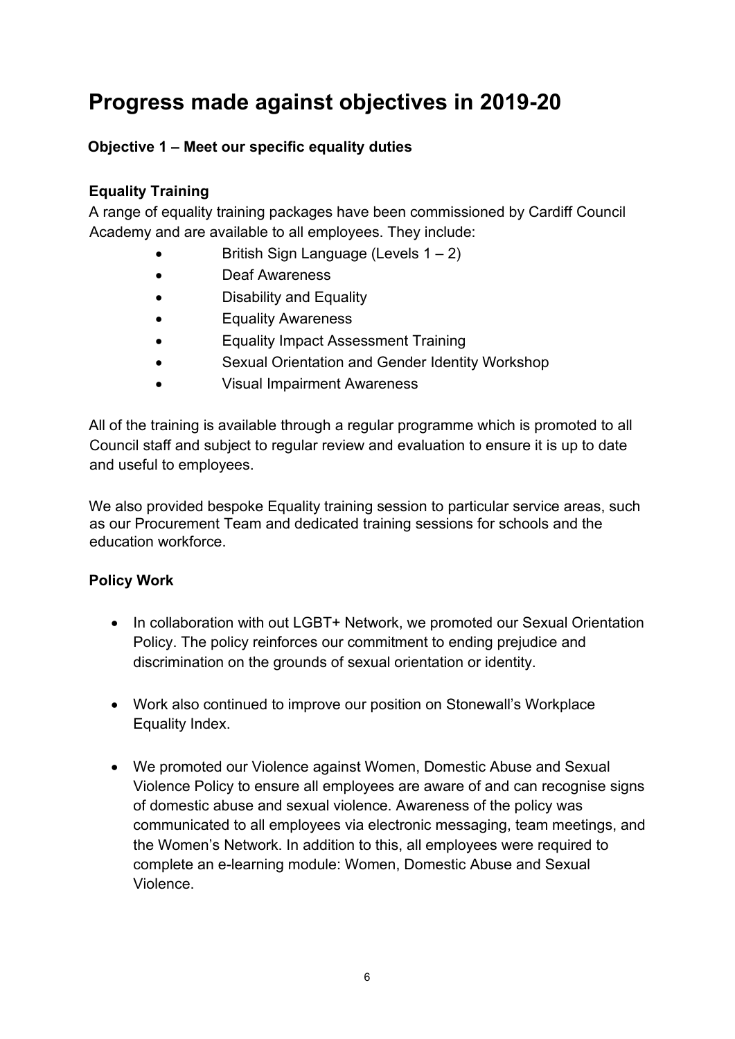# Progress made against objectives in 2019-20

### Objective 1 – Meet our specific equality duties

**Equality Training**

A range of equality training packages have been commissioned by Cardiff Council Academy and are available to all employees. They include:

- British Sign Language (Levels 1 – 2)
- Deaf Awareness
- Disability and Equality
- Equality Awareness
- Equality Impact Assessment Training
- Sexual Orientation and Gender Identity Workshop
- Visual Impairment Awareness

All of the training is available through a regular programme which is promoted to all Council staff and subject to regular review and evaluation to ensure it is up to date and useful to employees.

We also provided bespoke Equality training session to particular service areas, such as our Procurement Team and dedicated training sessions for schools and the education workforce.

**Policy Work**

- In collaboration with out LGBT+ Network, we promoted our Sexual Orientation Policy. The policy reinforces our commitment to ending prejudice and discrimination on the grounds of sexual orientation or identity.

- Work also continued to improve our position on Stonewall's Workplace Equality Index.

- We promoted our Violence against Women, Domestic Abuse and Sexual Violence Policy to ensure all employees are aware of and can recognise signs of domestic abuse and sexual violence. Awareness of the policy was communicated to all employees via electronic messaging, team meetings, and the Women's Network. In addition to this, all employees were required to complete an e-learning module: Women, Domestic Abuse and Sexual Violence.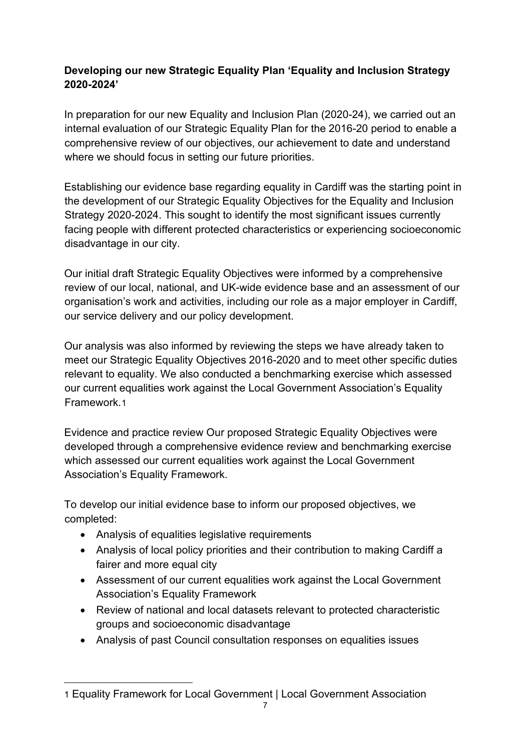**Developing our new Strategic Equality Plan 'Equality and Inclusion Strategy 2020-2024'**

In preparation for our new Equality and Inclusion Plan (2020-24), we carried out an internal evaluation of our Strategic Equality Plan for the 2016-20 period to enable a comprehensive review of our objectives, our achievement to date and understand where we should focus in setting our future priorities.

Establishing our evidence base regarding equality in Cardiff was the starting point in the development of our Strategic Equality Objectives for the Equality and Inclusion Strategy 2020-2024. This sought to identify the most significant issues currently facing people with different protected characteristics or experiencing socioeconomic disadvantage in our city.

Our initial draft Strategic Equality Objectives were informed by a comprehensive review of our local, national, and UK-wide evidence base and an assessment of our organisation's work and activities, including our role as a major employer in Cardiff, our service delivery and our policy development.

Our analysis was also informed by reviewing the steps we have already taken to meet our Strategic Equality Objectives 2016-2020 and to meet other specific duties relevant to equality. We also conducted a benchmarking exercise which assessed our current equalities work against the Local Government Association's Equality Framework.[1]

Evidence and practice review Our proposed Strategic Equality Objectives were developed through a comprehensive evidence review and benchmarking exercise which assessed our current equalities work against the Local Government Association's Equality Framework.

To develop our initial evidence base to inform our proposed objectives, we completed:

- Analysis of equalities legislative requirements
- Analysis of local policy priorities and their contribution to making Cardiff a fairer and more equal city
- Assessment of our current equalities work against the Local Government Association's Equality Framework
- Review of national and local datasets relevant to protected characteristic groups and socioeconomic disadvantage
- Analysis of past Council consultation responses on equalities issues

[1] Equality Framework for Local Government | Local Government Association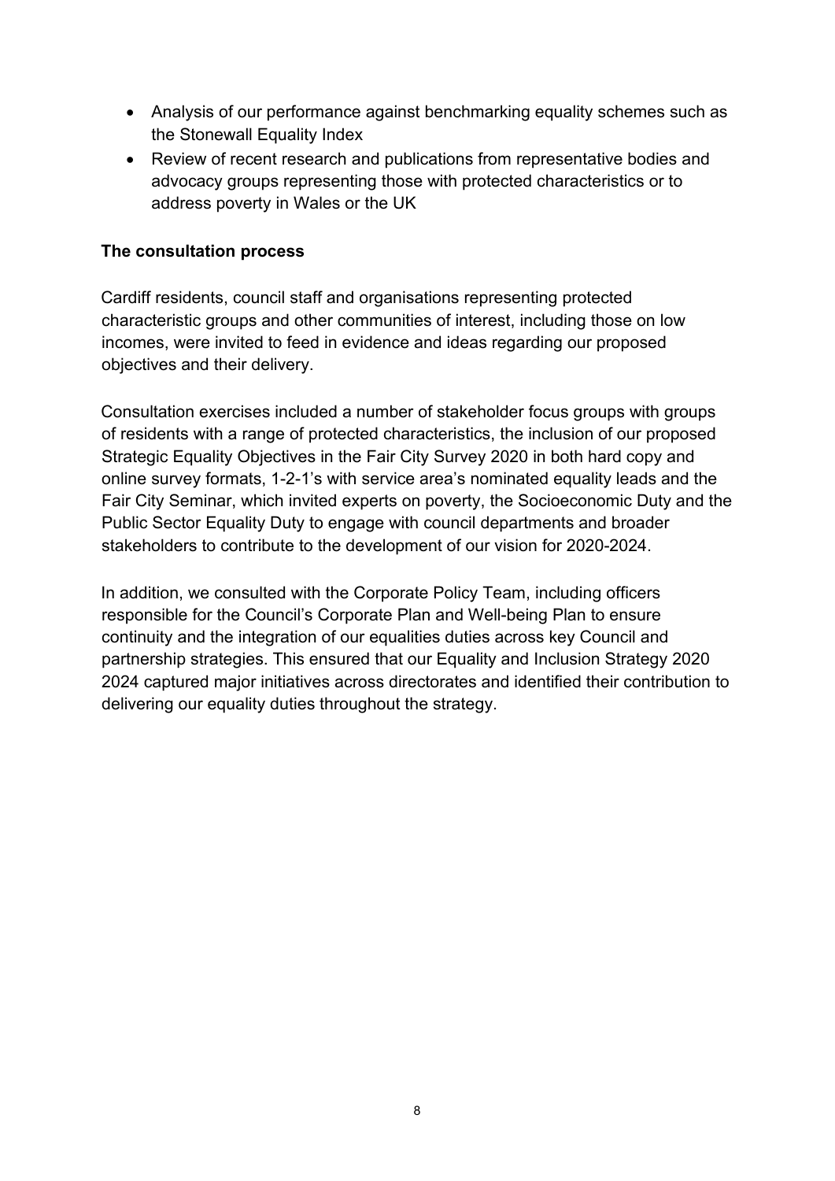- Analysis of our performance against benchmarking equality schemes such as the Stonewall Equality Index
- Review of recent research and publications from representative bodies and advocacy groups representing those with protected characteristics or to address poverty in Wales or the UK

**The consultation process**

Cardiff residents, council staff and organisations representing protected characteristic groups and other communities of interest, including those on low incomes, were invited to feed in evidence and ideas regarding our proposed objectives and their delivery.

Consultation exercises included a number of stakeholder focus groups with groups of residents with a range of protected characteristics, the inclusion of our proposed Strategic Equality Objectives in the Fair City Survey 2020 in both hard copy and online survey formats, 1-2-1's with service area's nominated equality leads and the Fair City Seminar, which invited experts on poverty, the Socioeconomic Duty and the Public Sector Equality Duty to engage with council departments and broader stakeholders to contribute to the development of our vision for 2020-2024.

In addition, we consulted with the Corporate Policy Team, including officers responsible for the Council's Corporate Plan and Well-being Plan to ensure continuity and the integration of our equalities duties across key Council and partnership strategies. This ensured that our Equality and Inclusion Strategy 2020 2024 captured major initiatives across directorates and identified their contribution to delivering our equality duties throughout the strategy.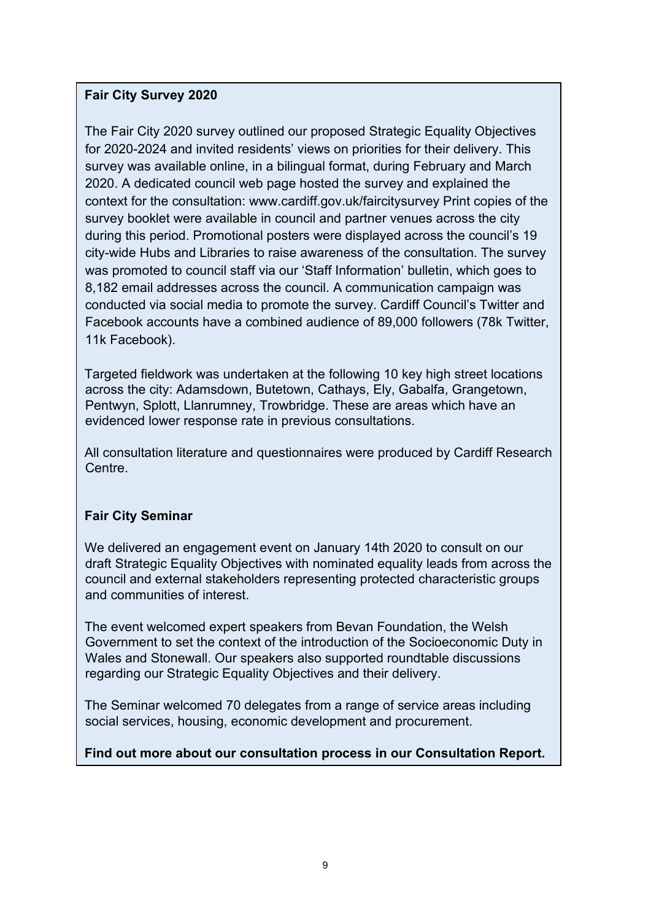**Fair City Survey 2020**

The Fair City 2020 survey outlined our proposed Strategic Equality Objectives for 2020-2024 and invited residents' views on priorities for their delivery. This survey was available online, in a bilingual format, during February and March 2020. A dedicated council web page hosted the survey and explained the context for the consultation: www.cardiff.gov.uk/faircitysurvey Print copies of the survey booklet were available in council and partner venues across the city during this period. Promotional posters were displayed across the council's 19 city-wide Hubs and Libraries to raise awareness of the consultation. The survey was promoted to council staff via our 'Staff Information' bulletin, which goes to 8,182 email addresses across the council. A communication campaign was conducted via social media to promote the survey. Cardiff Council's Twitter and Facebook accounts have a combined audience of 89,000 followers (78k Twitter, 11k Facebook).

Targeted fieldwork was undertaken at the following 10 key high street locations across the city: Adamsdown, Butetown, Cathays, Ely, Gabalfa, Grangetown, Pentwyn, Splott, Llanrumney, Trowbridge. These are areas which have an evidenced lower response rate in previous consultations.

All consultation literature and questionnaires were produced by Cardiff Research Centre.

**Fair City Seminar**

We delivered an engagement event on January 14th 2020 to consult on our draft Strategic Equality Objectives with nominated equality leads from across the council and external stakeholders representing protected characteristic groups and communities of interest.

The event welcomed expert speakers from Bevan Foundation, the Welsh Government to set the context of the introduction of the Socioeconomic Duty in Wales and Stonewall. Our speakers also supported roundtable discussions regarding our Strategic Equality Objectives and their delivery.

The Seminar welcomed 70 delegates from a range of service areas including social services, housing, economic development and procurement.

**Find out more about our consultation process in our Consultation Report.**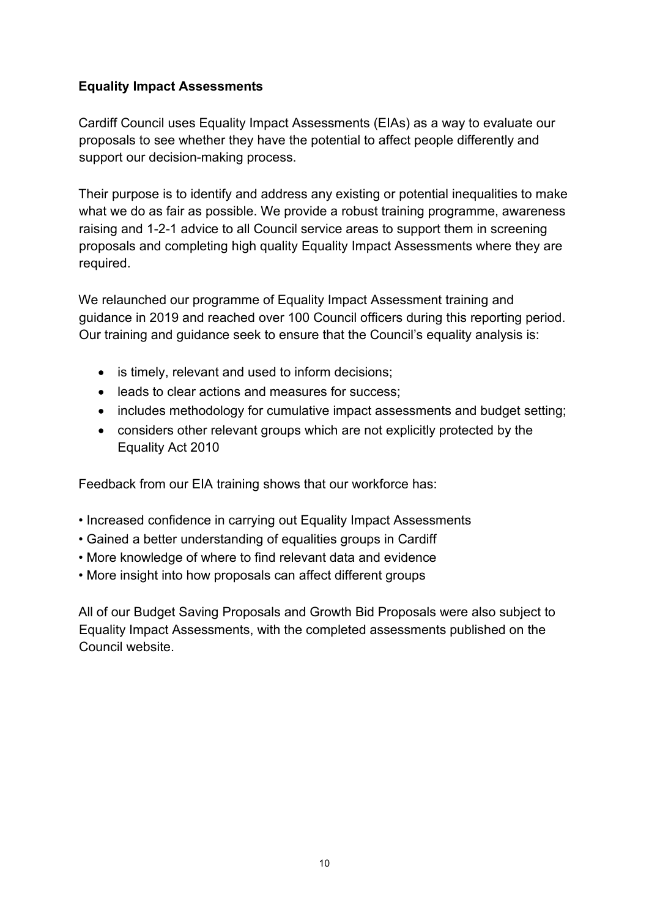**Equality Impact Assessments**

Cardiff Council uses Equality Impact Assessments (EIAs) as a way to evaluate our proposals to see whether they have the potential to affect people differently and support our decision-making process.

Their purpose is to identify and address any existing or potential inequalities to make what we do as fair as possible. We provide a robust training programme, awareness raising and 1-2-1 advice to all Council service areas to support them in screening proposals and completing high quality Equality Impact Assessments where they are required.

We relaunched our programme of Equality Impact Assessment training and guidance in 2019 and reached over 100 Council officers during this reporting period. Our training and guidance seek to ensure that the Council's equality analysis is:

- is timely, relevant and used to inform decisions;
- leads to clear actions and measures for success;
- includes methodology for cumulative impact assessments and budget setting;
- considers other relevant groups which are not explicitly protected by the Equality Act 2010

Feedback from our EIA training shows that our workforce has:

- Increased confidence in carrying out Equality Impact Assessments
- Gained a better understanding of equalities groups in Cardiff
- More knowledge of where to find relevant data and evidence
- More insight into how proposals can affect different groups

All of our Budget Saving Proposals and Growth Bid Proposals were also subject to Equality Impact Assessments, with the completed assessments published on the Council website.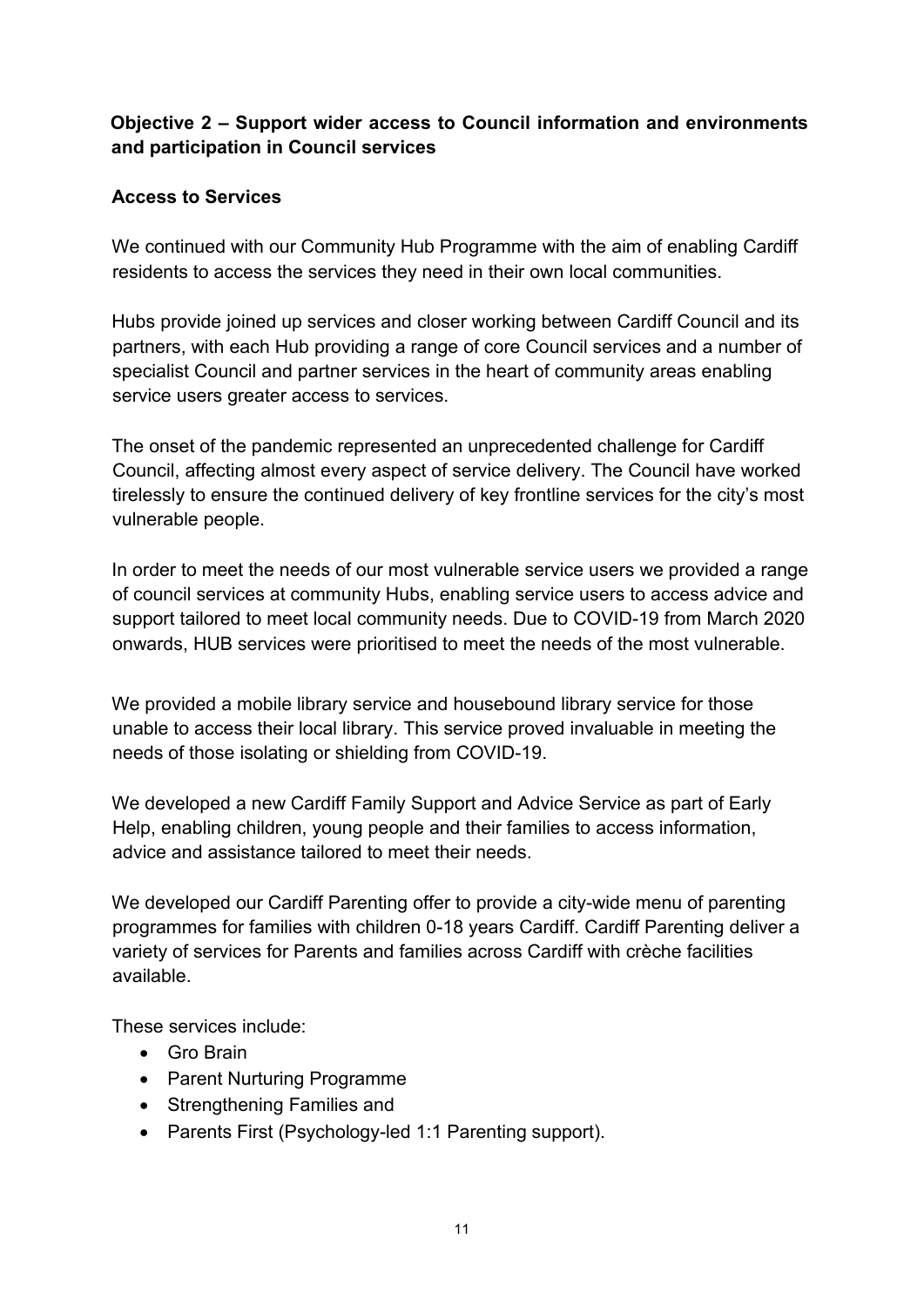**Objective 2 – Support wider access to Council information and environments and participation in Council services**

**Access to Services**

We continued with our Community Hub Programme with the aim of enabling Cardiff residents to access the services they need in their own local communities.

Hubs provide joined up services and closer working between Cardiff Council and its partners, with each Hub providing a range of core Council services and a number of specialist Council and partner services in the heart of community areas enabling service users greater access to services.

The onset of the pandemic represented an unprecedented challenge for Cardiff Council, affecting almost every aspect of service delivery. The Council have worked tirelessly to ensure the continued delivery of key frontline services for the city's most vulnerable people.

In order to meet the needs of our most vulnerable service users we provided a range of council services at community Hubs, enabling service users to access advice and support tailored to meet local community needs. Due to COVID-19 from March 2020 onwards, HUB services were prioritised to meet the needs of the most vulnerable.

We provided a mobile library service and housebound library service for those unable to access their local library. This service proved invaluable in meeting the needs of those isolating or shielding from COVID-19.

We developed a new Cardiff Family Support and Advice Service as part of Early Help, enabling children, young people and their families to access information, advice and assistance tailored to meet their needs.

We developed our Cardiff Parenting offer to provide a city-wide menu of parenting programmes for families with children 0-18 years Cardiff. Cardiff Parenting deliver a variety of services for Parents and families across Cardiff with crèche facilities available.

These services include:

- Gro Brain
- Parent Nurturing Programme
- Strengthening Families and
- Parents First (Psychology-led 1:1 Parenting support).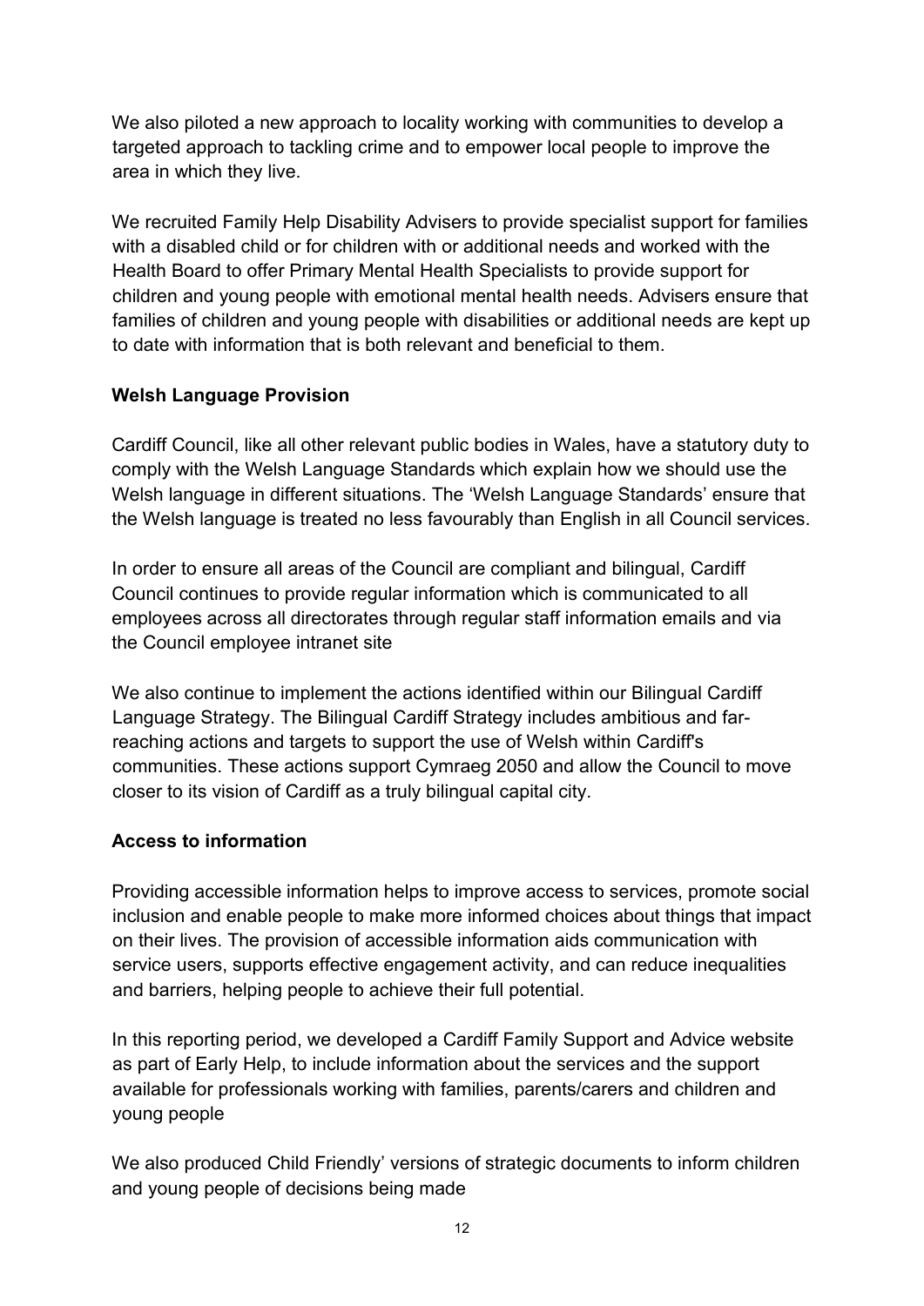We also piloted a new approach to locality working with communities to develop a targeted approach to tackling crime and to empower local people to improve the area in which they live.

We recruited Family Help Disability Advisers to provide specialist support for families with a disabled child or for children with or additional needs and worked with the Health Board to offer Primary Mental Health Specialists to provide support for children and young people with emotional mental health needs. Advisers ensure that families of children and young people with disabilities or additional needs are kept up to date with information that is both relevant and beneficial to them.

**Welsh Language Provision**

Cardiff Council, like all other relevant public bodies in Wales, have a statutory duty to comply with the Welsh Language Standards which explain how we should use the Welsh language in different situations. The 'Welsh Language Standards' ensure that the Welsh language is treated no less favourably than English in all Council services.

In order to ensure all areas of the Council are compliant and bilingual, Cardiff Council continues to provide regular information which is communicated to all employees across all directorates through regular staff information emails and via the Council employee intranet site

We also continue to implement the actions identified within our Bilingual Cardiff Language Strategy. The Bilingual Cardiff Strategy includes ambitious and far-reaching actions and targets to support the use of Welsh within Cardiff's communities. These actions support Cymraeg 2050 and allow the Council to move closer to its vision of Cardiff as a truly bilingual capital city.

**Access to information**

Providing accessible information helps to improve access to services, promote social inclusion and enable people to make more informed choices about things that impact on their lives. The provision of accessible information aids communication with service users, supports effective engagement activity, and can reduce inequalities and barriers, helping people to achieve their full potential.

In this reporting period, we developed a Cardiff Family Support and Advice website as part of Early Help, to include information about the services and the support available for professionals working with families, parents/carers and children and young people

We also produced Child Friendly' versions of strategic documents to inform children and young people of decisions being made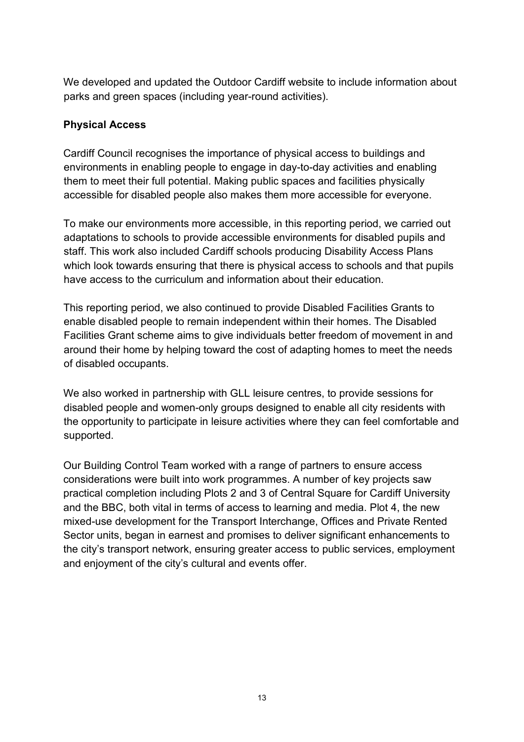We developed and updated the Outdoor Cardiff website to include information about parks and green spaces (including year-round activities).

**Physical Access**

Cardiff Council recognises the importance of physical access to buildings and environments in enabling people to engage in day-to-day activities and enabling them to meet their full potential. Making public spaces and facilities physically accessible for disabled people also makes them more accessible for everyone.

To make our environments more accessible, in this reporting period, we carried out adaptations to schools to provide accessible environments for disabled pupils and staff. This work also included Cardiff schools producing Disability Access Plans which look towards ensuring that there is physical access to schools and that pupils have access to the curriculum and information about their education.

This reporting period, we also continued to provide Disabled Facilities Grants to enable disabled people to remain independent within their homes. The Disabled Facilities Grant scheme aims to give individuals better freedom of movement in and around their home by helping toward the cost of adapting homes to meet the needs of disabled occupants.

We also worked in partnership with GLL leisure centres, to provide sessions for disabled people and women-only groups designed to enable all city residents with the opportunity to participate in leisure activities where they can feel comfortable and supported.

Our Building Control Team worked with a range of partners to ensure access considerations were built into work programmes. A number of key projects saw practical completion including Plots 2 and 3 of Central Square for Cardiff University and the BBC, both vital in terms of access to learning and media. Plot 4, the new mixed-use development for the Transport Interchange, Offices and Private Rented Sector units, began in earnest and promises to deliver significant enhancements to the city's transport network, ensuring greater access to public services, employment and enjoyment of the city's cultural and events offer.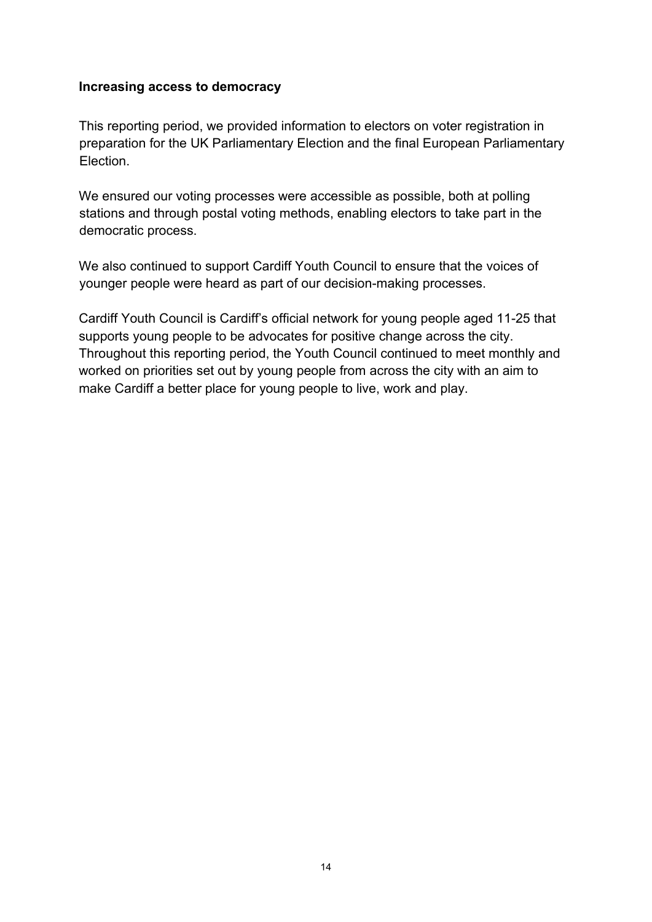**Increasing access to democracy**

This reporting period, we provided information to electors on voter registration in preparation for the UK Parliamentary Election and the final European Parliamentary Election.

We ensured our voting processes were accessible as possible, both at polling stations and through postal voting methods, enabling electors to take part in the democratic process.

We also continued to support Cardiff Youth Council to ensure that the voices of younger people were heard as part of our decision-making processes.

Cardiff Youth Council is Cardiff's official network for young people aged 11-25 that supports young people to be advocates for positive change across the city. Throughout this reporting period, the Youth Council continued to meet monthly and worked on priorities set out by young people from across the city with an aim to make Cardiff a better place for young people to live, work and play.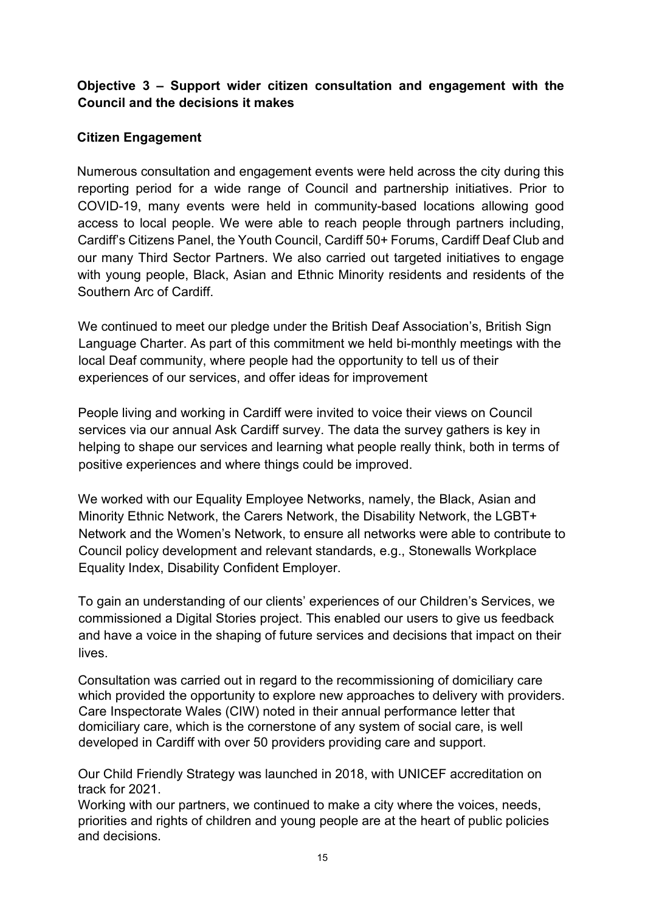**Objective 3 – Support wider citizen consultation and engagement with the Council and the decisions it makes**

**Citizen Engagement**

Numerous consultation and engagement events were held across the city during this reporting period for a wide range of Council and partnership initiatives. Prior to COVID-19, many events were held in community-based locations allowing good access to local people. We were able to reach people through partners including, Cardiff's Citizens Panel, the Youth Council, Cardiff 50+ Forums, Cardiff Deaf Club and our many Third Sector Partners. We also carried out targeted initiatives to engage with young people, Black, Asian and Ethnic Minority residents and residents of the Southern Arc of Cardiff.

We continued to meet our pledge under the British Deaf Association's, British Sign Language Charter. As part of this commitment we held bi-monthly meetings with the local Deaf community, where people had the opportunity to tell us of their experiences of our services, and offer ideas for improvement

People living and working in Cardiff were invited to voice their views on Council services via our annual Ask Cardiff survey. The data the survey gathers is key in helping to shape our services and learning what people really think, both in terms of positive experiences and where things could be improved.

We worked with our Equality Employee Networks, namely, the Black, Asian and Minority Ethnic Network, the Carers Network, the Disability Network, the LGBT+ Network and the Women's Network, to ensure all networks were able to contribute to Council policy development and relevant standards, e.g., Stonewalls Workplace Equality Index, Disability Confident Employer.

To gain an understanding of our clients' experiences of our Children's Services, we commissioned a Digital Stories project. This enabled our users to give us feedback and have a voice in the shaping of future services and decisions that impact on their lives.

Consultation was carried out in regard to the recommissioning of domiciliary care which provided the opportunity to explore new approaches to delivery with providers. Care Inspectorate Wales (CIW) noted in their annual performance letter that domiciliary care, which is the cornerstone of any system of social care, is well developed in Cardiff with over 50 providers providing care and support.

Our Child Friendly Strategy was launched in 2018, with UNICEF accreditation on track for 2021.
Working with our partners, we continued to make a city where the voices, needs, priorities and rights of children and young people are at the heart of public policies and decisions.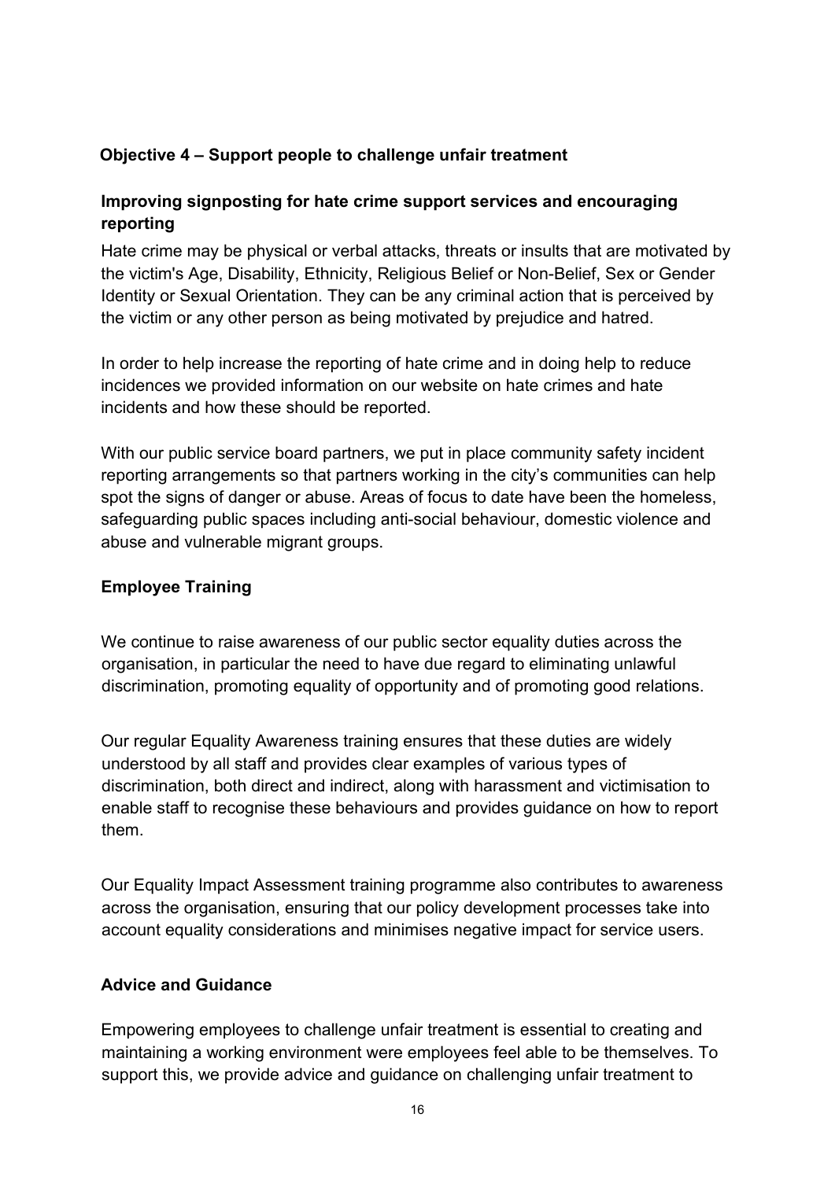## Objective 4 – Support people to challenge unfair treatment

### Improving signposting for hate crime support services and encouraging reporting

Hate crime may be physical or verbal attacks, threats or insults that are motivated by the victim's Age, Disability, Ethnicity, Religious Belief or Non-Belief, Sex or Gender Identity or Sexual Orientation. They can be any criminal action that is perceived by the victim or any other person as being motivated by prejudice and hatred.

In order to help increase the reporting of hate crime and in doing help to reduce incidences we provided information on our website on hate crimes and hate incidents and how these should be reported.

With our public service board partners, we put in place community safety incident reporting arrangements so that partners working in the city's communities can help spot the signs of danger or abuse. Areas of focus to date have been the homeless, safeguarding public spaces including anti-social behaviour, domestic violence and abuse and vulnerable migrant groups.

### Employee Training

We continue to raise awareness of our public sector equality duties across the organisation, in particular the need to have due regard to eliminating unlawful discrimination, promoting equality of opportunity and of promoting good relations.

Our regular Equality Awareness training ensures that these duties are widely understood by all staff and provides clear examples of various types of discrimination, both direct and indirect, along with harassment and victimisation to enable staff to recognise these behaviours and provides guidance on how to report them.

Our Equality Impact Assessment training programme also contributes to awareness across the organisation, ensuring that our policy development processes take into account equality considerations and minimises negative impact for service users.

### Advice and Guidance

Empowering employees to challenge unfair treatment is essential to creating and maintaining a working environment were employees feel able to be themselves. To support this, we provide advice and guidance on challenging unfair treatment to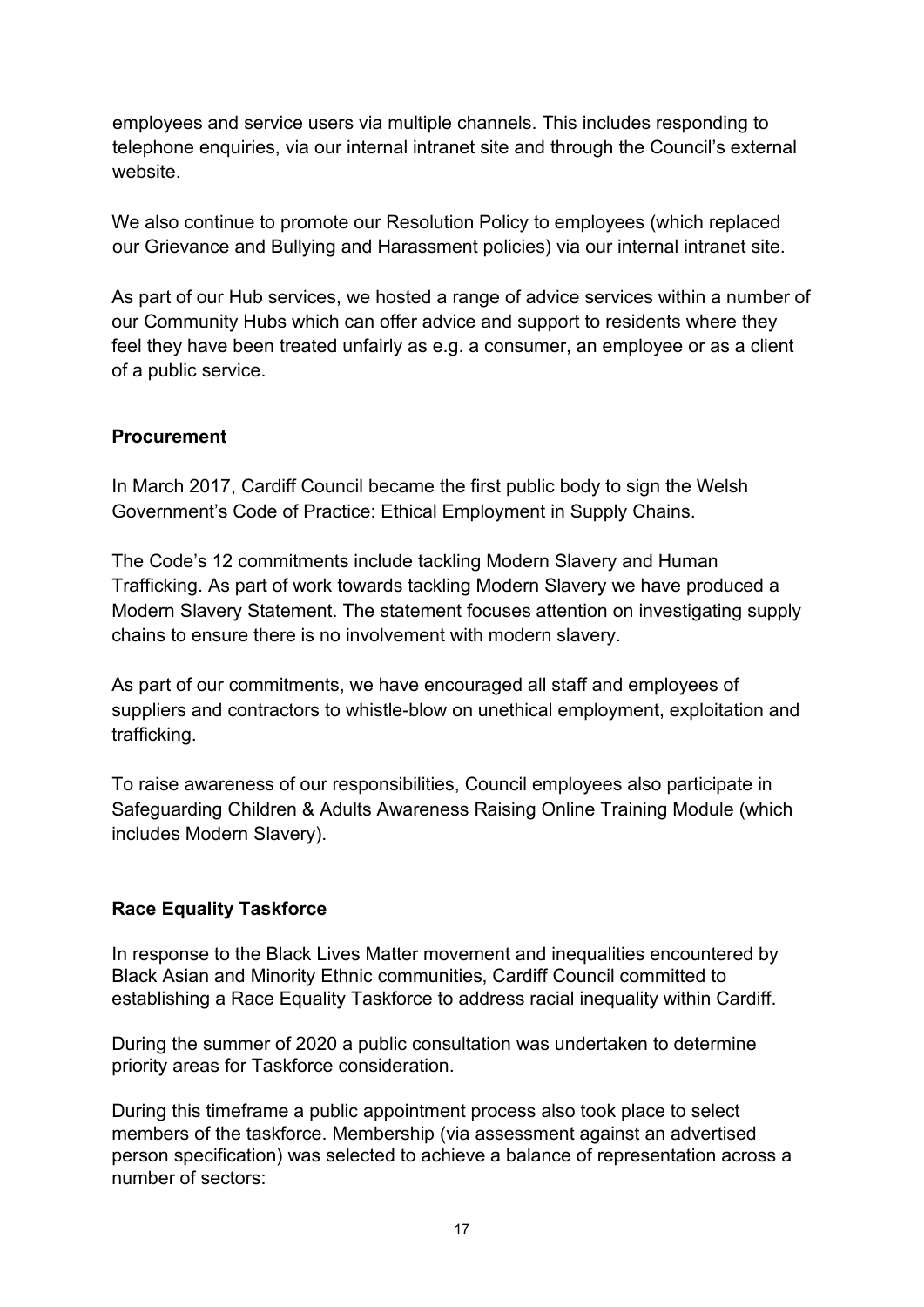employees and service users via multiple channels. This includes responding to telephone enquiries, via our internal intranet site and through the Council's external website.

We also continue to promote our Resolution Policy to employees (which replaced our Grievance and Bullying and Harassment policies) via our internal intranet site.

As part of our Hub services, we hosted a range of advice services within a number of our Community Hubs which can offer advice and support to residents where they feel they have been treated unfairly as e.g. a consumer, an employee or as a client of a public service.

**Procurement**

In March 2017, Cardiff Council became the first public body to sign the Welsh Government's Code of Practice: Ethical Employment in Supply Chains.

The Code's 12 commitments include tackling Modern Slavery and Human Trafficking. As part of work towards tackling Modern Slavery we have produced a Modern Slavery Statement. The statement focuses attention on investigating supply chains to ensure there is no involvement with modern slavery.

As part of our commitments, we have encouraged all staff and employees of suppliers and contractors to whistle-blow on unethical employment, exploitation and trafficking.

To raise awareness of our responsibilities, Council employees also participate in Safeguarding Children & Adults Awareness Raising Online Training Module (which includes Modern Slavery).

**Race Equality Taskforce**

In response to the Black Lives Matter movement and inequalities encountered by Black Asian and Minority Ethnic communities, Cardiff Council committed to establishing a Race Equality Taskforce to address racial inequality within Cardiff.

During the summer of 2020 a public consultation was undertaken to determine priority areas for Taskforce consideration.

During this timeframe a public appointment process also took place to select members of the taskforce. Membership (via assessment against an advertised person specification) was selected to achieve a balance of representation across a number of sectors: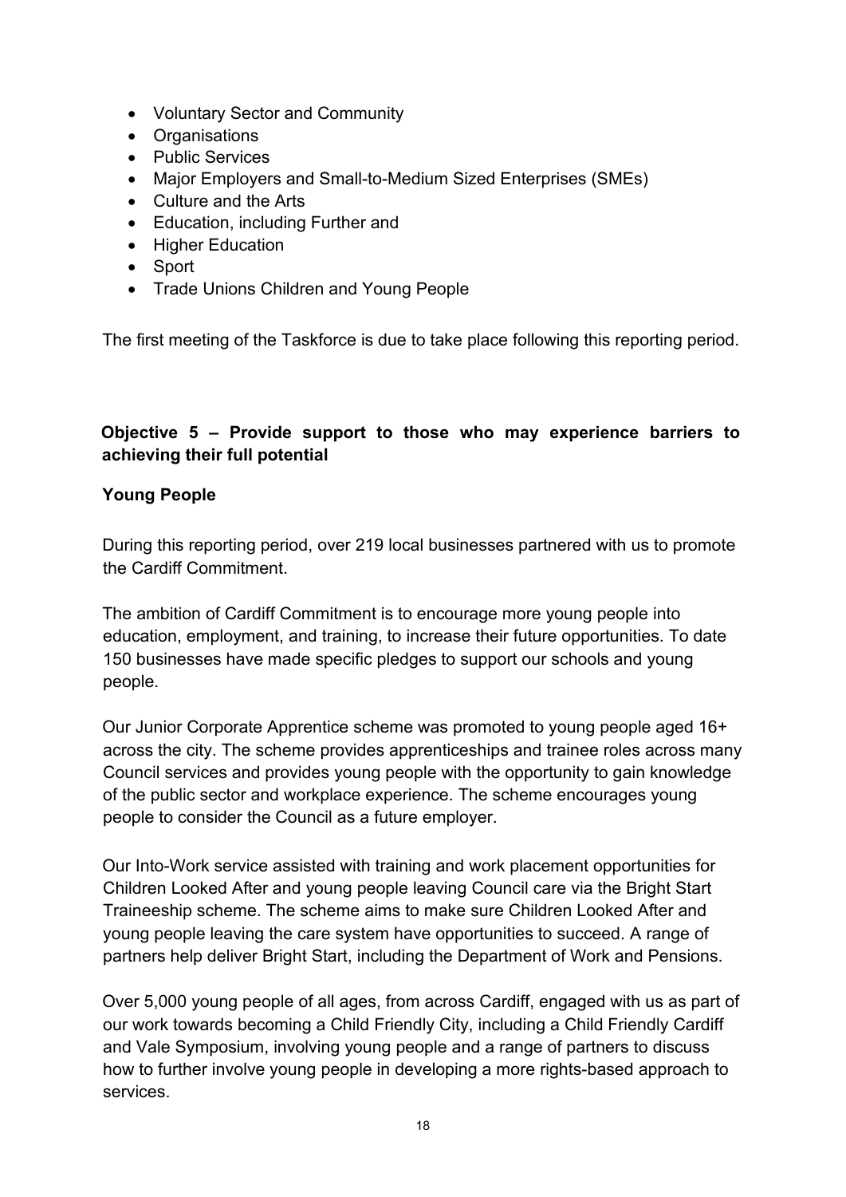- Voluntary Sector and Community
- Organisations
- Public Services
- Major Employers and Small-to-Medium Sized Enterprises (SMEs)
- Culture and the Arts
- Education, including Further and
- Higher Education
- Sport
- Trade Unions Children and Young People

The first meeting of the Taskforce is due to take place following this reporting period.

## Objective 5 – Provide support to those who may experience barriers to achieving their full potential

### Young People

During this reporting period, over 219 local businesses partnered with us to promote the Cardiff Commitment.

The ambition of Cardiff Commitment is to encourage more young people into education, employment, and training, to increase their future opportunities. To date 150 businesses have made specific pledges to support our schools and young people.

Our Junior Corporate Apprentice scheme was promoted to young people aged 16+ across the city. The scheme provides apprenticeships and trainee roles across many Council services and provides young people with the opportunity to gain knowledge of the public sector and workplace experience. The scheme encourages young people to consider the Council as a future employer.

Our Into-Work service assisted with training and work placement opportunities for Children Looked After and young people leaving Council care via the Bright Start Traineeship scheme. The scheme aims to make sure Children Looked After and young people leaving the care system have opportunities to succeed. A range of partners help deliver Bright Start, including the Department of Work and Pensions.

Over 5,000 young people of all ages, from across Cardiff, engaged with us as part of our work towards becoming a Child Friendly City, including a Child Friendly Cardiff and Vale Symposium, involving young people and a range of partners to discuss how to further involve young people in developing a more rights-based approach to services.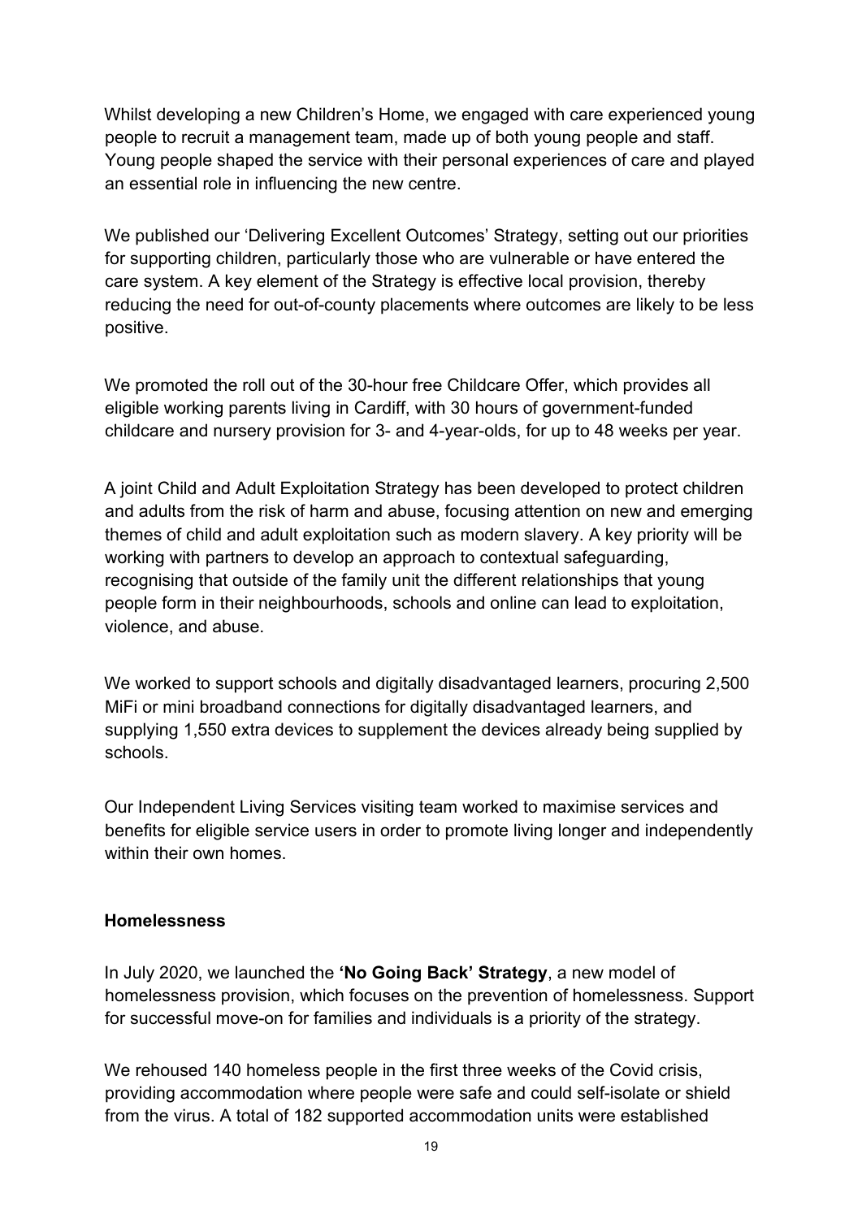Whilst developing a new Children's Home, we engaged with care experienced young people to recruit a management team, made up of both young people and staff. Young people shaped the service with their personal experiences of care and played an essential role in influencing the new centre.

We published our 'Delivering Excellent Outcomes' Strategy, setting out our priorities for supporting children, particularly those who are vulnerable or have entered the care system. A key element of the Strategy is effective local provision, thereby reducing the need for out-of-county placements where outcomes are likely to be less positive.

We promoted the roll out of the 30-hour free Childcare Offer, which provides all eligible working parents living in Cardiff, with 30 hours of government-funded childcare and nursery provision for 3- and 4-year-olds, for up to 48 weeks per year.

A joint Child and Adult Exploitation Strategy has been developed to protect children and adults from the risk of harm and abuse, focusing attention on new and emerging themes of child and adult exploitation such as modern slavery. A key priority will be working with partners to develop an approach to contextual safeguarding, recognising that outside of the family unit the different relationships that young people form in their neighbourhoods, schools and online can lead to exploitation, violence, and abuse.

We worked to support schools and digitally disadvantaged learners, procuring 2,500 MiFi or mini broadband connections for digitally disadvantaged learners, and supplying 1,550 extra devices to supplement the devices already being supplied by schools.

Our Independent Living Services visiting team worked to maximise services and benefits for eligible service users in order to promote living longer and independently within their own homes.

**Homelessness**

In July 2020, we launched the **'No Going Back' Strategy**, a new model of homelessness provision, which focuses on the prevention of homelessness. Support for successful move-on for families and individuals is a priority of the strategy.

We rehoused 140 homeless people in the first three weeks of the Covid crisis, providing accommodation where people were safe and could self-isolate or shield from the virus. A total of 182 supported accommodation units were established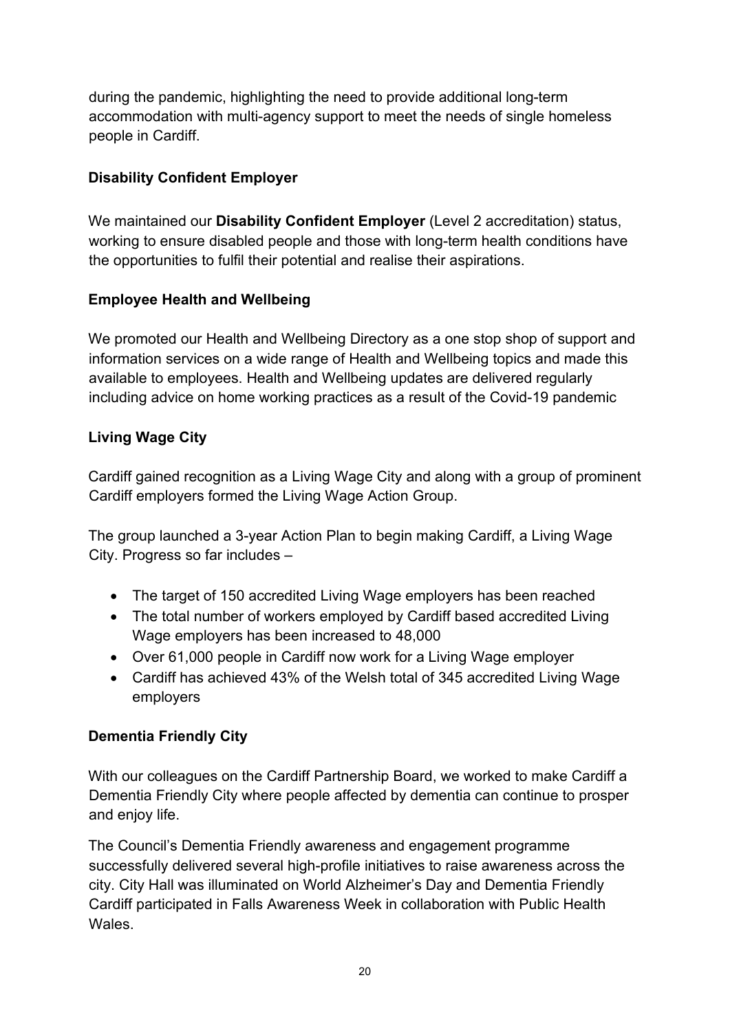during the pandemic, highlighting the need to provide additional long-term accommodation with multi-agency support to meet the needs of single homeless people in Cardiff.

**Disability Confident Employer**

We maintained our **Disability Confident Employer** (Level 2 accreditation) status, working to ensure disabled people and those with long-term health conditions have the opportunities to fulfil their potential and realise their aspirations.

**Employee Health and Wellbeing**

We promoted our Health and Wellbeing Directory as a one stop shop of support and information services on a wide range of Health and Wellbeing topics and made this available to employees. Health and Wellbeing updates are delivered regularly including advice on home working practices as a result of the Covid-19 pandemic

**Living Wage City**

Cardiff gained recognition as a Living Wage City and along with a group of prominent Cardiff employers formed the Living Wage Action Group.

The group launched a 3-year Action Plan to begin making Cardiff, a Living Wage City. Progress so far includes –

- The target of 150 accredited Living Wage employers has been reached
- The total number of workers employed by Cardiff based accredited Living Wage employers has been increased to 48,000
- Over 61,000 people in Cardiff now work for a Living Wage employer
- Cardiff has achieved 43% of the Welsh total of 345 accredited Living Wage employers

**Dementia Friendly City**

With our colleagues on the Cardiff Partnership Board, we worked to make Cardiff a Dementia Friendly City where people affected by dementia can continue to prosper and enjoy life.

The Council's Dementia Friendly awareness and engagement programme successfully delivered several high-profile initiatives to raise awareness across the city. City Hall was illuminated on World Alzheimer's Day and Dementia Friendly Cardiff participated in Falls Awareness Week in collaboration with Public Health Wales.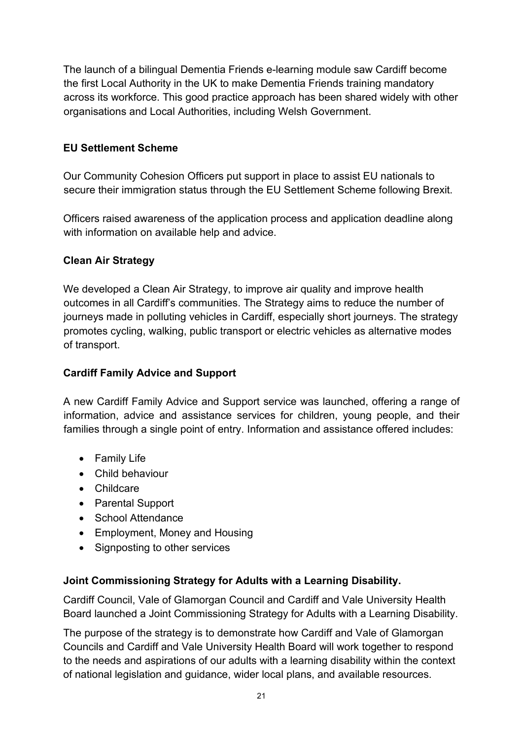The launch of a bilingual Dementia Friends e-learning module saw Cardiff become the first Local Authority in the UK to make Dementia Friends training mandatory across its workforce. This good practice approach has been shared widely with other organisations and Local Authorities, including Welsh Government.

**EU Settlement Scheme**

Our Community Cohesion Officers put support in place to assist EU nationals to secure their immigration status through the EU Settlement Scheme following Brexit.

Officers raised awareness of the application process and application deadline along with information on available help and advice.

**Clean Air Strategy**

We developed a Clean Air Strategy, to improve air quality and improve health outcomes in all Cardiff's communities. The Strategy aims to reduce the number of journeys made in polluting vehicles in Cardiff, especially short journeys. The strategy promotes cycling, walking, public transport or electric vehicles as alternative modes of transport.

**Cardiff Family Advice and Support**

A new Cardiff Family Advice and Support service was launched, offering a range of information, advice and assistance services for children, young people, and their families through a single point of entry. Information and assistance offered includes:

- Family Life
- Child behaviour
- Childcare
- Parental Support
- School Attendance
- Employment, Money and Housing
- Signposting to other services

**Joint Commissioning Strategy for Adults with a Learning Disability.**

Cardiff Council, Vale of Glamorgan Council and Cardiff and Vale University Health Board launched a Joint Commissioning Strategy for Adults with a Learning Disability.

The purpose of the strategy is to demonstrate how Cardiff and Vale of Glamorgan Councils and Cardiff and Vale University Health Board will work together to respond to the needs and aspirations of our adults with a learning disability within the context of national legislation and guidance, wider local plans, and available resources.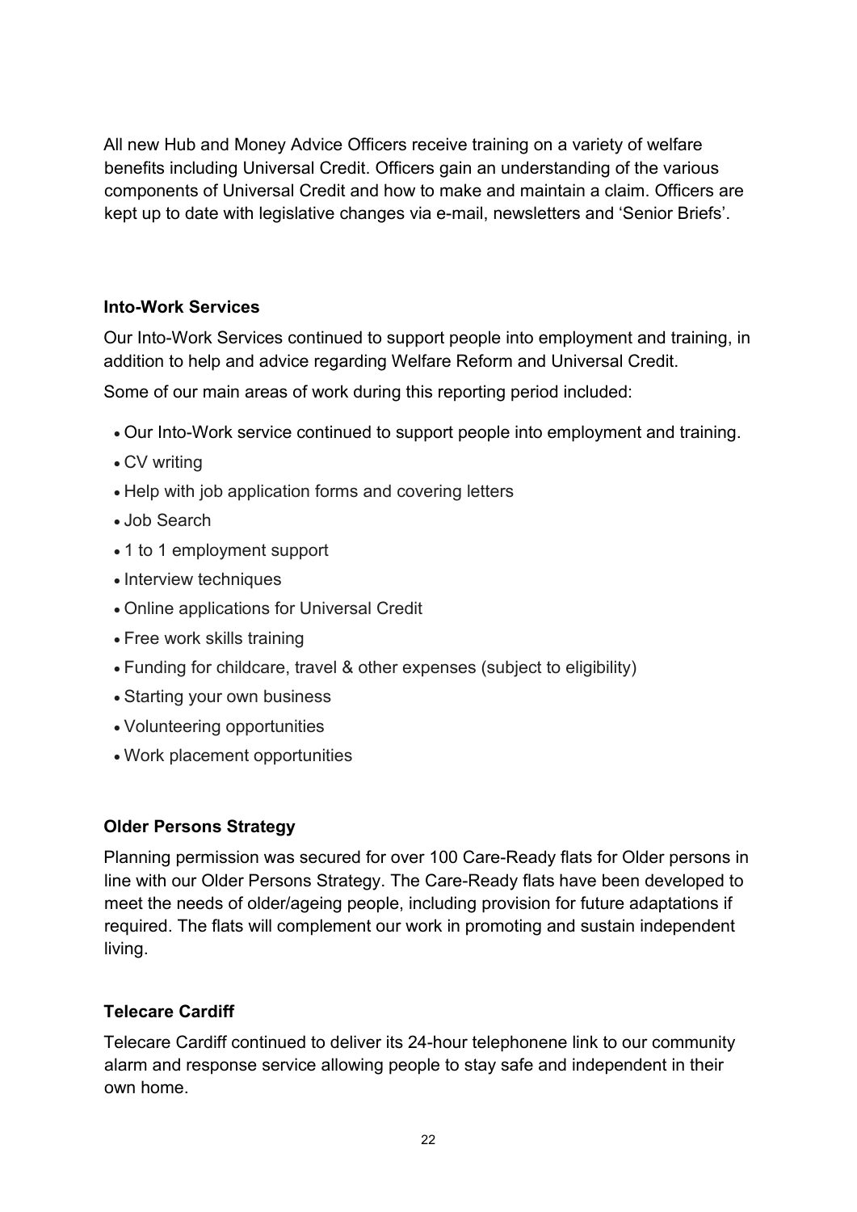All new Hub and Money Advice Officers receive training on a variety of welfare benefits including Universal Credit. Officers gain an understanding of the various components of Universal Credit and how to make and maintain a claim. Officers are kept up to date with legislative changes via e-mail, newsletters and 'Senior Briefs'.

**Into-Work Services**

Our Into-Work Services continued to support people into employment and training, in addition to help and advice regarding Welfare Reform and Universal Credit.

Some of our main areas of work during this reporting period included:

- Our Into-Work service continued to support people into employment and training.
- CV writing
- Help with job application forms and covering letters
- Job Search
- 1 to 1 employment support
- Interview techniques
- Online applications for Universal Credit
- Free work skills training
- Funding for childcare, travel & other expenses (subject to eligibility)
- Starting your own business
- Volunteering opportunities
- Work placement opportunities

**Older Persons Strategy**

Planning permission was secured for over 100 Care-Ready flats for Older persons in line with our Older Persons Strategy. The Care-Ready flats have been developed to meet the needs of older/ageing people, including provision for future adaptations if required. The flats will complement our work in promoting and sustain independent living.

**Telecare Cardiff**

Telecare Cardiff continued to deliver its 24-hour telephonene link to our community alarm and response service allowing people to stay safe and independent in their own home.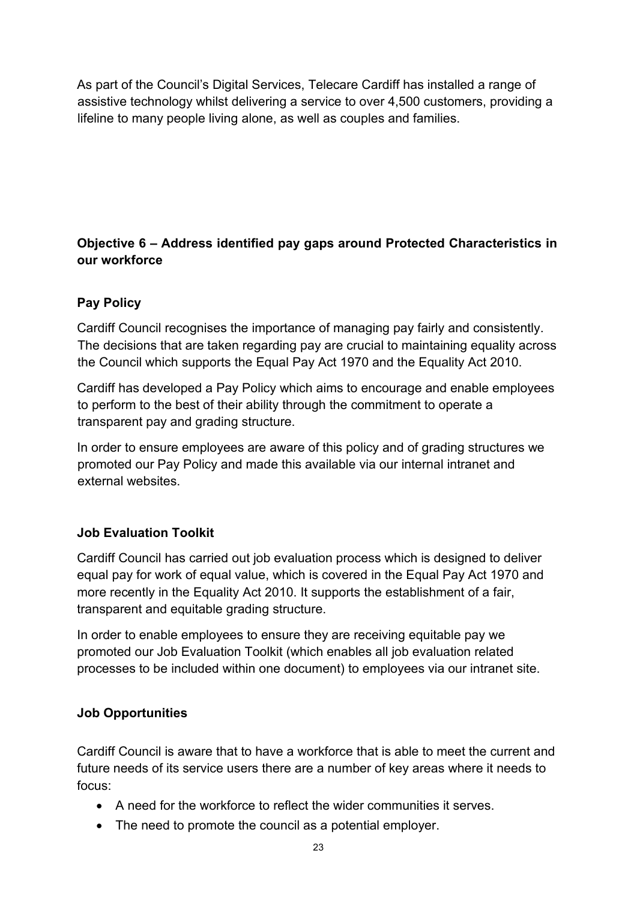As part of the Council's Digital Services, Telecare Cardiff has installed a range of assistive technology whilst delivering a service to over 4,500 customers, providing a lifeline to many people living alone, as well as couples and families.

### Objective 6 – Address identified pay gaps around Protected Characteristics in our workforce

#### Pay Policy

Cardiff Council recognises the importance of managing pay fairly and consistently. The decisions that are taken regarding pay are crucial to maintaining equality across the Council which supports the Equal Pay Act 1970 and the Equality Act 2010.

Cardiff has developed a Pay Policy which aims to encourage and enable employees to perform to the best of their ability through the commitment to operate a transparent pay and grading structure.

In order to ensure employees are aware of this policy and of grading structures we promoted our Pay Policy and made this available via our internal intranet and external websites.

#### Job Evaluation Toolkit

Cardiff Council has carried out job evaluation process which is designed to deliver equal pay for work of equal value, which is covered in the Equal Pay Act 1970 and more recently in the Equality Act 2010. It supports the establishment of a fair, transparent and equitable grading structure.

In order to enable employees to ensure they are receiving equitable pay we promoted our Job Evaluation Toolkit (which enables all job evaluation related processes to be included within one document) to employees via our intranet site.

#### Job Opportunities

Cardiff Council is aware that to have a workforce that is able to meet the current and future needs of its service users there are a number of key areas where it needs to focus:

- A need for the workforce to reflect the wider communities it serves.
- The need to promote the council as a potential employer.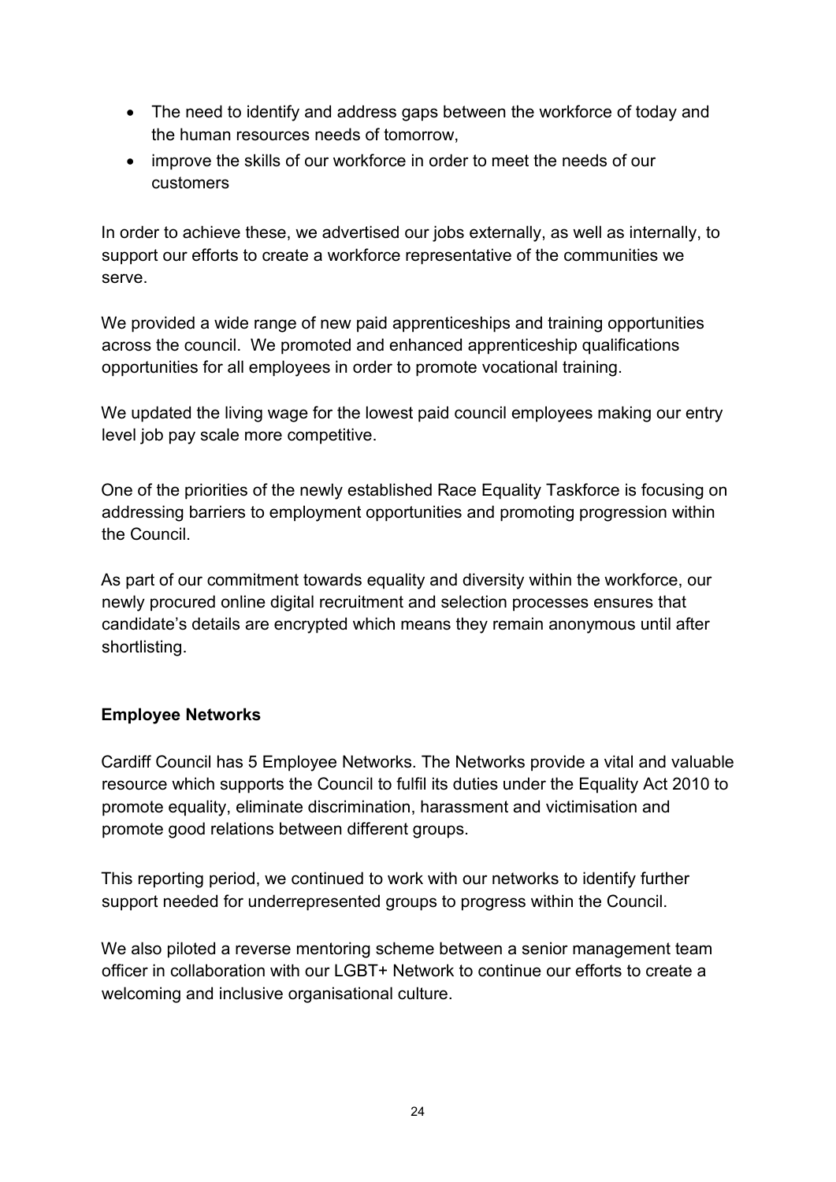- The need to identify and address gaps between the workforce of today and the human resources needs of tomorrow,
- improve the skills of our workforce in order to meet the needs of our customers

In order to achieve these, we advertised our jobs externally, as well as internally, to support our efforts to create a workforce representative of the communities we serve.

We provided a wide range of new paid apprenticeships and training opportunities across the council. We promoted and enhanced apprenticeship qualifications opportunities for all employees in order to promote vocational training.

We updated the living wage for the lowest paid council employees making our entry level job pay scale more competitive.

One of the priorities of the newly established Race Equality Taskforce is focusing on addressing barriers to employment opportunities and promoting progression within the Council.

As part of our commitment towards equality and diversity within the workforce, our newly procured online digital recruitment and selection processes ensures that candidate's details are encrypted which means they remain anonymous until after shortlisting.

**Employee Networks**

Cardiff Council has 5 Employee Networks. The Networks provide a vital and valuable resource which supports the Council to fulfil its duties under the Equality Act 2010 to promote equality, eliminate discrimination, harassment and victimisation and promote good relations between different groups.

This reporting period, we continued to work with our networks to identify further support needed for underrepresented groups to progress within the Council.

We also piloted a reverse mentoring scheme between a senior management team officer in collaboration with our LGBT+ Network to continue our efforts to create a welcoming and inclusive organisational culture.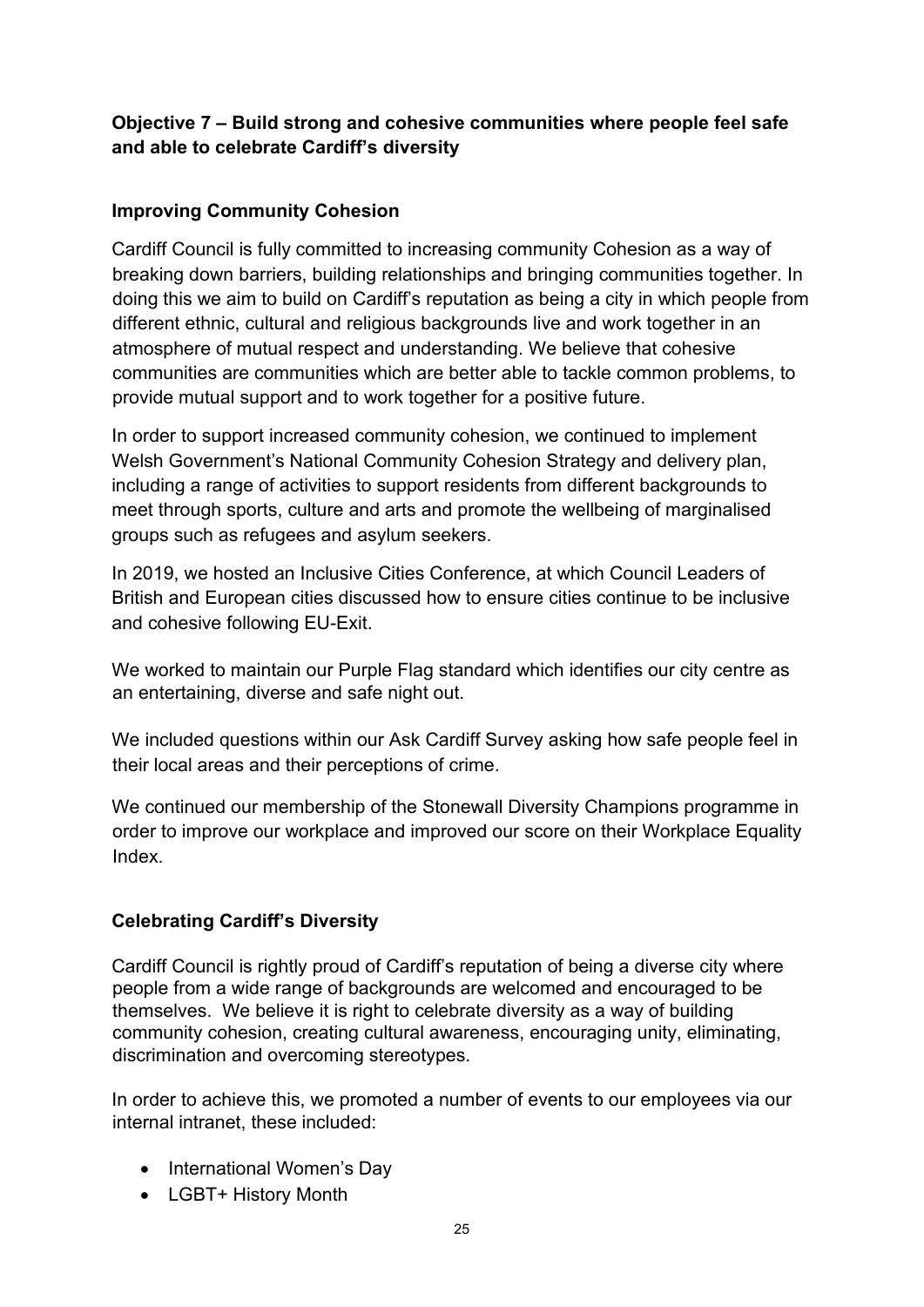**Objective 7 – Build strong and cohesive communities where people feel safe and able to celebrate Cardiff's diversity**

**Improving Community Cohesion**

Cardiff Council is fully committed to increasing community Cohesion as a way of breaking down barriers, building relationships and bringing communities together. In doing this we aim to build on Cardiff's reputation as being a city in which people from different ethnic, cultural and religious backgrounds live and work together in an atmosphere of mutual respect and understanding. We believe that cohesive communities are communities which are better able to tackle common problems, to provide mutual support and to work together for a positive future.

In order to support increased community cohesion, we continued to implement Welsh Government's National Community Cohesion Strategy and delivery plan, including a range of activities to support residents from different backgrounds to meet through sports, culture and arts and promote the wellbeing of marginalised groups such as refugees and asylum seekers.

In 2019, we hosted an Inclusive Cities Conference, at which Council Leaders of British and European cities discussed how to ensure cities continue to be inclusive and cohesive following EU-Exit.

We worked to maintain our Purple Flag standard which identifies our city centre as an entertaining, diverse and safe night out.

We included questions within our Ask Cardiff Survey asking how safe people feel in their local areas and their perceptions of crime.

We continued our membership of the Stonewall Diversity Champions programme in order to improve our workplace and improved our score on their Workplace Equality Index.

**Celebrating Cardiff's Diversity**

Cardiff Council is rightly proud of Cardiff's reputation of being a diverse city where people from a wide range of backgrounds are welcomed and encouraged to be themselves. We believe it is right to celebrate diversity as a way of building community cohesion, creating cultural awareness, encouraging unity, eliminating, discrimination and overcoming stereotypes.

In order to achieve this, we promoted a number of events to our employees via our internal intranet, these included:

- International Women's Day
- LGBT+ History Month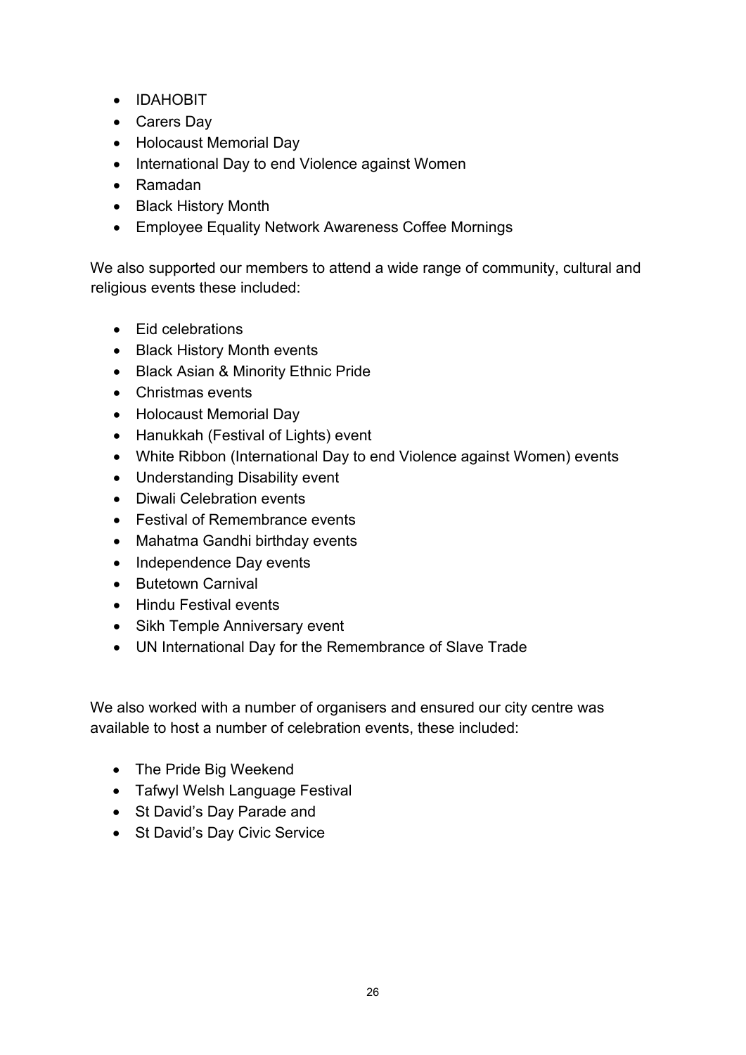- IDAHOBIT
- Carers Day
- Holocaust Memorial Day
- International Day to end Violence against Women
- Ramadan
- Black History Month
- Employee Equality Network Awareness Coffee Mornings

We also supported our members to attend a wide range of community, cultural and religious events these included:

- Eid celebrations
- Black History Month events
- Black Asian & Minority Ethnic Pride
- Christmas events
- Holocaust Memorial Day
- Hanukkah (Festival of Lights) event
- White Ribbon (International Day to end Violence against Women) events
- Understanding Disability event
- Diwali Celebration events
- Festival of Remembrance events
- Mahatma Gandhi birthday events
- Independence Day events
- Butetown Carnival
- Hindu Festival events
- Sikh Temple Anniversary event
- UN International Day for the Remembrance of Slave Trade

We also worked with a number of organisers and ensured our city centre was available to host a number of celebration events, these included:

- The Pride Big Weekend
- Tafwyl Welsh Language Festival
- St David's Day Parade and
- St David's Day Civic Service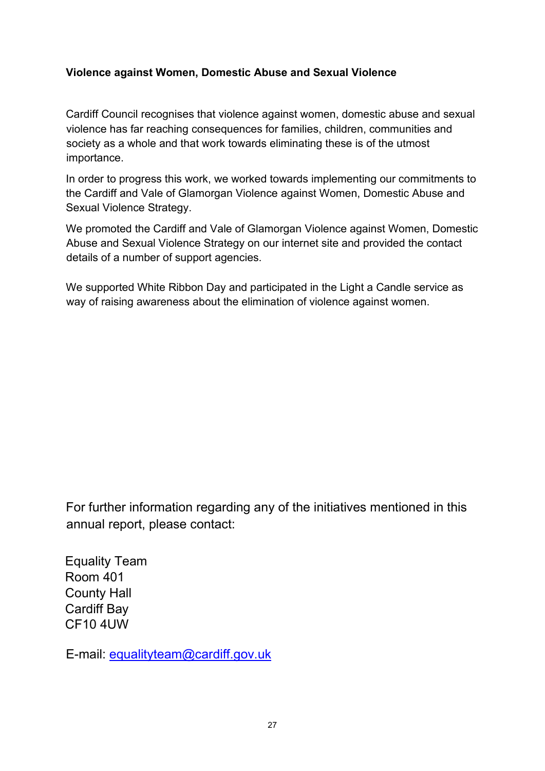### Violence against Women, Domestic Abuse and Sexual Violence

Cardiff Council recognises that violence against women, domestic abuse and sexual violence has far reaching consequences for families, children, communities and society as a whole and that work towards eliminating these is of the utmost importance.

In order to progress this work, we worked towards implementing our commitments to the Cardiff and Vale of Glamorgan Violence against Women, Domestic Abuse and Sexual Violence Strategy.

We promoted the Cardiff and Vale of Glamorgan Violence against Women, Domestic Abuse and Sexual Violence Strategy on our internet site and provided the contact details of a number of support agencies.

We supported White Ribbon Day and participated in the Light a Candle service as way of raising awareness about the elimination of violence against women.

For further information regarding any of the initiatives mentioned in this annual report, please contact:

Equality Team
Room 401
County Hall
Cardiff Bay
CF10 4UW

E-mail: equalityteam@cardiff.gov.uk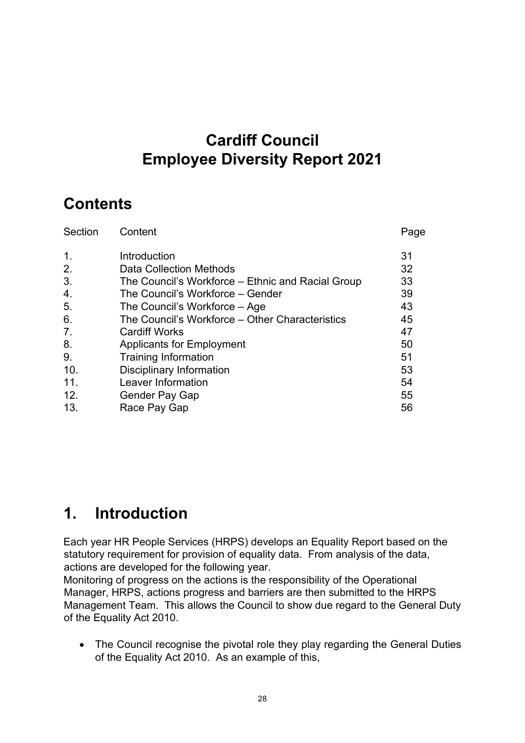# Cardiff Council
# Employee Diversity Report 2021

## Contents

| Section | Content | Page |
|---|---|---|
| 1. | Introduction | 31 |
| 2. | Data Collection Methods | 32 |
| 3. | The Council's Workforce – Ethnic and Racial Group | 33 |
| 4. | The Council's Workforce – Gender | 39 |
| 5. | The Council's Workforce – Age | 43 |
| 6. | The Council's Workforce – Other Characteristics | 45 |
| 7. | Cardiff Works | 47 |
| 8. | Applicants for Employment | 50 |
| 9. | Training Information | 51 |
| 10. | Disciplinary Information | 53 |
| 11. | Leaver Information | 54 |
| 12. | Gender Pay Gap | 55 |
| 13. | Race Pay Gap | 56 |

## 1. Introduction

Each year HR People Services (HRPS) develops an Equality Report based on the statutory requirement for provision of equality data. From analysis of the data, actions are developed for the following year.
Monitoring of progress on the actions is the responsibility of the Operational Manager, HRPS, actions progress and barriers are then submitted to the HRPS Management Team. This allows the Council to show due regard to the General Duty of the Equality Act 2010.

- The Council recognise the pivotal role they play regarding the General Duties of the Equality Act 2010. As an example of this,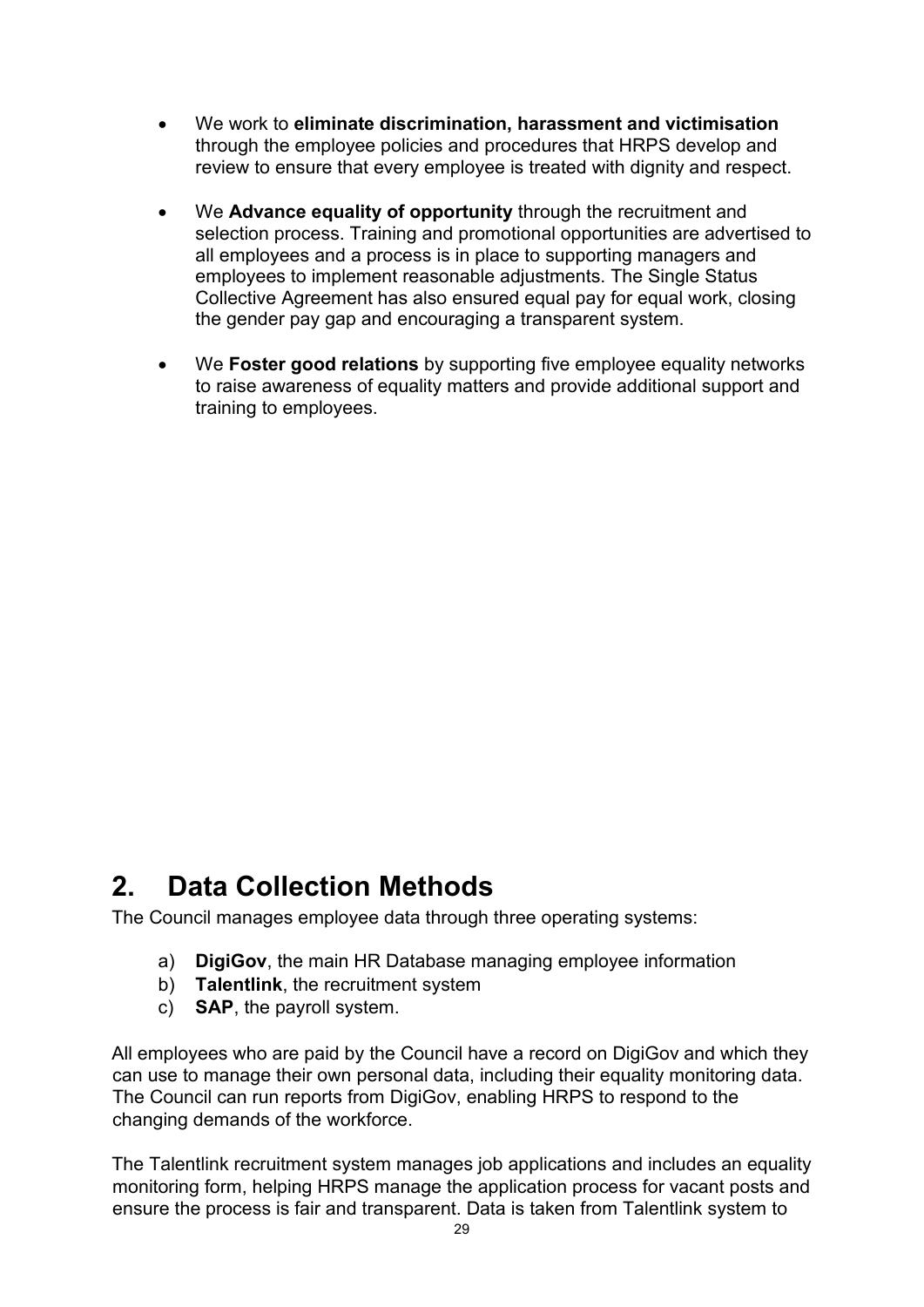- We work to **eliminate discrimination, harassment and victimisation** through the employee policies and procedures that HRPS develop and review to ensure that every employee is treated with dignity and respect.

- We **Advance equality of opportunity** through the recruitment and selection process. Training and promotional opportunities are advertised to all employees and a process is in place to supporting managers and employees to implement reasonable adjustments. The Single Status Collective Agreement has also ensured equal pay for equal work, closing the gender pay gap and encouraging a transparent system.

- We **Foster good relations** by supporting five employee equality networks to raise awareness of equality matters and provide additional support and training to employees.

# 2. Data Collection Methods

The Council manages employee data through three operating systems:

a) **DigiGov**, the main HR Database managing employee information
b) **Talentlink**, the recruitment system
c) **SAP**, the payroll system.

All employees who are paid by the Council have a record on DigiGov and which they can use to manage their own personal data, including their equality monitoring data. The Council can run reports from DigiGov, enabling HRPS to respond to the changing demands of the workforce.

The Talentlink recruitment system manages job applications and includes an equality monitoring form, helping HRPS manage the application process for vacant posts and ensure the process is fair and transparent. Data is taken from Talentlink system to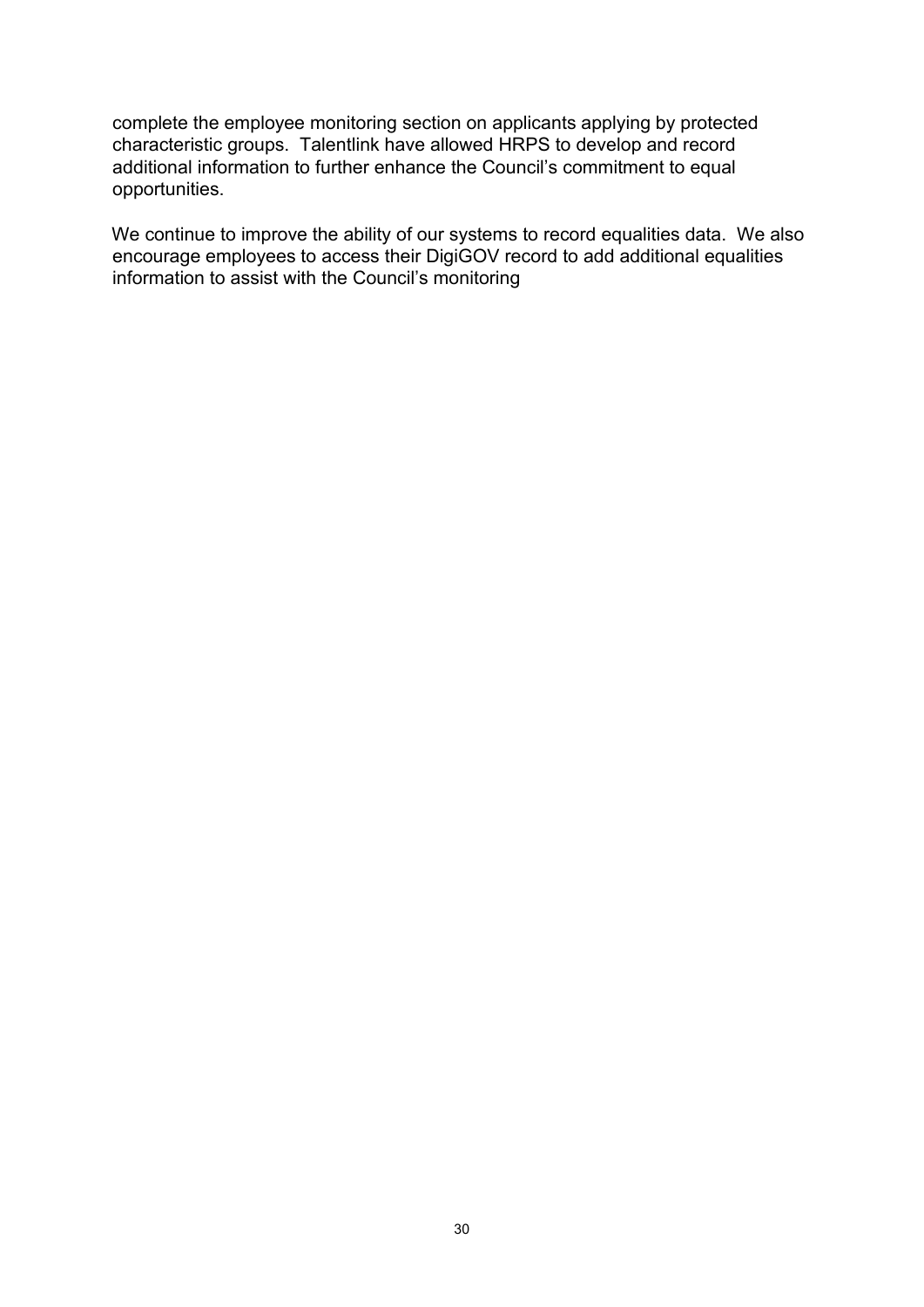complete the employee monitoring section on applicants applying by protected characteristic groups. Talentlink have allowed HRPS to develop and record additional information to further enhance the Council's commitment to equal opportunities.

We continue to improve the ability of our systems to record equalities data. We also encourage employees to access their DigiGOV record to add additional equalities information to assist with the Council's monitoring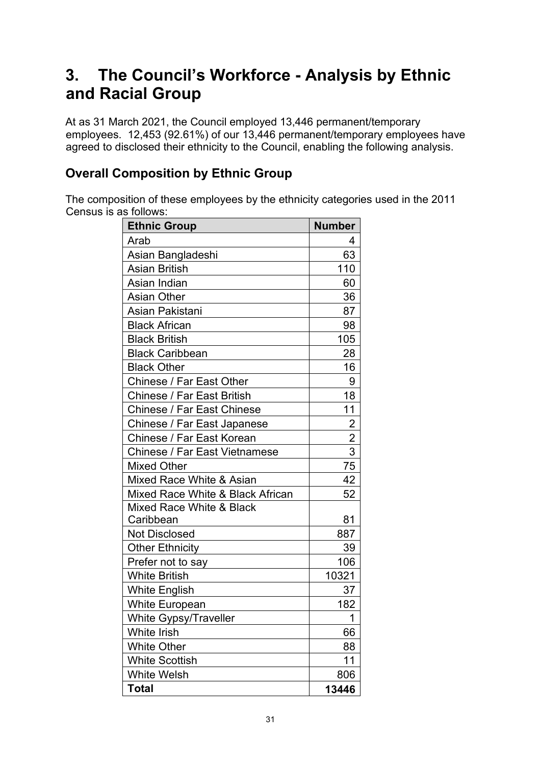# 3. The Council's Workforce - Analysis by Ethnic and Racial Group

At as 31 March 2021, the Council employed 13,446 permanent/temporary employees. 12,453 (92.61%) of our 13,446 permanent/temporary employees have agreed to disclosed their ethnicity to the Council, enabling the following analysis.

## Overall Composition by Ethnic Group

The composition of these employees by the ethnicity categories used in the 2011 Census is as follows:

| Ethnic Group | Number |
|---|---|
| Arab | 4 |
| Asian Bangladeshi | 63 |
| Asian British | 110 |
| Asian Indian | 60 |
| Asian Other | 36 |
| Asian Pakistani | 87 |
| Black African | 98 |
| Black British | 105 |
| Black Caribbean | 28 |
| Black Other | 16 |
| Chinese / Far East Other | 9 |
| Chinese / Far East British | 18 |
| Chinese / Far East Chinese | 11 |
| Chinese / Far East Japanese | 2 |
| Chinese / Far East Korean | 2 |
| Chinese / Far East Vietnamese | 3 |
| Mixed Other | 75 |
| Mixed Race White & Asian | 42 |
| Mixed Race White & Black African | 52 |
| Mixed Race White & Black Caribbean | 81 |
| Not Disclosed | 887 |
| Other Ethnicity | 39 |
| Prefer not to say | 106 |
| White British | 10321 |
| White English | 37 |
| White European | 182 |
| White Gypsy/Traveller | 1 |
| White Irish | 66 |
| White Other | 88 |
| White Scottish | 11 |
| White Welsh | 806 |
| **Total** | **13446** |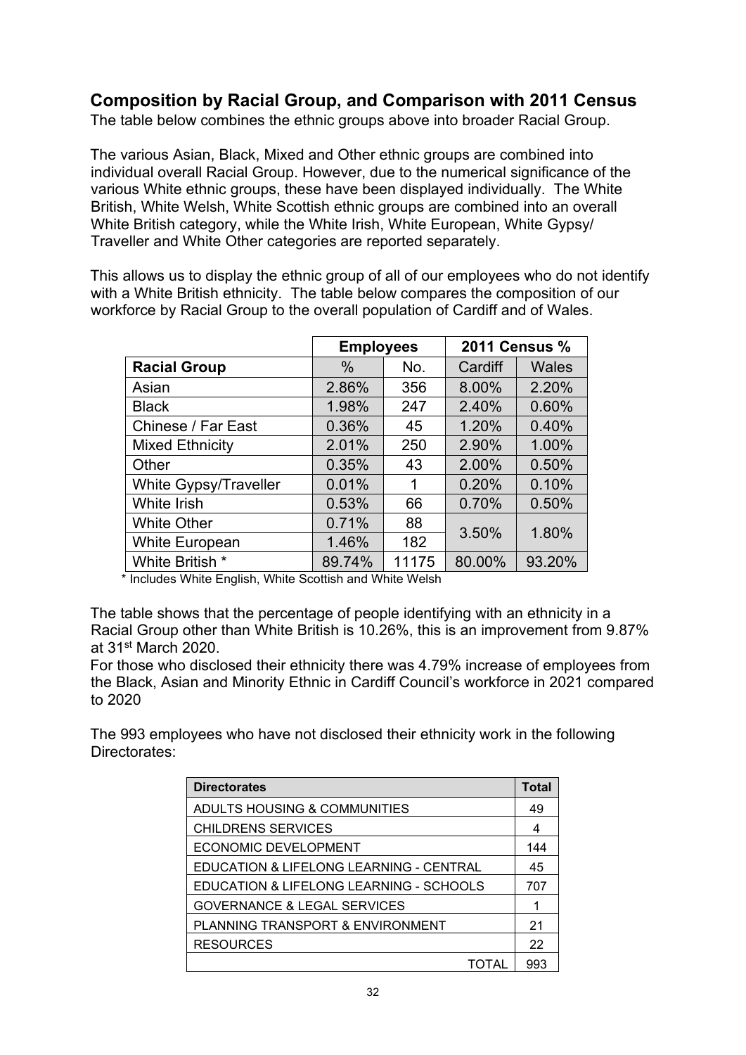## Composition by Racial Group, and Comparison with 2011 Census

The table below combines the ethnic groups above into broader Racial Group.

The various Asian, Black, Mixed and Other ethnic groups are combined into individual overall Racial Group. However, due to the numerical significance of the various White ethnic groups, these have been displayed individually. The White British, White Welsh, White Scottish ethnic groups are combined into an overall White British category, while the White Irish, White European, White Gypsy/ Traveller and White Other categories are reported separately.

This allows us to display the ethnic group of all of our employees who do not identify with a White British ethnicity. The table below compares the composition of our workforce by Racial Group to the overall population of Cardiff and of Wales.

| | Employees | | 2011 Census % | |
|---|---|---|---|---|
| **Racial Group** | % | No. | Cardiff | Wales |
| Asian | 2.86% | 356 | 8.00% | 2.20% |
| Black | 1.98% | 247 | 2.40% | 0.60% |
| Chinese / Far East | 0.36% | 45 | 1.20% | 0.40% |
| Mixed Ethnicity | 2.01% | 250 | 2.90% | 1.00% |
| Other | 0.35% | 43 | 2.00% | 0.50% |
| White Gypsy/Traveller | 0.01% | 1 | 0.20% | 0.10% |
| White Irish | 0.53% | 66 | 0.70% | 0.50% |
| White Other | 0.71% | 88 | 3.50% | 1.80% |
| White European | 1.46% | 182 | | |
| White British * | 89.74% | 11175 | 80.00% | 93.20% |

\* Includes White English, White Scottish and White Welsh

The table shows that the percentage of people identifying with an ethnicity in a Racial Group other than White British is 10.26%, this is an improvement from 9.87% at 31st March 2020.

For those who disclosed their ethnicity there was 4.79% increase of employees from the Black, Asian and Minority Ethnic in Cardiff Council's workforce in 2021 compared to 2020

The 993 employees who have not disclosed their ethnicity work in the following Directorates:

| Directorates | Total |
|---|---|
| ADULTS HOUSING & COMMUNITIES | 49 |
| CHILDRENS SERVICES | 4 |
| ECONOMIC DEVELOPMENT | 144 |
| EDUCATION & LIFELONG LEARNING - CENTRAL | 45 |
| EDUCATION & LIFELONG LEARNING - SCHOOLS | 707 |
| GOVERNANCE & LEGAL SERVICES | 1 |
| PLANNING TRANSPORT & ENVIRONMENT | 21 |
| RESOURCES | 22 |
| TOTAL | 993 |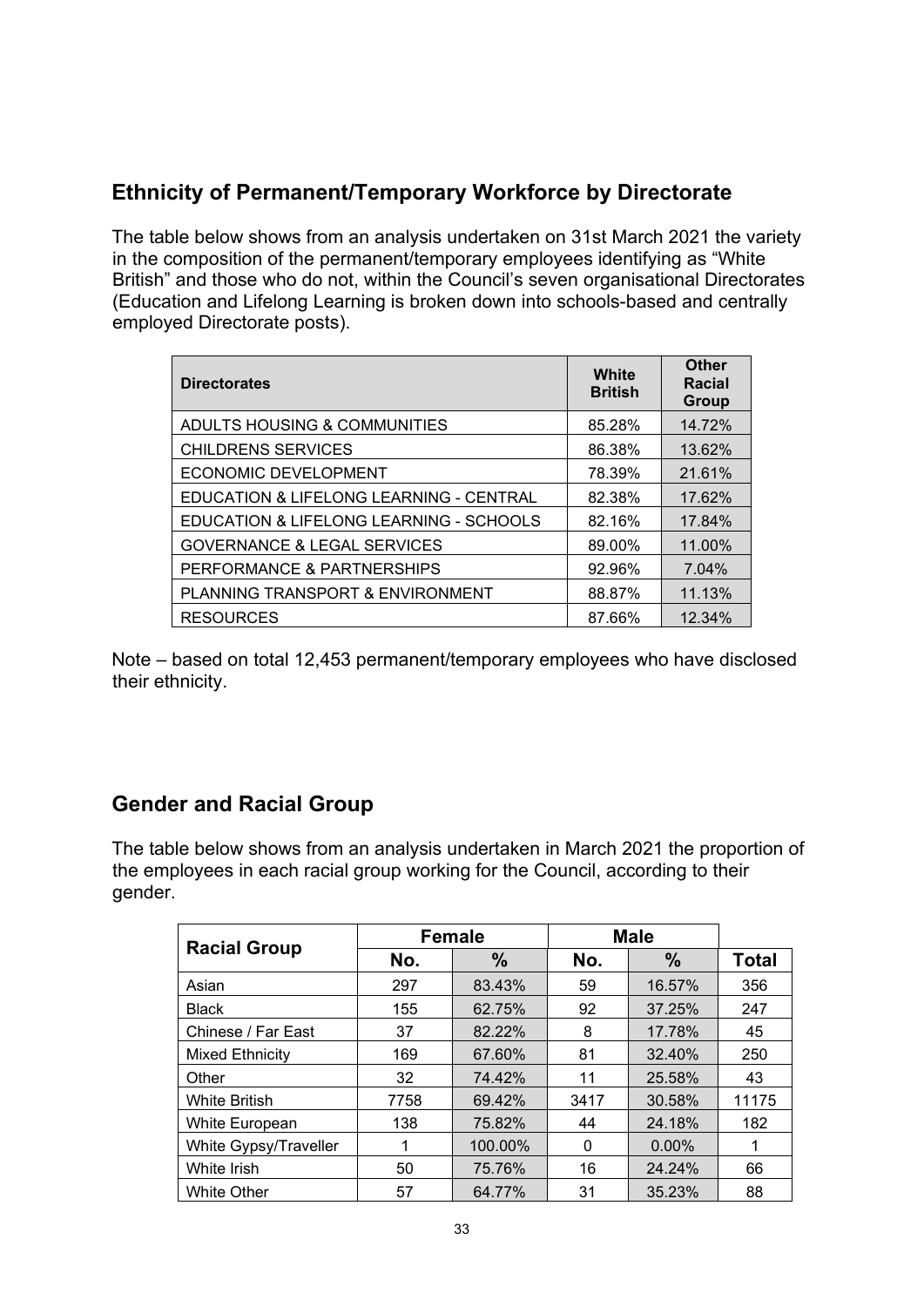## Ethnicity of Permanent/Temporary Workforce by Directorate

The table below shows from an analysis undertaken on 31st March 2021 the variety in the composition of the permanent/temporary employees identifying as "White British" and those who do not, within the Council's seven organisational Directorates (Education and Lifelong Learning is broken down into schools-based and centrally employed Directorate posts).

| Directorates | White British | Other Racial Group |
|---|---|---|
| ADULTS HOUSING & COMMUNITIES | 85.28% | 14.72% |
| CHILDRENS SERVICES | 86.38% | 13.62% |
| ECONOMIC DEVELOPMENT | 78.39% | 21.61% |
| EDUCATION & LIFELONG LEARNING - CENTRAL | 82.38% | 17.62% |
| EDUCATION & LIFELONG LEARNING - SCHOOLS | 82.16% | 17.84% |
| GOVERNANCE & LEGAL SERVICES | 89.00% | 11.00% |
| PERFORMANCE & PARTNERSHIPS | 92.96% | 7.04% |
| PLANNING TRANSPORT & ENVIRONMENT | 88.87% | 11.13% |
| RESOURCES | 87.66% | 12.34% |

Note – based on total 12,453 permanent/temporary employees who have disclosed their ethnicity.

## Gender and Racial Group

The table below shows from an analysis undertaken in March 2021 the proportion of the employees in each racial group working for the Council, according to their gender.

| Racial Group | Female | | Male | | |
|---|---|---|---|---|---|
| | No. | % | No. | % | Total |
| Asian | 297 | 83.43% | 59 | 16.57% | 356 |
| Black | 155 | 62.75% | 92 | 37.25% | 247 |
| Chinese / Far East | 37 | 82.22% | 8 | 17.78% | 45 |
| Mixed Ethnicity | 169 | 67.60% | 81 | 32.40% | 250 |
| Other | 32 | 74.42% | 11 | 25.58% | 43 |
| White British | 7758 | 69.42% | 3417 | 30.58% | 11175 |
| White European | 138 | 75.82% | 44 | 24.18% | 182 |
| White Gypsy/Traveller | 1 | 100.00% | 0 | 0.00% | 1 |
| White Irish | 50 | 75.76% | 16 | 24.24% | 66 |
| White Other | 57 | 64.77% | 31 | 35.23% | 88 |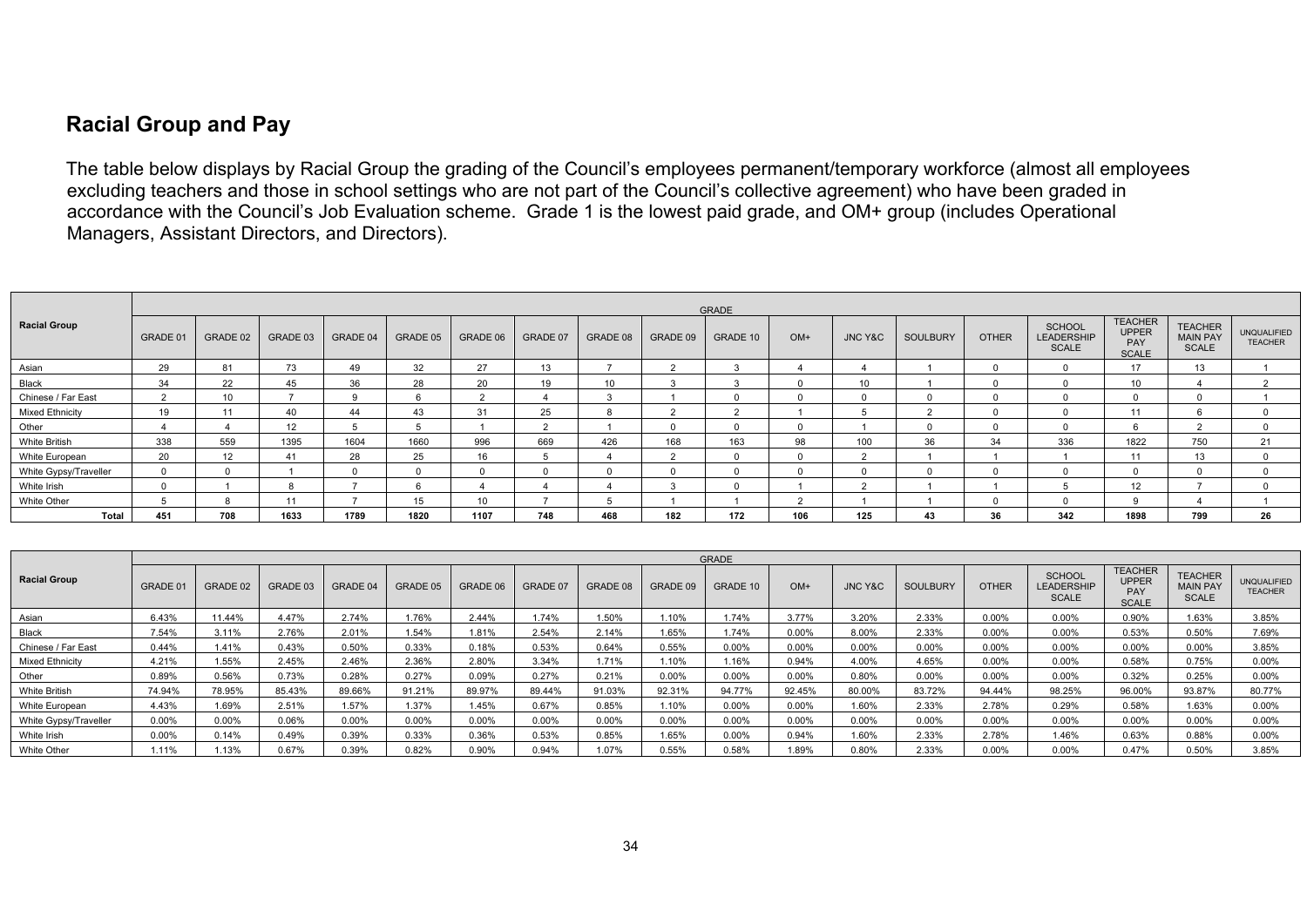## Racial Group and Pay

The table below displays by Racial Group the grading of the Council's employees permanent/temporary workforce (almost all employees excluding teachers and those in school settings who are not part of the Council's collective agreement) who have been graded in accordance with the Council's Job Evaluation scheme. Grade 1 is the lowest paid grade, and OM+ group (includes Operational Managers, Assistant Directors, and Directors).

| Racial Group | GRADE | | | | | | | | | | | | | | | | | |
|---|---|---|---|---|---|---|---|---|---|---|---|---|---|---|---|---|---|---|
| | GRADE 01 | GRADE 02 | GRADE 03 | GRADE 04 | GRADE 05 | GRADE 06 | GRADE 07 | GRADE 08 | GRADE 09 | GRADE 10 | OM+ | JNC Y&C | SOULBURY | OTHER | SCHOOL LEADERSHIP SCALE | TEACHER UPPER PAY SCALE | TEACHER MAIN PAY SCALE | UNQUALIFIED TEACHER |
| Asian | 29 | 81 | 73 | 49 | 32 | 27 | 13 | 7 | 2 | 3 | 4 | 4 | 1 | 0 | 0 | 17 | 13 | 1 |
| Black | 34 | 22 | 45 | 36 | 28 | 20 | 19 | 10 | 3 | 3 | 0 | 10 | 1 | 0 | 0 | 10 | 4 | 2 |
| Chinese / Far East | 2 | 10 | 7 | 9 | 6 | 2 | 4 | 3 | 1 | 0 | 0 | 0 | 0 | 0 | 0 | 0 | 0 | 1 |
| Mixed Ethnicity | 19 | 11 | 40 | 44 | 43 | 31 | 25 | 8 | 2 | 2 | 1 | 5 | 2 | 0 | 0 | 11 | 6 | 0 |
| Other | 4 | 4 | 12 | 5 | 5 | 1 | 2 | 1 | 0 | 0 | 0 | 1 | 0 | 0 | 0 | 6 | 2 | 0 |
| White British | 338 | 559 | 1395 | 1604 | 1660 | 996 | 669 | 426 | 168 | 163 | 98 | 100 | 36 | 34 | 336 | 1822 | 750 | 21 |
| White European | 20 | 12 | 41 | 28 | 25 | 16 | 5 | 4 | 2 | 0 | 0 | 2 | 1 | 1 | 1 | 11 | 13 | 0 |
| White Gypsy/Traveller | 0 | 0 | 1 | 0 | 0 | 0 | 0 | 0 | 0 | 0 | 0 | 0 | 0 | 0 | 0 | 0 | 0 | 0 |
| White Irish | 0 | 1 | 8 | 7 | 6 | 4 | 4 | 4 | 3 | 0 | 1 | 2 | 1 | 1 | 5 | 12 | 7 | 0 |
| White Other | 5 | 8 | 11 | 7 | 15 | 10 | 7 | 5 | 1 | 1 | 2 | 1 | 1 | 0 | 0 | 9 | 4 | 1 |
| **Total** | **451** | **708** | **1633** | **1789** | **1820** | **1107** | **748** | **468** | **182** | **172** | **106** | **125** | **43** | **36** | **342** | **1898** | **799** | **26** |

| Racial Group | GRADE | | | | | | | | | | | | | | | | | |
|---|---|---|---|---|---|---|---|---|---|---|---|---|---|---|---|---|---|---|
| | GRADE 01 | GRADE 02 | GRADE 03 | GRADE 04 | GRADE 05 | GRADE 06 | GRADE 07 | GRADE 08 | GRADE 09 | GRADE 10 | OM+ | JNC Y&C | SOULBURY | OTHER | SCHOOL LEADERSHIP SCALE | TEACHER UPPER PAY SCALE | TEACHER MAIN PAY SCALE | UNQUALIFIED TEACHER |
| Asian | 6.43% | 11.44% | 4.47% | 2.74% | 1.76% | 2.44% | 1.74% | 1.50% | 1.10% | 1.74% | 3.77% | 3.20% | 2.33% | 0.00% | 0.00% | 0.90% | 1.63% | 3.85% |
| Black | 7.54% | 3.11% | 2.76% | 2.01% | 1.54% | 1.81% | 2.54% | 2.14% | 1.65% | 1.74% | 0.00% | 8.00% | 2.33% | 0.00% | 0.00% | 0.53% | 0.50% | 7.69% |
| Chinese / Far East | 0.44% | 1.41% | 0.43% | 0.50% | 0.33% | 0.18% | 0.53% | 0.64% | 0.55% | 0.00% | 0.00% | 0.00% | 0.00% | 0.00% | 0.00% | 0.00% | 0.00% | 3.85% |
| Mixed Ethnicity | 4.21% | 1.55% | 2.45% | 2.46% | 2.36% | 2.80% | 3.34% | 1.71% | 1.10% | 1.16% | 0.94% | 4.00% | 4.65% | 0.00% | 0.00% | 0.58% | 0.75% | 0.00% |
| Other | 0.89% | 0.56% | 0.73% | 0.28% | 0.27% | 0.09% | 0.27% | 0.21% | 0.00% | 0.00% | 0.00% | 0.80% | 0.00% | 0.00% | 0.00% | 0.32% | 0.25% | 0.00% |
| White British | 74.94% | 78.95% | 85.43% | 89.66% | 91.21% | 89.97% | 89.44% | 91.03% | 92.31% | 94.77% | 92.45% | 80.00% | 83.72% | 94.44% | 98.25% | 96.00% | 93.87% | 80.77% |
| White European | 4.43% | 1.69% | 2.51% | 1.57% | 1.37% | 1.45% | 0.67% | 0.85% | 1.10% | 0.00% | 0.00% | 1.60% | 2.33% | 2.78% | 0.29% | 0.58% | 1.63% | 0.00% |
| White Gypsy/Traveller | 0.00% | 0.00% | 0.06% | 0.00% | 0.00% | 0.00% | 0.00% | 0.00% | 0.00% | 0.00% | 0.00% | 0.00% | 0.00% | 0.00% | 0.00% | 0.00% | 0.00% | 0.00% |
| White Irish | 0.00% | 0.14% | 0.49% | 0.39% | 0.33% | 0.36% | 0.53% | 0.85% | 1.65% | 0.00% | 0.94% | 1.60% | 2.33% | 2.78% | 1.46% | 0.63% | 0.88% | 0.00% |
| White Other | 1.11% | 1.13% | 0.67% | 0.39% | 0.82% | 0.90% | 0.94% | 1.07% | 0.55% | 0.58% | 1.89% | 0.80% | 2.33% | 0.00% | 0.00% | 0.47% | 0.50% | 3.85% |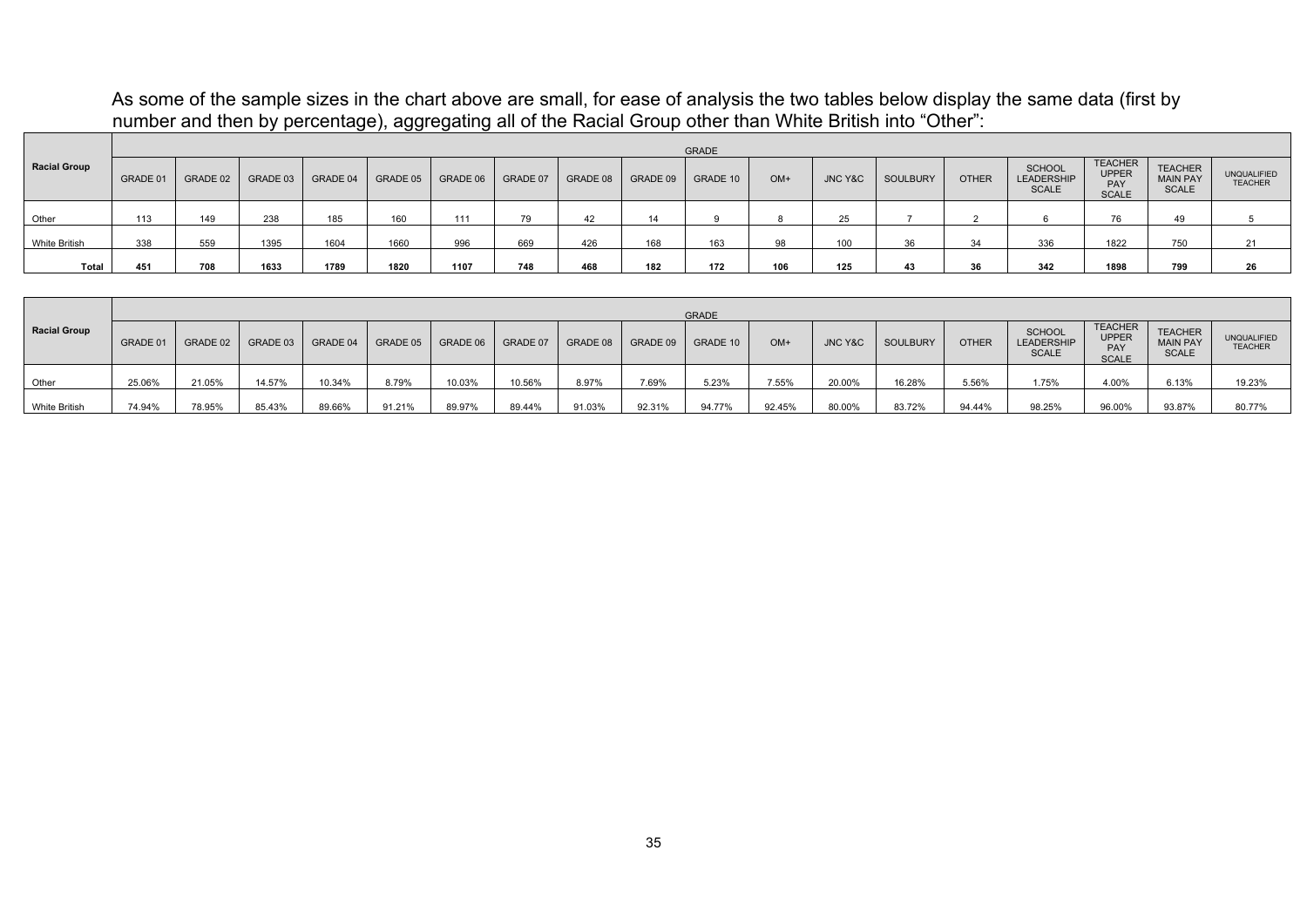As some of the sample sizes in the chart above are small, for ease of analysis the two tables below display the same data (first by number and then by percentage), aggregating all of the Racial Group other than White British into "Other":

| Racial Group | GRADE | | | | | | | | | | | | | | | | | |
|---|---|---|---|---|---|---|---|---|---|---|---|---|---|---|---|---|---|---|
| | GRADE 01 | GRADE 02 | GRADE 03 | GRADE 04 | GRADE 05 | GRADE 06 | GRADE 07 | GRADE 08 | GRADE 09 | GRADE 10 | OM+ | JNC Y&C | SOULBURY | OTHER | SCHOOL LEADERSHIP SCALE | TEACHER UPPER PAY SCALE | TEACHER MAIN PAY SCALE | UNQUALIFIED TEACHER |
| Other | 113 | 149 | 238 | 185 | 160 | 111 | 79 | 42 | 14 | 9 | 8 | 25 | 7 | 2 | 6 | 76 | 49 | 5 |
| White British | 338 | 559 | 1395 | 1604 | 1660 | 996 | 669 | 426 | 168 | 163 | 98 | 100 | 36 | 34 | 336 | 1822 | 750 | 21 |
| **Total** | **451** | **708** | **1633** | **1789** | **1820** | **1107** | **748** | **468** | **182** | **172** | **106** | **125** | **43** | **36** | **342** | **1898** | **799** | **26** |

| Racial Group | GRADE | | | | | | | | | | | | | | | | | |
|---|---|---|---|---|---|---|---|---|---|---|---|---|---|---|---|---|---|---|
| | GRADE 01 | GRADE 02 | GRADE 03 | GRADE 04 | GRADE 05 | GRADE 06 | GRADE 07 | GRADE 08 | GRADE 09 | GRADE 10 | OM+ | JNC Y&C | SOULBURY | OTHER | SCHOOL LEADERSHIP SCALE | TEACHER UPPER PAY SCALE | TEACHER MAIN PAY SCALE | UNQUALIFIED TEACHER |
| Other | 25.06% | 21.05% | 14.57% | 10.34% | 8.79% | 10.03% | 10.56% | 8.97% | 7.69% | 5.23% | 7.55% | 20.00% | 16.28% | 5.56% | 1.75% | 4.00% | 6.13% | 19.23% |
| White British | 74.94% | 78.95% | 85.43% | 89.66% | 91.21% | 89.97% | 89.44% | 91.03% | 92.31% | 94.77% | 92.45% | 80.00% | 83.72% | 94.44% | 98.25% | 96.00% | 93.87% | 80.77% |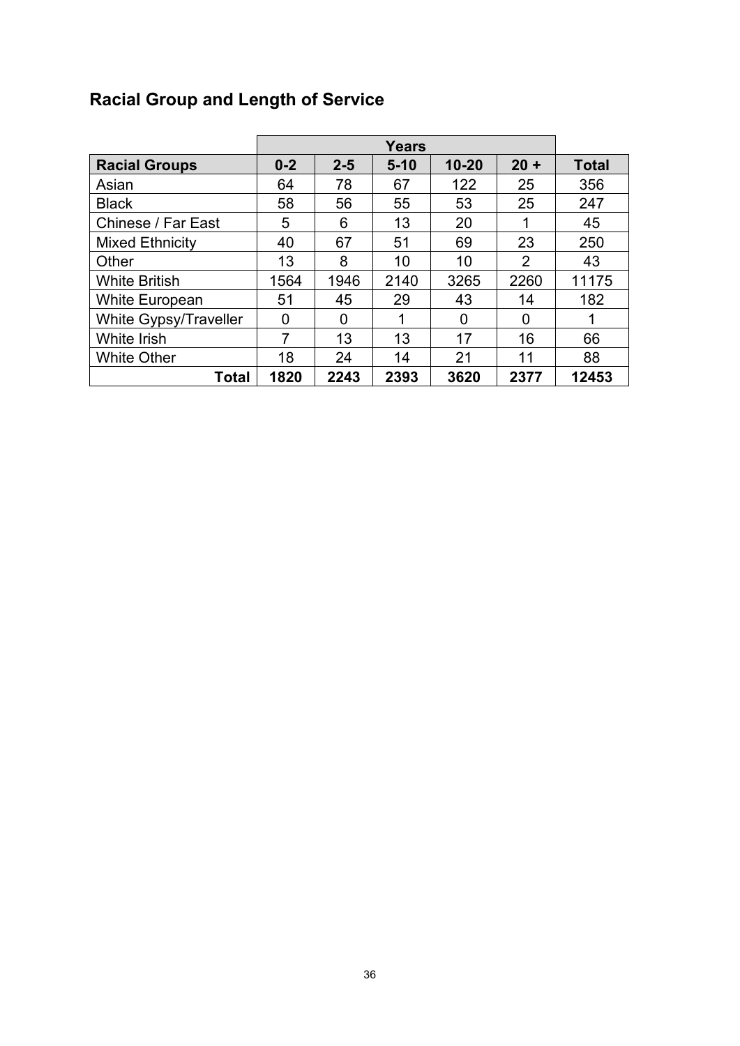## Racial Group and Length of Service

| | Years | | | | | |
|---|---|---|---|---|---|---|
| **Racial Groups** | **0-2** | **2-5** | **5-10** | **10-20** | **20 +** | **Total** |
| Asian | 64 | 78 | 67 | 122 | 25 | 356 |
| Black | 58 | 56 | 55 | 53 | 25 | 247 |
| Chinese / Far East | 5 | 6 | 13 | 20 | 1 | 45 |
| Mixed Ethnicity | 40 | 67 | 51 | 69 | 23 | 250 |
| Other | 13 | 8 | 10 | 10 | 2 | 43 |
| White British | 1564 | 1946 | 2140 | 3265 | 2260 | 11175 |
| White European | 51 | 45 | 29 | 43 | 14 | 182 |
| White Gypsy/Traveller | 0 | 0 | 1 | 0 | 0 | 1 |
| White Irish | 7 | 13 | 13 | 17 | 16 | 66 |
| White Other | 18 | 24 | 14 | 21 | 11 | 88 |
| **Total** | **1820** | **2243** | **2393** | **3620** | **2377** | **12453** |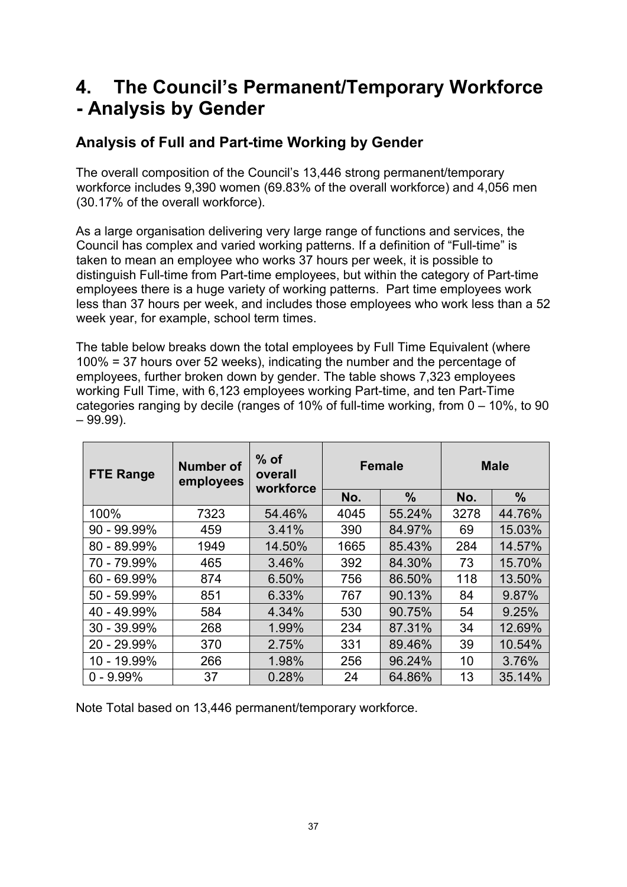# 4. The Council's Permanent/Temporary Workforce - Analysis by Gender

## Analysis of Full and Part-time Working by Gender

The overall composition of the Council's 13,446 strong permanent/temporary workforce includes 9,390 women (69.83% of the overall workforce) and 4,056 men (30.17% of the overall workforce).

As a large organisation delivering very large range of functions and services, the Council has complex and varied working patterns. If a definition of "Full-time" is taken to mean an employee who works 37 hours per week, it is possible to distinguish Full-time from Part-time employees, but within the category of Part-time employees there is a huge variety of working patterns. Part time employees work less than 37 hours per week, and includes those employees who work less than a 52 week year, for example, school term times.

The table below breaks down the total employees by Full Time Equivalent (where 100% = 37 hours over 52 weeks), indicating the number and the percentage of employees, further broken down by gender. The table shows 7,323 employees working Full Time, with 6,123 employees working Part-time, and ten Part-Time categories ranging by decile (ranges of 10% of full-time working, from 0 – 10%, to 90 – 99.99).

| FTE Range | Number of employees | % of overall workforce | Female | | Male | |
|---|---|---|---|---|---|---|
| | | | No. | % | No. | % |
| 100% | 7323 | 54.46% | 4045 | 55.24% | 3278 | 44.76% |
| 90 - 99.99% | 459 | 3.41% | 390 | 84.97% | 69 | 15.03% |
| 80 - 89.99% | 1949 | 14.50% | 1665 | 85.43% | 284 | 14.57% |
| 70 - 79.99% | 465 | 3.46% | 392 | 84.30% | 73 | 15.70% |
| 60 - 69.99% | 874 | 6.50% | 756 | 86.50% | 118 | 13.50% |
| 50 - 59.99% | 851 | 6.33% | 767 | 90.13% | 84 | 9.87% |
| 40 - 49.99% | 584 | 4.34% | 530 | 90.75% | 54 | 9.25% |
| 30 - 39.99% | 268 | 1.99% | 234 | 87.31% | 34 | 12.69% |
| 20 - 29.99% | 370 | 2.75% | 331 | 89.46% | 39 | 10.54% |
| 10 - 19.99% | 266 | 1.98% | 256 | 96.24% | 10 | 3.76% |
| 0 - 9.99% | 37 | 0.28% | 24 | 64.86% | 13 | 35.14% |

Note Total based on 13,446 permanent/temporary workforce.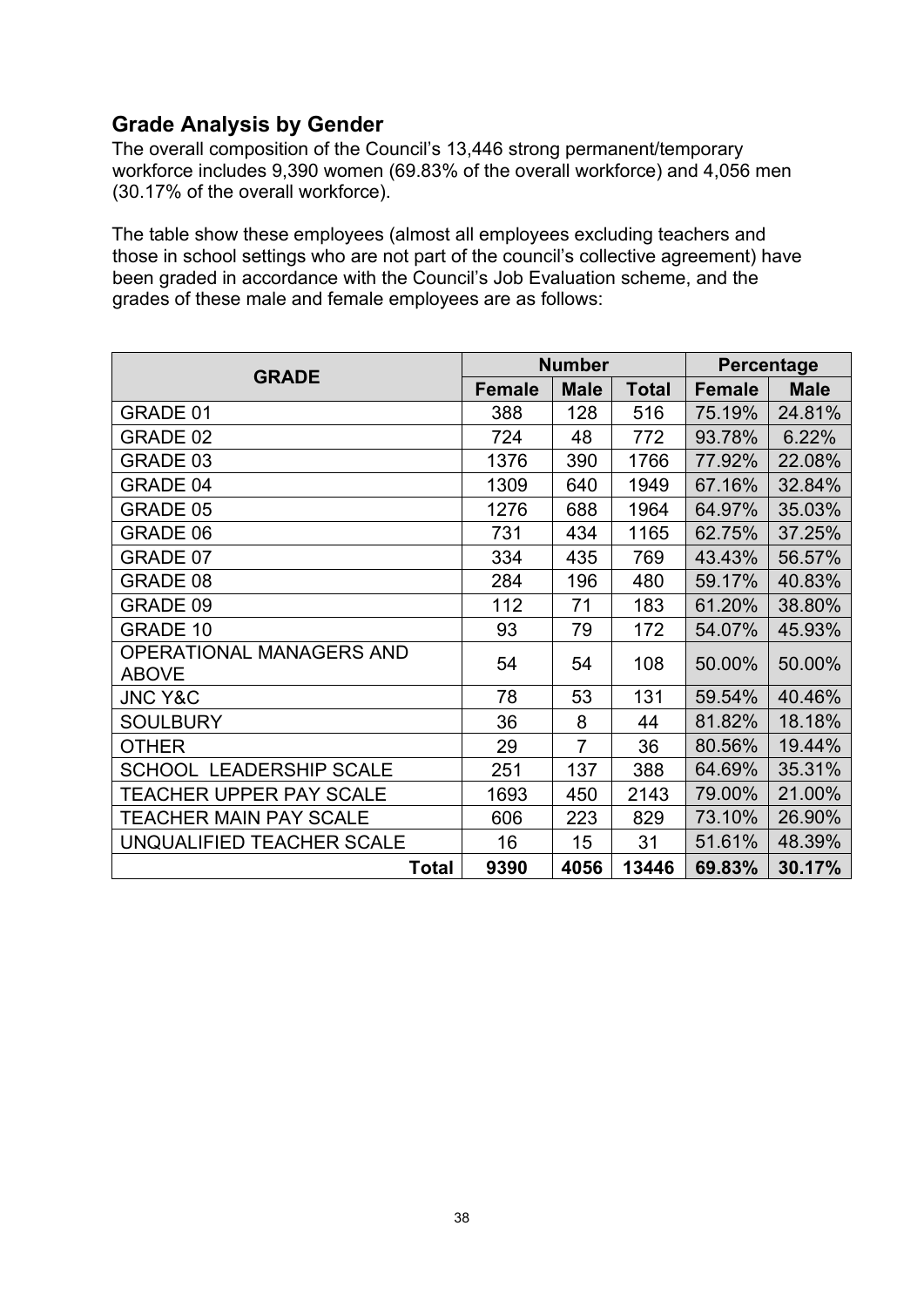## Grade Analysis by Gender

The overall composition of the Council's 13,446 strong permanent/temporary workforce includes 9,390 women (69.83% of the overall workforce) and 4,056 men (30.17% of the overall workforce).

The table show these employees (almost all employees excluding teachers and those in school settings who are not part of the council's collective agreement) have been graded in accordance with the Council's Job Evaluation scheme, and the grades of these male and female employees are as follows:

| GRADE | Number | | | Percentage | |
|---|---|---|---|---|---|
| | Female | Male | Total | Female | Male |
| GRADE 01 | 388 | 128 | 516 | 75.19% | 24.81% |
| GRADE 02 | 724 | 48 | 772 | 93.78% | 6.22% |
| GRADE 03 | 1376 | 390 | 1766 | 77.92% | 22.08% |
| GRADE 04 | 1309 | 640 | 1949 | 67.16% | 32.84% |
| GRADE 05 | 1276 | 688 | 1964 | 64.97% | 35.03% |
| GRADE 06 | 731 | 434 | 1165 | 62.75% | 37.25% |
| GRADE 07 | 334 | 435 | 769 | 43.43% | 56.57% |
| GRADE 08 | 284 | 196 | 480 | 59.17% | 40.83% |
| GRADE 09 | 112 | 71 | 183 | 61.20% | 38.80% |
| GRADE 10 | 93 | 79 | 172 | 54.07% | 45.93% |
| OPERATIONAL MANAGERS AND ABOVE | 54 | 54 | 108 | 50.00% | 50.00% |
| JNC Y&C | 78 | 53 | 131 | 59.54% | 40.46% |
| SOULBURY | 36 | 8 | 44 | 81.82% | 18.18% |
| OTHER | 29 | 7 | 36 | 80.56% | 19.44% |
| SCHOOL LEADERSHIP SCALE | 251 | 137 | 388 | 64.69% | 35.31% |
| TEACHER UPPER PAY SCALE | 1693 | 450 | 2143 | 79.00% | 21.00% |
| TEACHER MAIN PAY SCALE | 606 | 223 | 829 | 73.10% | 26.90% |
| UNQUALIFIED TEACHER SCALE | 16 | 15 | 31 | 51.61% | 48.39% |
| **Total** | **9390** | **4056** | **13446** | **69.83%** | **30.17%** |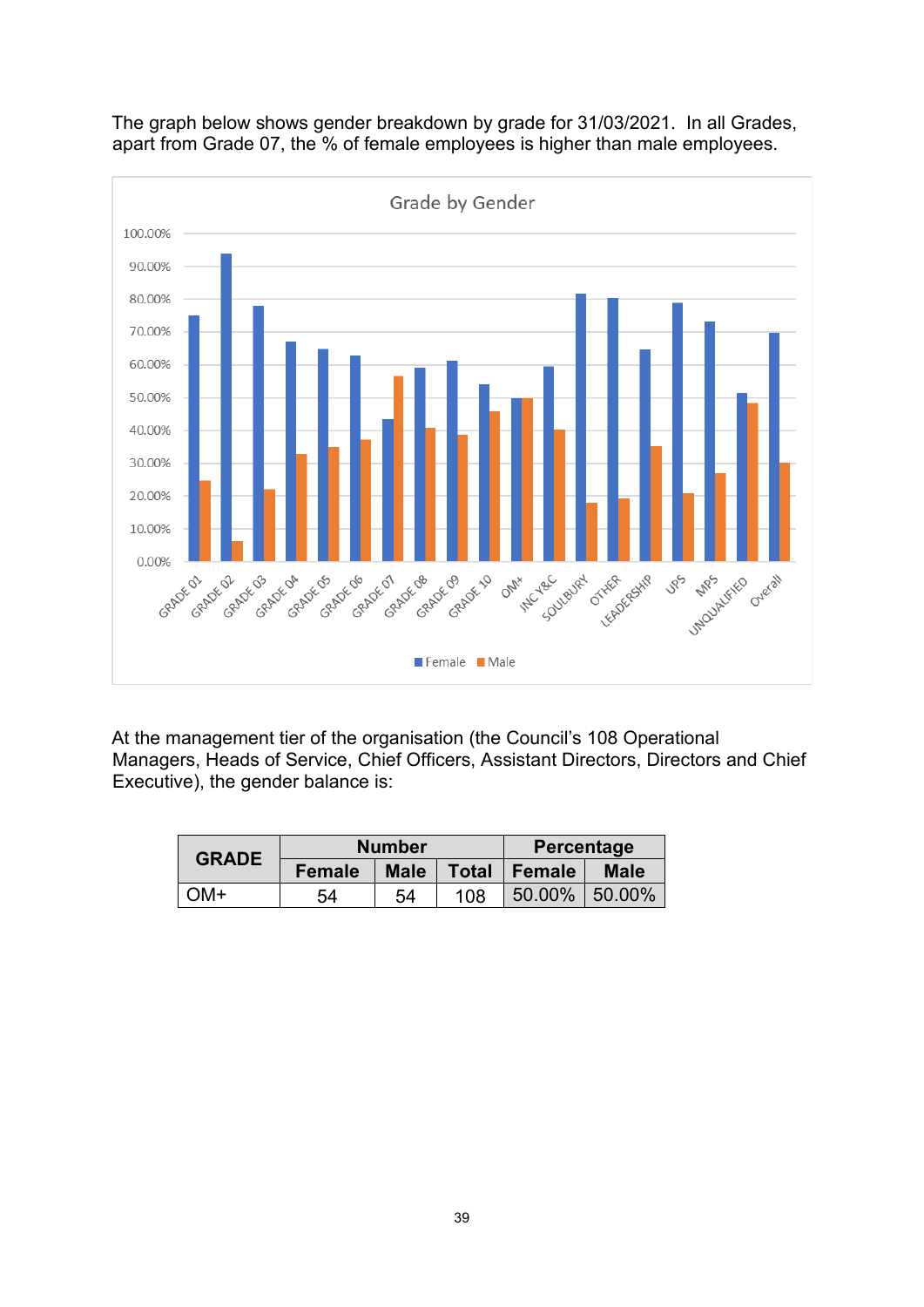The graph below shows gender breakdown by grade for 31/03/2021. In all Grades, apart from Grade 07, the % of female employees is higher than male employees.

At the management tier of the organisation (the Council's 108 Operational Managers, Heads of Service, Chief Officers, Assistant Directors, Directors and Chief Executive), the gender balance is:

| GRADE | Number | | | Percentage | |
|---|---|---|---|---|---|
| | Female | Male | Total | Female | Male |
| OM+ | 54 | 54 | 108 | 50.00% | 50.00% |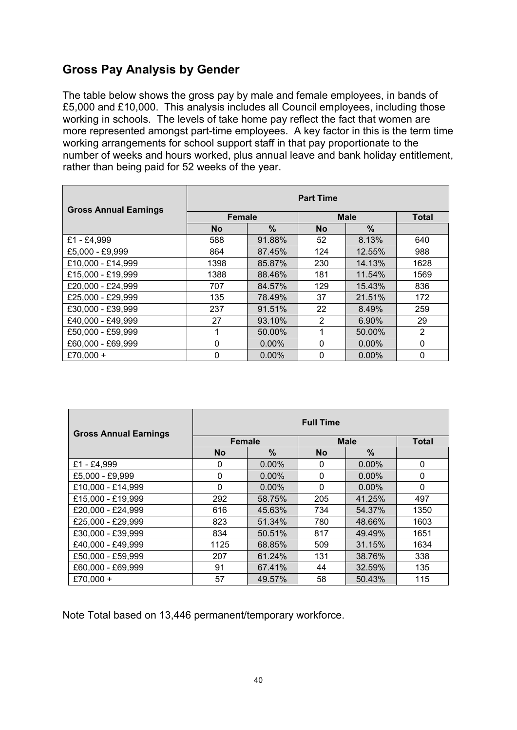## Gross Pay Analysis by Gender

The table below shows the gross pay by male and female employees, in bands of £5,000 and £10,000. This analysis includes all Council employees, including those working in schools. The levels of take home pay reflect the fact that women are more represented amongst part-time employees. A key factor in this is the term time working arrangements for school support staff in that pay proportionate to the number of weeks and hours worked, plus annual leave and bank holiday entitlement, rather than being paid for 52 weeks of the year.

| Gross Annual Earnings | Part Time | | | | |
|---|---|---|---|---|---|
| | Female | | Male | | Total |
| | No | % | No | % | |
| £1 - £4,999 | 588 | 91.88% | 52 | 8.13% | 640 |
| £5,000 - £9,999 | 864 | 87.45% | 124 | 12.55% | 988 |
| £10,000 - £14,999 | 1398 | 85.87% | 230 | 14.13% | 1628 |
| £15,000 - £19,999 | 1388 | 88.46% | 181 | 11.54% | 1569 |
| £20,000 - £24,999 | 707 | 84.57% | 129 | 15.43% | 836 |
| £25,000 - £29,999 | 135 | 78.49% | 37 | 21.51% | 172 |
| £30,000 - £39,999 | 237 | 91.51% | 22 | 8.49% | 259 |
| £40,000 - £49,999 | 27 | 93.10% | 2 | 6.90% | 29 |
| £50,000 - £59,999 | 1 | 50.00% | 1 | 50.00% | 2 |
| £60,000 - £69,999 | 0 | 0.00% | 0 | 0.00% | 0 |
| £70,000 + | 0 | 0.00% | 0 | 0.00% | 0 |

| Gross Annual Earnings | Full Time | | | | |
|---|---|---|---|---|---|
| | Female | | Male | | Total |
| | No | % | No | % | |
| £1 - £4,999 | 0 | 0.00% | 0 | 0.00% | 0 |
| £5,000 - £9,999 | 0 | 0.00% | 0 | 0.00% | 0 |
| £10,000 - £14,999 | 0 | 0.00% | 0 | 0.00% | 0 |
| £15,000 - £19,999 | 292 | 58.75% | 205 | 41.25% | 497 |
| £20,000 - £24,999 | 616 | 45.63% | 734 | 54.37% | 1350 |
| £25,000 - £29,999 | 823 | 51.34% | 780 | 48.66% | 1603 |
| £30,000 - £39,999 | 834 | 50.51% | 817 | 49.49% | 1651 |
| £40,000 - £49,999 | 1125 | 68.85% | 509 | 31.15% | 1634 |
| £50,000 - £59,999 | 207 | 61.24% | 131 | 38.76% | 338 |
| £60,000 - £69,999 | 91 | 67.41% | 44 | 32.59% | 135 |
| £70,000 + | 57 | 49.57% | 58 | 50.43% | 115 |

Note Total based on 13,446 permanent/temporary workforce.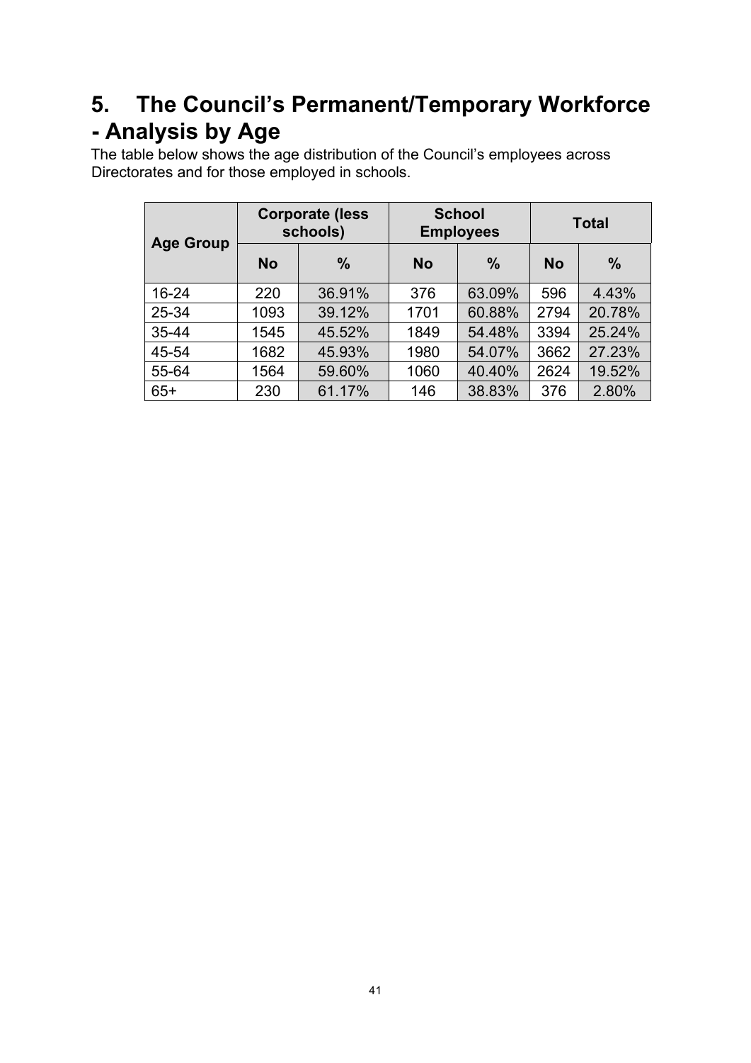# 5. The Council's Permanent/Temporary Workforce - Analysis by Age

The table below shows the age distribution of the Council's employees across Directorates and for those employed in schools.

| Age Group | Corporate (less schools) | | School Employees | | Total | |
|---|---|---|---|---|---|---|
| | No | % | No | % | No | % |
| 16-24 | 220 | 36.91% | 376 | 63.09% | 596 | 4.43% |
| 25-34 | 1093 | 39.12% | 1701 | 60.88% | 2794 | 20.78% |
| 35-44 | 1545 | 45.52% | 1849 | 54.48% | 3394 | 25.24% |
| 45-54 | 1682 | 45.93% | 1980 | 54.07% | 3662 | 27.23% |
| 55-64 | 1564 | 59.60% | 1060 | 40.40% | 2624 | 19.52% |
| 65+ | 230 | 61.17% | 146 | 38.83% | 376 | 2.80% |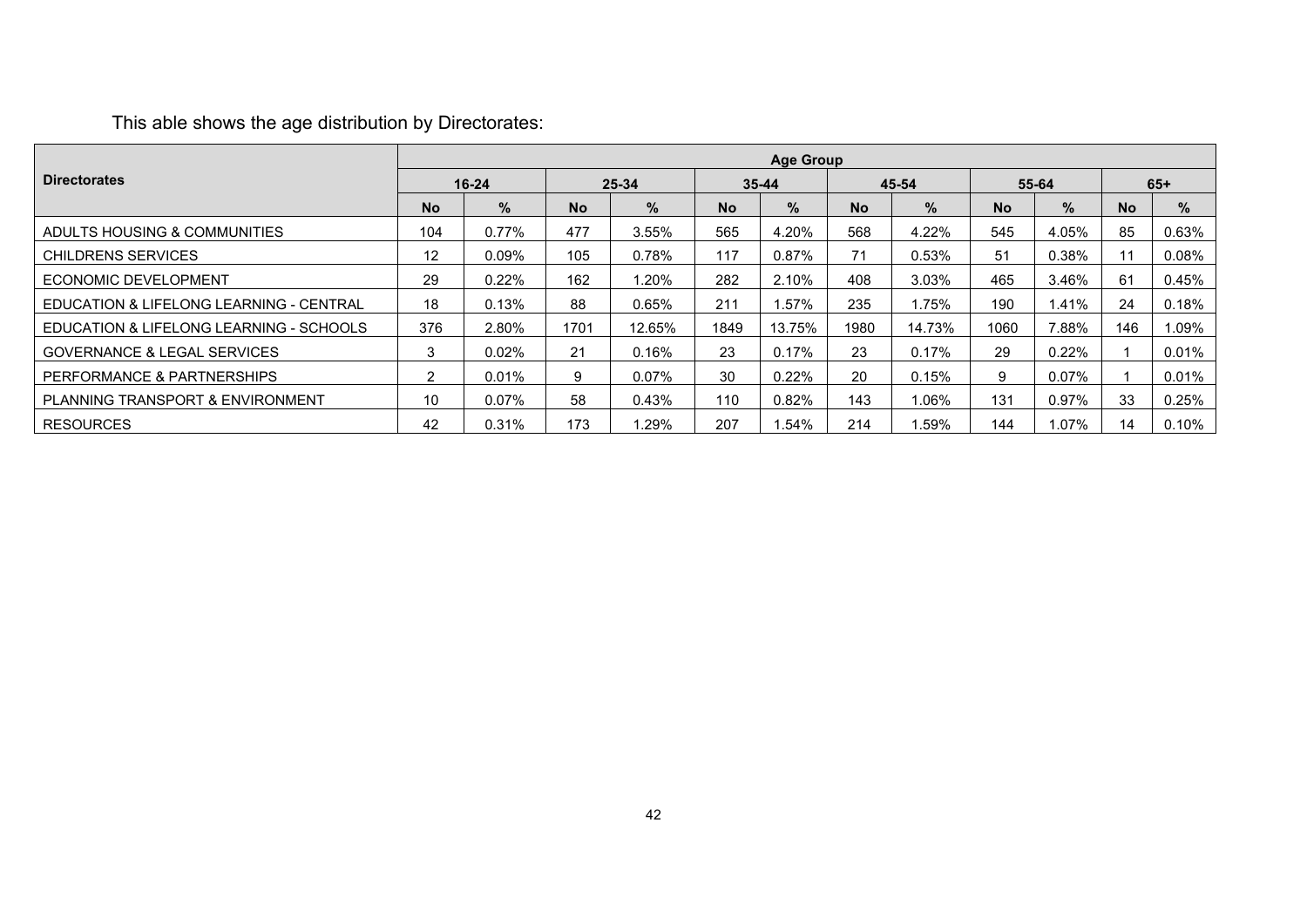This able shows the age distribution by Directorates:

| Directorates | Age Group | | | | | | | | | | | |
|---|---|---|---|---|---|---|---|---|---|---|---|---|
| | 16-24 | | 25-34 | | 35-44 | | 45-54 | | 55-64 | | 65+ | |
| | No | % | No | % | No | % | No | % | No | % | No | % |
| ADULTS HOUSING & COMMUNITIES | 104 | 0.77% | 477 | 3.55% | 565 | 4.20% | 568 | 4.22% | 545 | 4.05% | 85 | 0.63% |
| CHILDRENS SERVICES | 12 | 0.09% | 105 | 0.78% | 117 | 0.87% | 71 | 0.53% | 51 | 0.38% | 11 | 0.08% |
| ECONOMIC DEVELOPMENT | 29 | 0.22% | 162 | 1.20% | 282 | 2.10% | 408 | 3.03% | 465 | 3.46% | 61 | 0.45% |
| EDUCATION & LIFELONG LEARNING - CENTRAL | 18 | 0.13% | 88 | 0.65% | 211 | 1.57% | 235 | 1.75% | 190 | 1.41% | 24 | 0.18% |
| EDUCATION & LIFELONG LEARNING - SCHOOLS | 376 | 2.80% | 1701 | 12.65% | 1849 | 13.75% | 1980 | 14.73% | 1060 | 7.88% | 146 | 1.09% |
| GOVERNANCE & LEGAL SERVICES | 3 | 0.02% | 21 | 0.16% | 23 | 0.17% | 23 | 0.17% | 29 | 0.22% | 1 | 0.01% |
| PERFORMANCE & PARTNERSHIPS | 2 | 0.01% | 9 | 0.07% | 30 | 0.22% | 20 | 0.15% | 9 | 0.07% | 1 | 0.01% |
| PLANNING TRANSPORT & ENVIRONMENT | 10 | 0.07% | 58 | 0.43% | 110 | 0.82% | 143 | 1.06% | 131 | 0.97% | 33 | 0.25% |
| RESOURCES | 42 | 0.31% | 173 | 1.29% | 207 | 1.54% | 214 | 1.59% | 144 | 1.07% | 14 | 0.10% |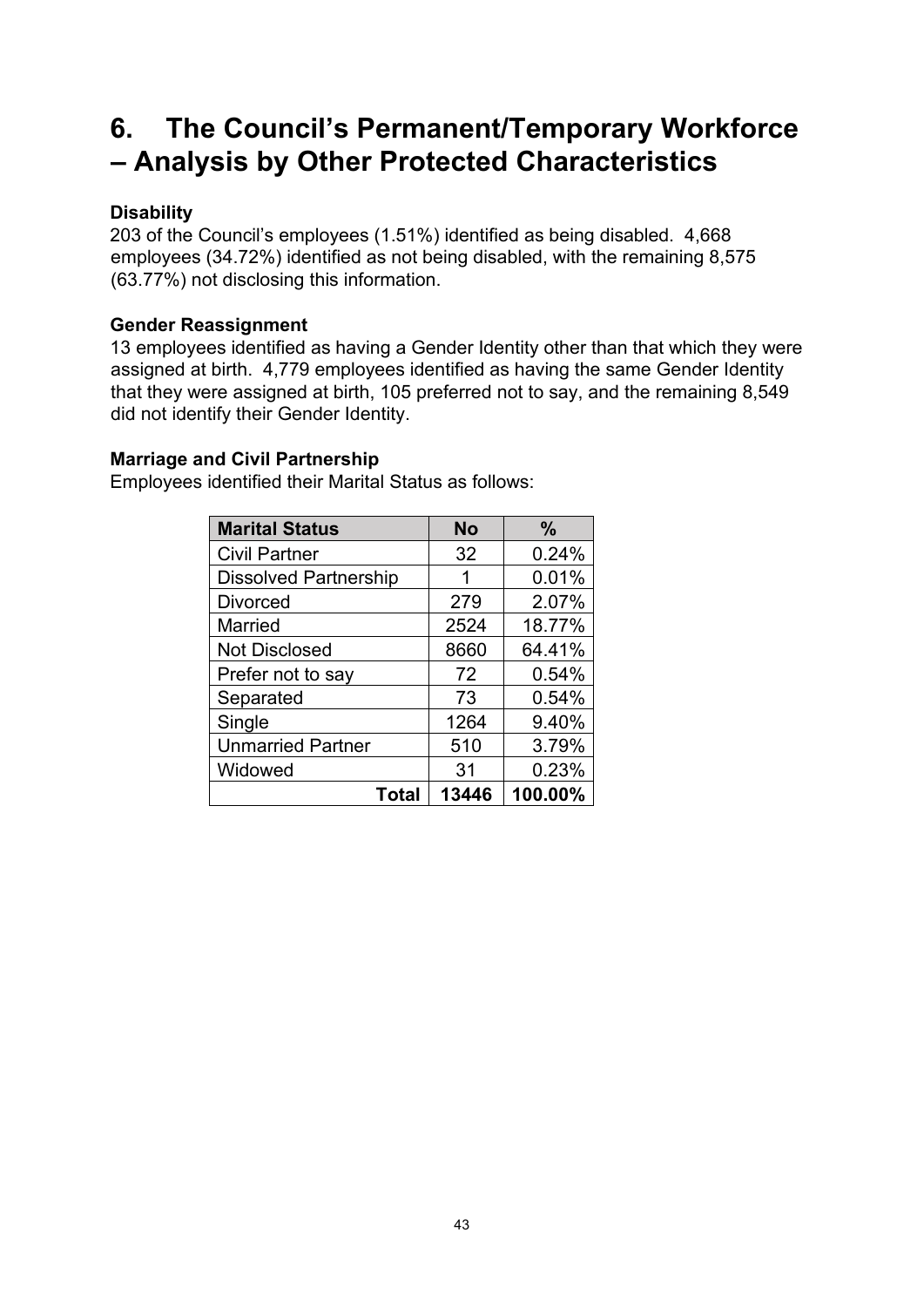# 6. The Council's Permanent/Temporary Workforce – Analysis by Other Protected Characteristics

**Disability**

203 of the Council's employees (1.51%) identified as being disabled. 4,668 employees (34.72%) identified as not being disabled, with the remaining 8,575 (63.77%) not disclosing this information.

**Gender Reassignment**

13 employees identified as having a Gender Identity other than that which they were assigned at birth. 4,779 employees identified as having the same Gender Identity that they were assigned at birth, 105 preferred not to say, and the remaining 8,549 did not identify their Gender Identity.

**Marriage and Civil Partnership**

Employees identified their Marital Status as follows:

| Marital Status | No | % |
|---|---|---|
| Civil Partner | 32 | 0.24% |
| Dissolved Partnership | 1 | 0.01% |
| Divorced | 279 | 2.07% |
| Married | 2524 | 18.77% |
| Not Disclosed | 8660 | 64.41% |
| Prefer not to say | 72 | 0.54% |
| Separated | 73 | 0.54% |
| Single | 1264 | 9.40% |
| Unmarried Partner | 510 | 3.79% |
| Widowed | 31 | 0.23% |
| **Total** | **13446** | **100.00%** |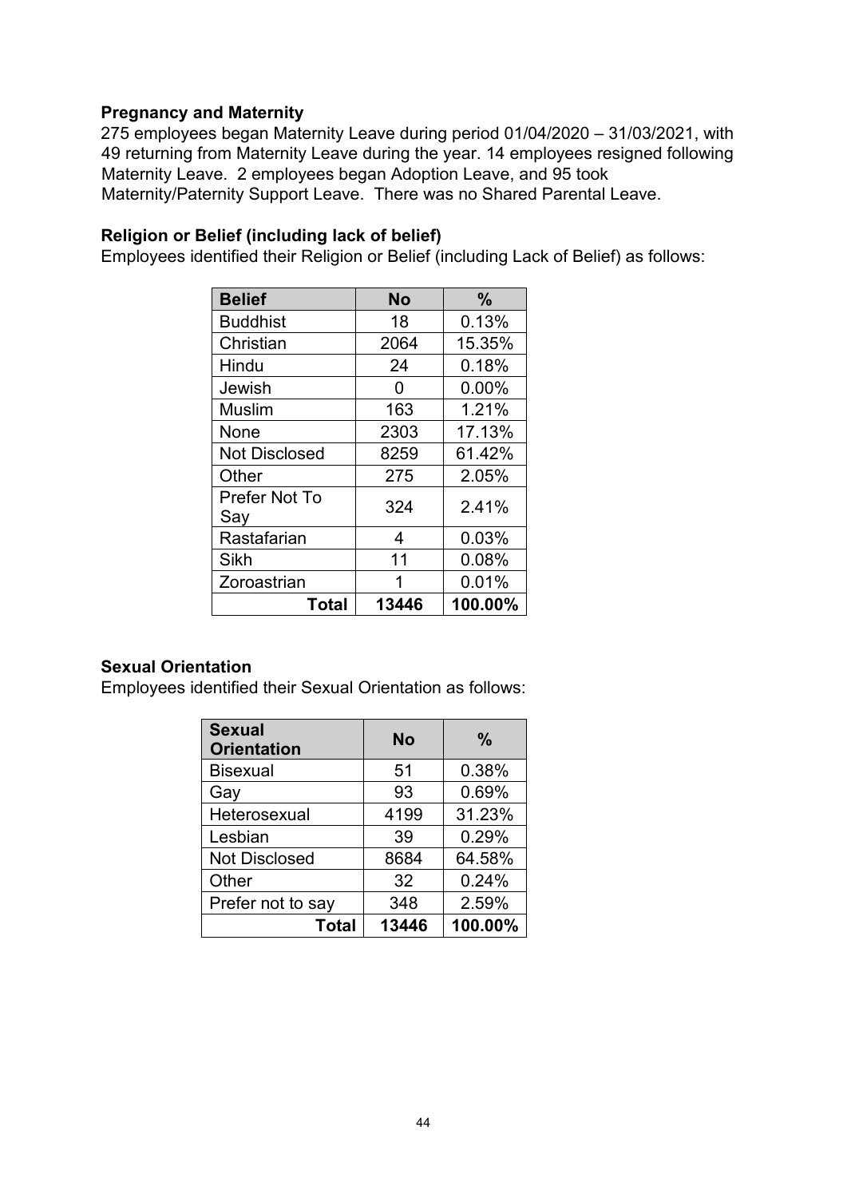**Pregnancy and Maternity**

275 employees began Maternity Leave during period 01/04/2020 – 31/03/2021, with 49 returning from Maternity Leave during the year. 14 employees resigned following Maternity Leave. 2 employees began Adoption Leave, and 95 took Maternity/Paternity Support Leave. There was no Shared Parental Leave.

**Religion or Belief (including lack of belief)**

Employees identified their Religion or Belief (including Lack of Belief) as follows:

| Belief | No | % |
|---|---|---|
| Buddhist | 18 | 0.13% |
| Christian | 2064 | 15.35% |
| Hindu | 24 | 0.18% |
| Jewish | 0 | 0.00% |
| Muslim | 163 | 1.21% |
| None | 2303 | 17.13% |
| Not Disclosed | 8259 | 61.42% |
| Other | 275 | 2.05% |
| Prefer Not To Say | 324 | 2.41% |
| Rastafarian | 4 | 0.03% |
| Sikh | 11 | 0.08% |
| Zoroastrian | 1 | 0.01% |
| **Total** | **13446** | **100.00%** |

**Sexual Orientation**

Employees identified their Sexual Orientation as follows:

| Sexual Orientation | No | % |
|---|---|---|
| Bisexual | 51 | 0.38% |
| Gay | 93 | 0.69% |
| Heterosexual | 4199 | 31.23% |
| Lesbian | 39 | 0.29% |
| Not Disclosed | 8684 | 64.58% |
| Other | 32 | 0.24% |
| Prefer not to say | 348 | 2.59% |
| **Total** | **13446** | **100.00%** |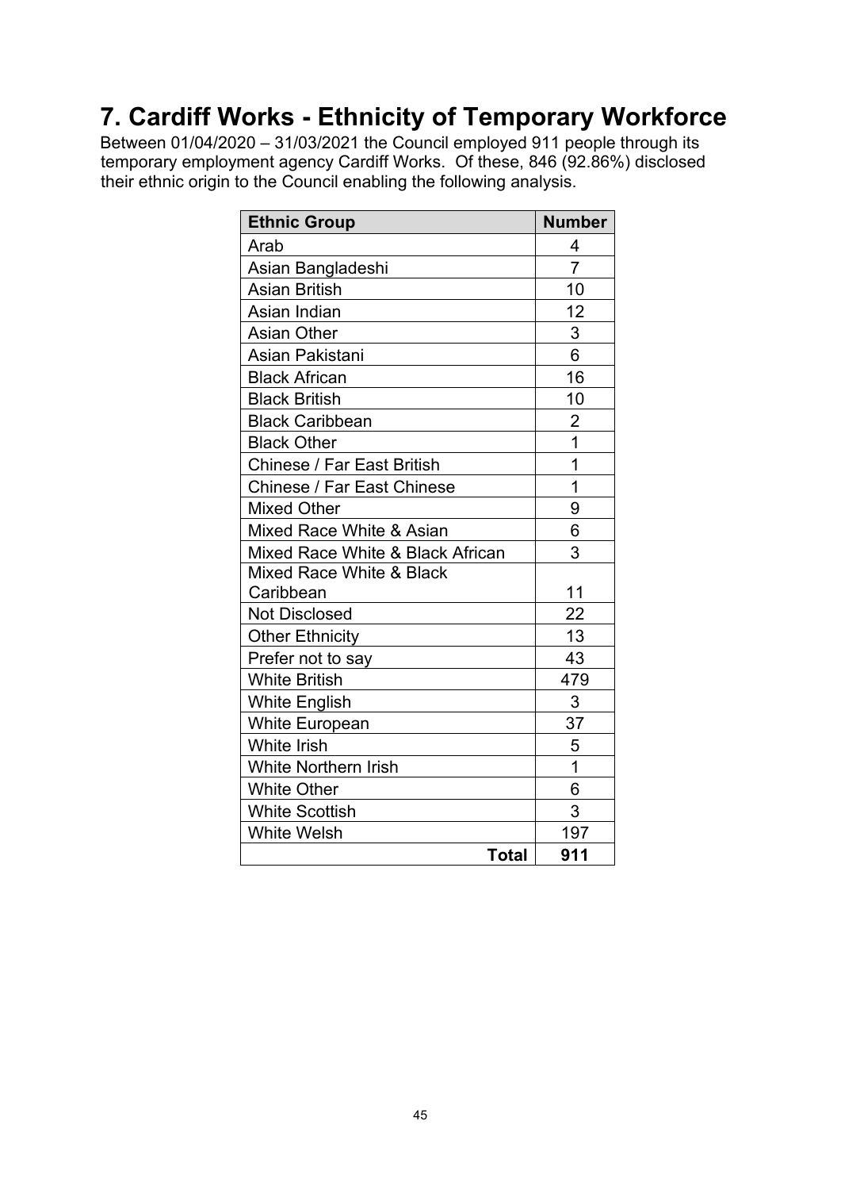# 7. Cardiff Works - Ethnicity of Temporary Workforce

Between 01/04/2020 – 31/03/2021 the Council employed 911 people through its temporary employment agency Cardiff Works. Of these, 846 (92.86%) disclosed their ethnic origin to the Council enabling the following analysis.

| Ethnic Group | Number |
|---|---|
| Arab | 4 |
| Asian Bangladeshi | 7 |
| Asian British | 10 |
| Asian Indian | 12 |
| Asian Other | 3 |
| Asian Pakistani | 6 |
| Black African | 16 |
| Black British | 10 |
| Black Caribbean | 2 |
| Black Other | 1 |
| Chinese / Far East British | 1 |
| Chinese / Far East Chinese | 1 |
| Mixed Other | 9 |
| Mixed Race White & Asian | 6 |
| Mixed Race White & Black African | 3 |
| Mixed Race White & Black Caribbean | 11 |
| Not Disclosed | 22 |
| Other Ethnicity | 13 |
| Prefer not to say | 43 |
| White British | 479 |
| White English | 3 |
| White European | 37 |
| White Irish | 5 |
| White Northern Irish | 1 |
| White Other | 6 |
| White Scottish | 3 |
| White Welsh | 197 |
| **Total** | **911** |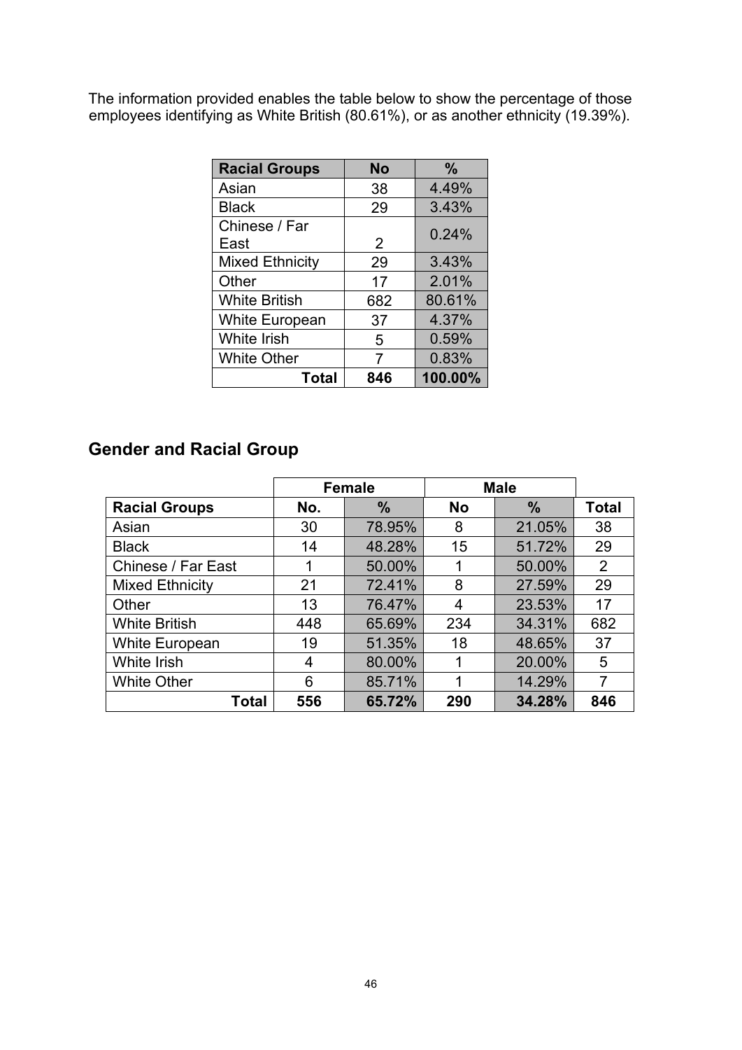The information provided enables the table below to show the percentage of those employees identifying as White British (80.61%), or as another ethnicity (19.39%).

| Racial Groups | No | % |
|---|---|---|
| Asian | 38 | 4.49% |
| Black | 29 | 3.43% |
| Chinese / Far East | 2 | 0.24% |
| Mixed Ethnicity | 29 | 3.43% |
| Other | 17 | 2.01% |
| White British | 682 | 80.61% |
| White European | 37 | 4.37% |
| White Irish | 5 | 0.59% |
| White Other | 7 | 0.83% |
| **Total** | **846** | **100.00%** |

## Gender and Racial Group

| | Female | | Male | | |
|---|---|---|---|---|---|
| **Racial Groups** | **No.** | **%** | **No** | **%** | **Total** |
| Asian | 30 | 78.95% | 8 | 21.05% | 38 |
| Black | 14 | 48.28% | 15 | 51.72% | 29 |
| Chinese / Far East | 1 | 50.00% | 1 | 50.00% | 2 |
| Mixed Ethnicity | 21 | 72.41% | 8 | 27.59% | 29 |
| Other | 13 | 76.47% | 4 | 23.53% | 17 |
| White British | 448 | 65.69% | 234 | 34.31% | 682 |
| White European | 19 | 51.35% | 18 | 48.65% | 37 |
| White Irish | 4 | 80.00% | 1 | 20.00% | 5 |
| White Other | 6 | 85.71% | 1 | 14.29% | 7 |
| **Total** | **556** | **65.72%** | **290** | **34.28%** | **846** |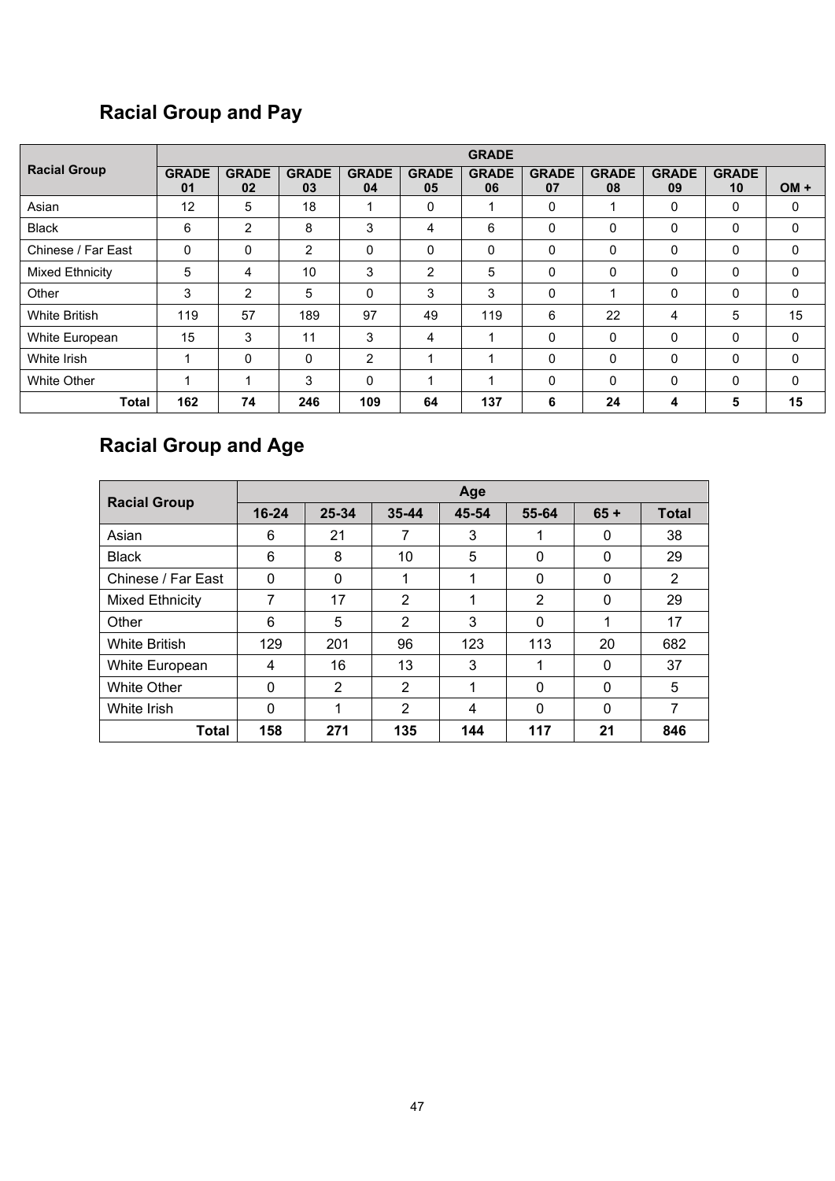## Racial Group and Pay

| Racial Group | GRADE | | | | | | | | | | |
|---|---|---|---|---|---|---|---|---|---|---|---|
| | GRADE 01 | GRADE 02 | GRADE 03 | GRADE 04 | GRADE 05 | GRADE 06 | GRADE 07 | GRADE 08 | GRADE 09 | GRADE 10 | OM + |
| Asian | 12 | 5 | 18 | 1 | 0 | 1 | 0 | 1 | 0 | 0 | 0 |
| Black | 6 | 2 | 8 | 3 | 4 | 6 | 0 | 0 | 0 | 0 | 0 |
| Chinese / Far East | 0 | 0 | 2 | 0 | 0 | 0 | 0 | 0 | 0 | 0 | 0 |
| Mixed Ethnicity | 5 | 4 | 10 | 3 | 2 | 5 | 0 | 0 | 0 | 0 | 0 |
| Other | 3 | 2 | 5 | 0 | 3 | 3 | 0 | 1 | 0 | 0 | 0 |
| White British | 119 | 57 | 189 | 97 | 49 | 119 | 6 | 22 | 4 | 5 | 15 |
| White European | 15 | 3 | 11 | 3 | 4 | 1 | 0 | 0 | 0 | 0 | 0 |
| White Irish | 1 | 0 | 0 | 2 | 1 | 1 | 0 | 0 | 0 | 0 | 0 |
| White Other | 1 | 1 | 3 | 0 | 1 | 1 | 0 | 0 | 0 | 0 | 0 |
| **Total** | **162** | **74** | **246** | **109** | **64** | **137** | **6** | **24** | **4** | **5** | **15** |

## Racial Group and Age

| Racial Group | Age | | | | | | |
|---|---|---|---|---|---|---|---|
| | 16-24 | 25-34 | 35-44 | 45-54 | 55-64 | 65 + | Total |
| Asian | 6 | 21 | 7 | 3 | 1 | 0 | 38 |
| Black | 6 | 8 | 10 | 5 | 0 | 0 | 29 |
| Chinese / Far East | 0 | 0 | 1 | 1 | 0 | 0 | 2 |
| Mixed Ethnicity | 7 | 17 | 2 | 1 | 2 | 0 | 29 |
| Other | 6 | 5 | 2 | 3 | 0 | 1 | 17 |
| White British | 129 | 201 | 96 | 123 | 113 | 20 | 682 |
| White European | 4 | 16 | 13 | 3 | 1 | 0 | 37 |
| White Other | 0 | 2 | 2 | 1 | 0 | 0 | 5 |
| White Irish | 0 | 1 | 2 | 4 | 0 | 0 | 7 |
| **Total** | **158** | **271** | **135** | **144** | **117** | **21** | **846** |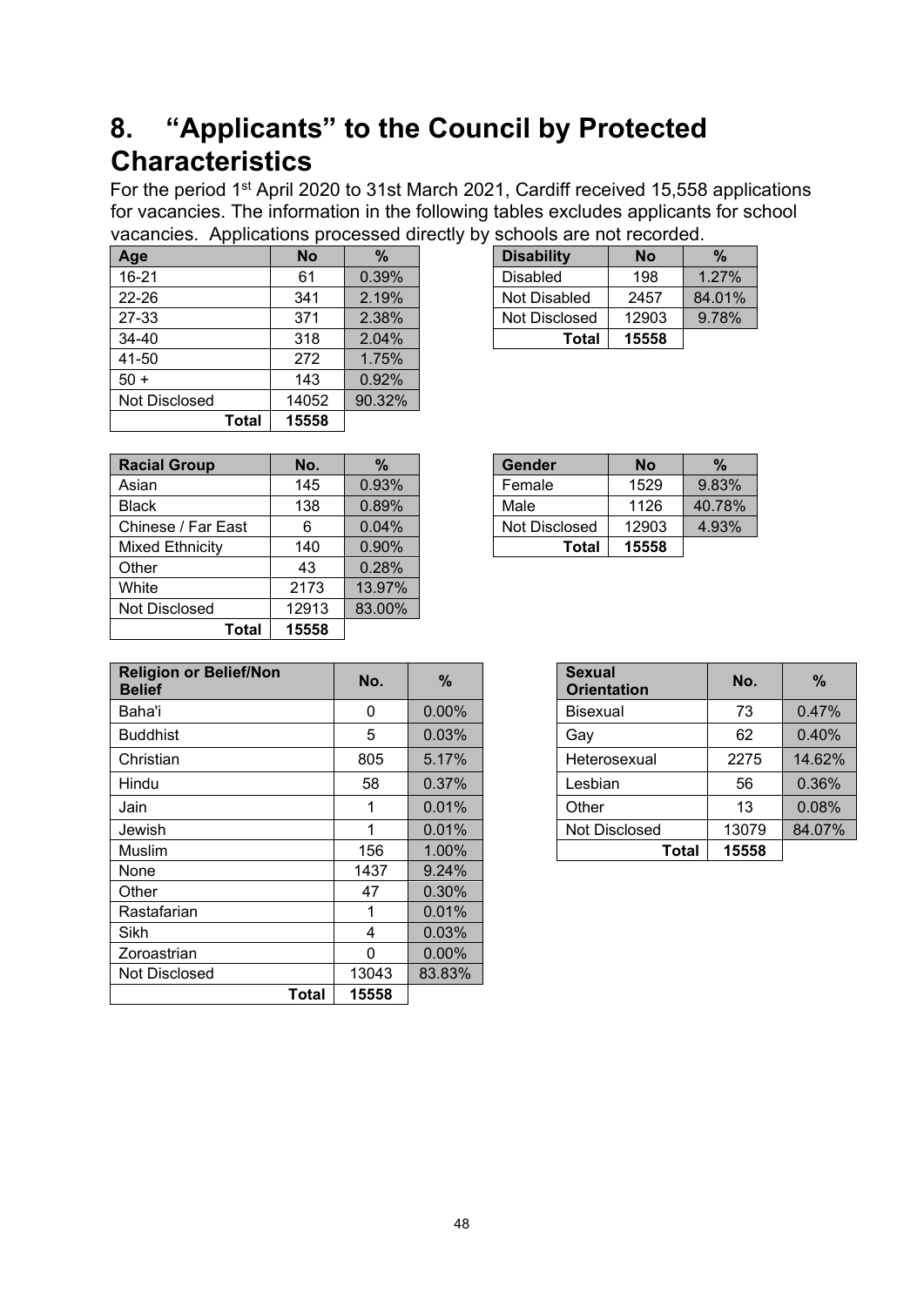# 8. "Applicants" to the Council by Protected Characteristics

For the period 1st April 2020 to 31st March 2021, Cardiff received 15,558 applications for vacancies. The information in the following tables excludes applicants for school vacancies. Applications processed directly by schools are not recorded.

| Age | No | % |
|---|---|---|
| 16-21 | 61 | 0.39% |
| 22-26 | 341 | 2.19% |
| 27-33 | 371 | 2.38% |
| 34-40 | 318 | 2.04% |
| 41-50 | 272 | 1.75% |
| 50 + | 143 | 0.92% |
| Not Disclosed | 14052 | 90.32% |
| **Total** | **15558** | |

| Disability | No | % |
|---|---|---|
| Disabled | 198 | 1.27% |
| Not Disabled | 2457 | 84.01% |
| Not Disclosed | 12903 | 9.78% |
| **Total** | **15558** | |

| Racial Group | No. | % |
|---|---|---|
| Asian | 145 | 0.93% |
| Black | 138 | 0.89% |
| Chinese / Far East | 6 | 0.04% |
| Mixed Ethnicity | 140 | 0.90% |
| Other | 43 | 0.28% |
| White | 2173 | 13.97% |
| Not Disclosed | 12913 | 83.00% |
| **Total** | **15558** | |

| Gender | No | % |
|---|---|---|
| Female | 1529 | 9.83% |
| Male | 1126 | 40.78% |
| Not Disclosed | 12903 | 4.93% |
| **Total** | **15558** | |

| Religion or Belief/Non Belief | No. | % |
|---|---|---|
| Baha'i | 0 | 0.00% |
| Buddhist | 5 | 0.03% |
| Christian | 805 | 5.17% |
| Hindu | 58 | 0.37% |
| Jain | 1 | 0.01% |
| Jewish | 1 | 0.01% |
| Muslim | 156 | 1.00% |
| None | 1437 | 9.24% |
| Other | 47 | 0.30% |
| Rastafarian | 1 | 0.01% |
| Sikh | 4 | 0.03% |
| Zoroastrian | 0 | 0.00% |
| Not Disclosed | 13043 | 83.83% |
| **Total** | **15558** | |

| Sexual Orientation | No. | % |
|---|---|---|
| Bisexual | 73 | 0.47% |
| Gay | 62 | 0.40% |
| Heterosexual | 2275 | 14.62% |
| Lesbian | 56 | 0.36% |
| Other | 13 | 0.08% |
| Not Disclosed | 13079 | 84.07% |
| **Total** | **15558** | |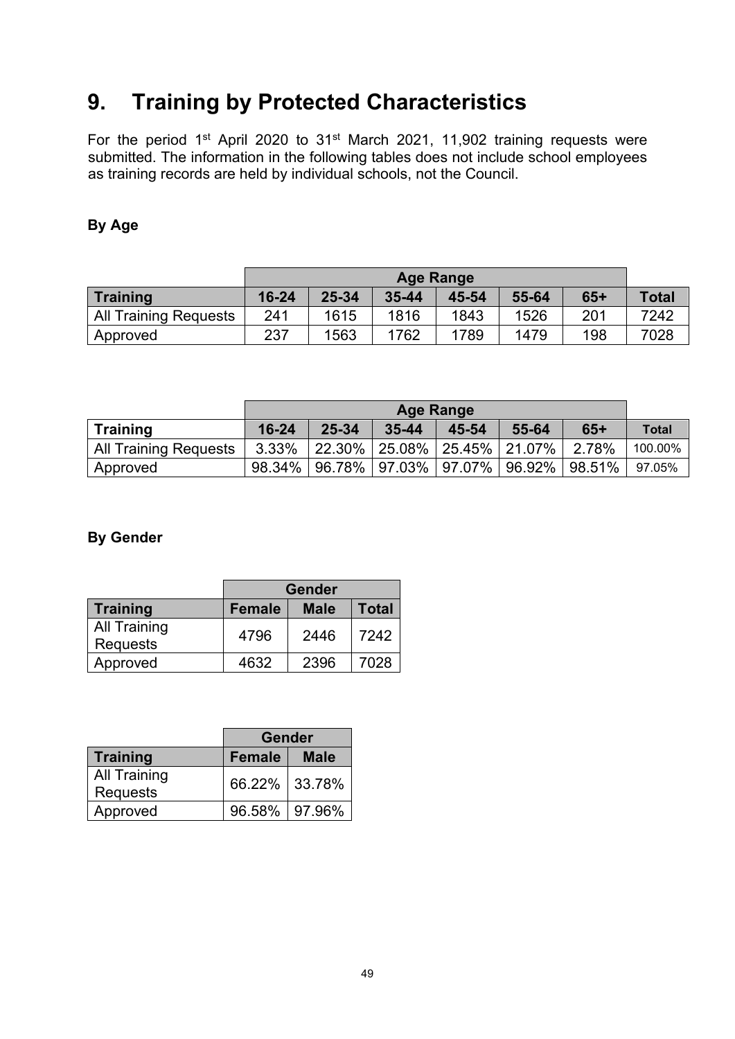# 9. Training by Protected Characteristics

For the period 1st April 2020 to 31st March 2021, 11,902 training requests were submitted. The information in the following tables does not include school employees as training records are held by individual schools, not the Council.

### By Age

| | Age Range | | | | | | |
|---|---|---|---|---|---|---|---|
| **Training** | **16-24** | **25-34** | **35-44** | **45-54** | **55-64** | **65+** | **Total** |
| All Training Requests | 241 | 1615 | 1816 | 1843 | 1526 | 201 | 7242 |
| Approved | 237 | 1563 | 1762 | 1789 | 1479 | 198 | 7028 |

| | Age Range | | | | | | |
|---|---|---|---|---|---|---|---|
| **Training** | **16-24** | **25-34** | **35-44** | **45-54** | **55-64** | **65+** | **Total** |
| All Training Requests | 3.33% | 22.30% | 25.08% | 25.45% | 21.07% | 2.78% | 100.00% |
| Approved | 98.34% | 96.78% | 97.03% | 97.07% | 96.92% | 98.51% | 97.05% |

### By Gender

| | Gender | | |
|---|---|---|---|
| **Training** | **Female** | **Male** | **Total** |
| All Training Requests | 4796 | 2446 | 7242 |
| Approved | 4632 | 2396 | 7028 |

| | Gender | |
|---|---|---|
| **Training** | **Female** | **Male** |
| All Training Requests | 66.22% | 33.78% |
| Approved | 96.58% | 97.96% |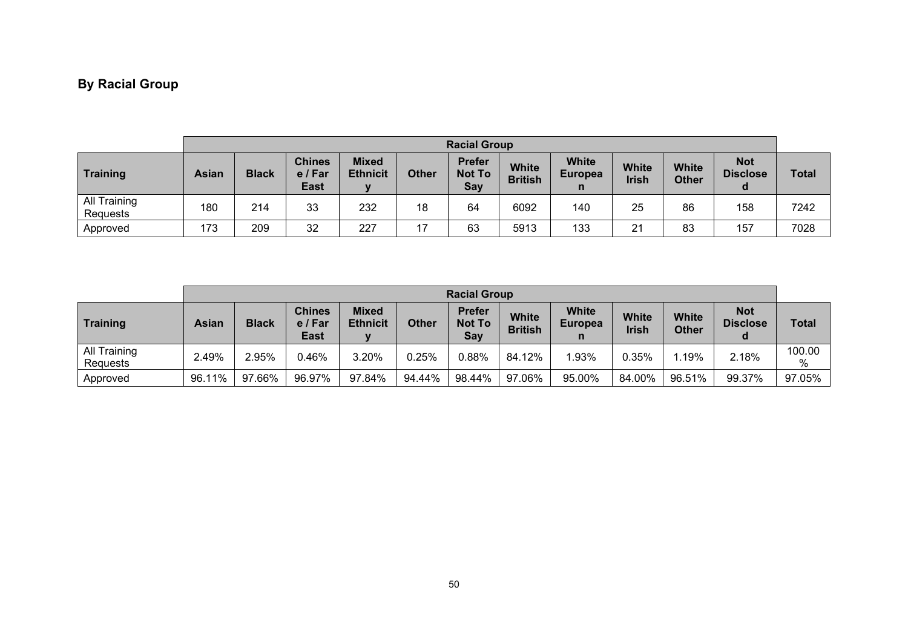## By Racial Group

| | Racial Group | | | | | | | | | | | |
|---|---|---|---|---|---|---|---|---|---|---|---|---|
| **Training** | **Asian** | **Black** | **Chinese / Far East** | **Mixed Ethnicity** | **Other** | **Prefer Not To Say** | **White British** | **White European** | **White Irish** | **White Other** | **Not Disclosed** | **Total** |
| All Training Requests | 180 | 214 | 33 | 232 | 18 | 64 | 6092 | 140 | 25 | 86 | 158 | 7242 |
| Approved | 173 | 209 | 32 | 227 | 17 | 63 | 5913 | 133 | 21 | 83 | 157 | 7028 |

| | Racial Group | | | | | | | | | | | |
|---|---|---|---|---|---|---|---|---|---|---|---|---|
| **Training** | **Asian** | **Black** | **Chinese / Far East** | **Mixed Ethnicity** | **Other** | **Prefer Not To Say** | **White British** | **White European** | **White Irish** | **White Other** | **Not Disclosed** | **Total** |
| All Training Requests | 2.49% | 2.95% | 0.46% | 3.20% | 0.25% | 0.88% | 84.12% | 1.93% | 0.35% | 1.19% | 2.18% | 100.00% |
| Approved | 96.11% | 97.66% | 96.97% | 97.84% | 94.44% | 98.44% | 97.06% | 95.00% | 84.00% | 96.51% | 99.37% | 97.05% |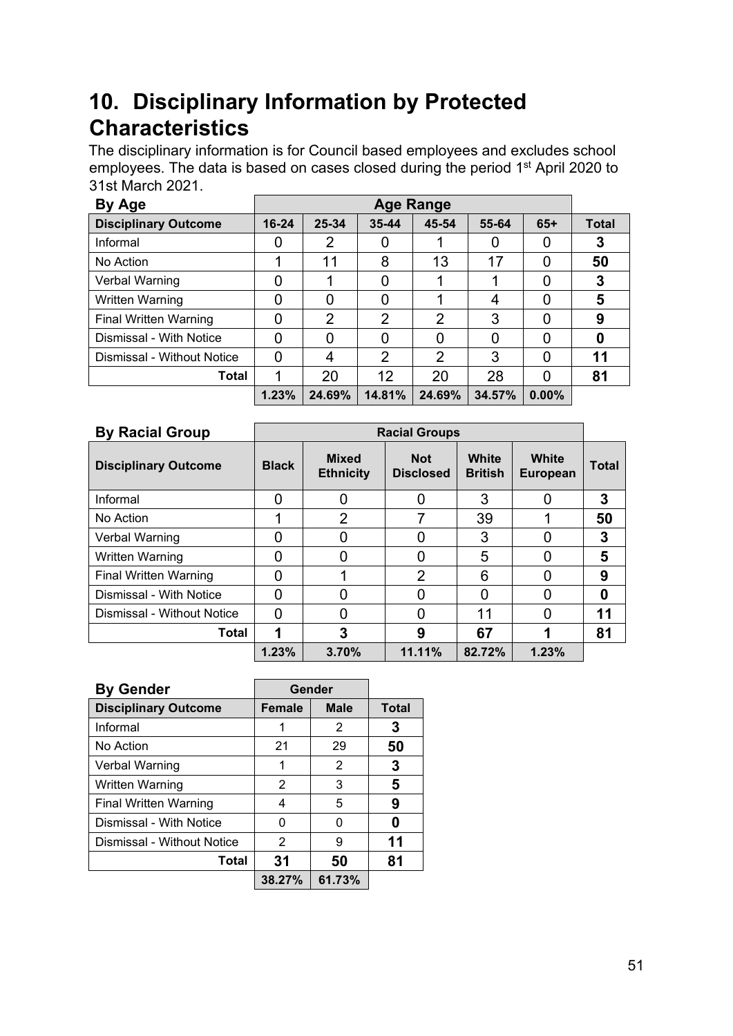# 10. Disciplinary Information by Protected Characteristics

The disciplinary information is for Council based employees and excludes school employees. The data is based on cases closed during the period 1st April 2020 to 31st March 2021.

| By Age | Age Range | | | | | | |
|---|---|---|---|---|---|---|---|
| **Disciplinary Outcome** | **16-24** | **25-34** | **35-44** | **45-54** | **55-64** | **65+** | **Total** |
| Informal | 0 | 2 | 0 | 1 | 0 | 0 | **3** |
| No Action | 1 | 11 | 8 | 13 | 17 | 0 | **50** |
| Verbal Warning | 0 | 1 | 0 | 1 | 1 | 0 | **3** |
| Written Warning | 0 | 0 | 0 | 1 | 4 | 0 | **5** |
| Final Written Warning | 0 | 2 | 2 | 2 | 3 | 0 | **9** |
| Dismissal - With Notice | 0 | 0 | 0 | 0 | 0 | 0 | **0** |
| Dismissal - Without Notice | 0 | 4 | 2 | 2 | 3 | 0 | **11** |
| **Total** | 1 | 20 | 12 | 20 | 28 | 0 | **81** |
| | **1.23%** | **24.69%** | **14.81%** | **24.69%** | **34.57%** | **0.00%** | |

| By Racial Group | Racial Groups | | | | | |
|---|---|---|---|---|---|---|
| **Disciplinary Outcome** | **Black** | **Mixed Ethnicity** | **Not Disclosed** | **White British** | **White European** | **Total** |
| Informal | 0 | 0 | 0 | 3 | 0 | **3** |
| No Action | 1 | 2 | 7 | 39 | 1 | **50** |
| Verbal Warning | 0 | 0 | 0 | 3 | 0 | **3** |
| Written Warning | 0 | 0 | 0 | 5 | 0 | **5** |
| Final Written Warning | 0 | 1 | 2 | 6 | 0 | **9** |
| Dismissal - With Notice | 0 | 0 | 0 | 0 | 0 | **0** |
| Dismissal - Without Notice | 0 | 0 | 0 | 11 | 0 | **11** |
| **Total** | **1** | **3** | **9** | **67** | **1** | **81** |
| | **1.23%** | **3.70%** | **11.11%** | **82.72%** | **1.23%** | |

| By Gender | Gender | | |
|---|---|---|---|
| **Disciplinary Outcome** | **Female** | **Male** | **Total** |
| Informal | 1 | 2 | **3** |
| No Action | 21 | 29 | **50** |
| Verbal Warning | 1 | 2 | **3** |
| Written Warning | 2 | 3 | **5** |
| Final Written Warning | 4 | 5 | **9** |
| Dismissal - With Notice | 0 | 0 | **0** |
| Dismissal - Without Notice | 2 | 9 | **11** |
| **Total** | **31** | **50** | **81** |
| | **38.27%** | **61.73%** | |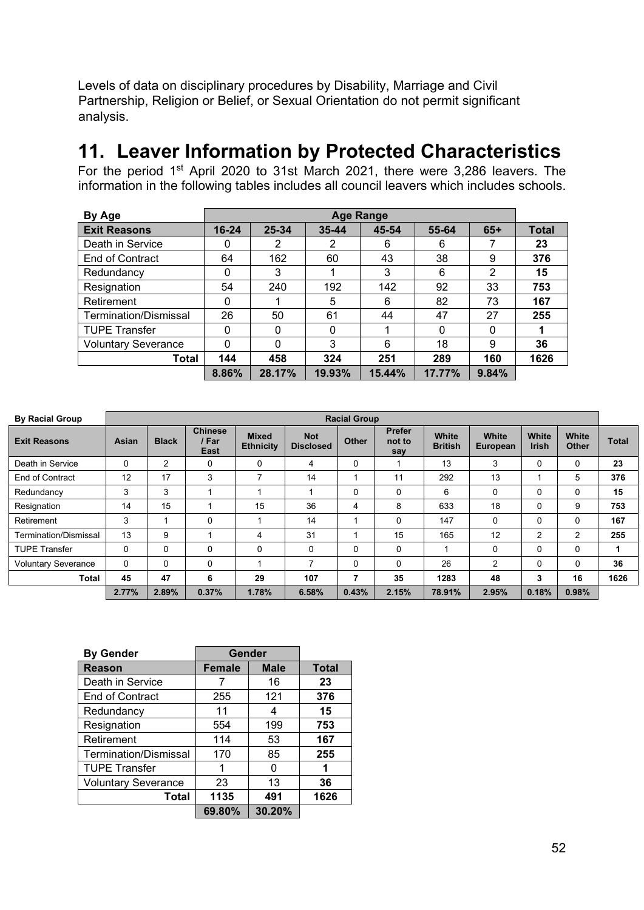Levels of data on disciplinary procedures by Disability, Marriage and Civil Partnership, Religion or Belief, or Sexual Orientation do not permit significant analysis.

## 11. Leaver Information by Protected Characteristics

For the period 1st April 2020 to 31st March 2021, there were 3,286 leavers. The information in the following tables includes all council leavers which includes schools.

| By Age | Age Range | | | | | | |
|---|---|---|---|---|---|---|---|
| **Exit Reasons** | **16-24** | **25-34** | **35-44** | **45-54** | **55-64** | **65+** | **Total** |
| Death in Service | 0 | 2 | 2 | 6 | 6 | 7 | **23** |
| End of Contract | 64 | 162 | 60 | 43 | 38 | 9 | **376** |
| Redundancy | 0 | 3 | 1 | 3 | 6 | 2 | **15** |
| Resignation | 54 | 240 | 192 | 142 | 92 | 33 | **753** |
| Retirement | 0 | 1 | 5 | 6 | 82 | 73 | **167** |
| Termination/Dismissal | 26 | 50 | 61 | 44 | 47 | 27 | **255** |
| TUPE Transfer | 0 | 0 | 0 | 1 | 0 | 0 | **1** |
| Voluntary Severance | 0 | 0 | 3 | 6 | 18 | 9 | **36** |
| **Total** | **144** | **458** | **324** | **251** | **289** | **160** | **1626** |
| | **8.86%** | **28.17%** | **19.93%** | **15.44%** | **17.77%** | **9.84%** | |

| By Racial Group | Racial Group | | | | | | | | | | | |
|---|---|---|---|---|---|---|---|---|---|---|---|---|
| **Exit Reasons** | **Asian** | **Black** | **Chinese / Far East** | **Mixed Ethnicity** | **Not Disclosed** | **Other** | **Prefer not to say** | **White British** | **White European** | **White Irish** | **White Other** | **Total** |
| Death in Service | 0 | 2 | 0 | 0 | 4 | 0 | 1 | 13 | 3 | 0 | 0 | **23** |
| End of Contract | 12 | 17 | 3 | 7 | 14 | 1 | 11 | 292 | 13 | 1 | 5 | **376** |
| Redundancy | 3 | 3 | 1 | 1 | 1 | 0 | 0 | 6 | 0 | 0 | 0 | **15** |
| Resignation | 14 | 15 | 1 | 15 | 36 | 4 | 8 | 633 | 18 | 0 | 9 | **753** |
| Retirement | 3 | 1 | 0 | 1 | 14 | 1 | 0 | 147 | 0 | 0 | 0 | **167** |
| Termination/Dismissal | 13 | 9 | 1 | 4 | 31 | 1 | 15 | 165 | 12 | 2 | 2 | **255** |
| TUPE Transfer | 0 | 0 | 0 | 0 | 0 | 0 | 0 | 1 | 0 | 0 | 0 | **1** |
| Voluntary Severance | 0 | 0 | 0 | 1 | 7 | 0 | 0 | 26 | 2 | 0 | 0 | **36** |
| **Total** | **45** | **47** | **6** | **29** | **107** | **7** | **35** | **1283** | **48** | **3** | **16** | **1626** |
| | **2.77%** | **2.89%** | **0.37%** | **1.78%** | **6.58%** | **0.43%** | **2.15%** | **78.91%** | **2.95%** | **0.18%** | **0.98%** | |

| By Gender | Gender | | |
|---|---|---|---|
| **Reason** | **Female** | **Male** | **Total** |
| Death in Service | 7 | 16 | **23** |
| End of Contract | 255 | 121 | **376** |
| Redundancy | 11 | 4 | **15** |
| Resignation | 554 | 199 | **753** |
| Retirement | 114 | 53 | **167** |
| Termination/Dismissal | 170 | 85 | **255** |
| TUPE Transfer | 1 | 0 | **1** |
| Voluntary Severance | 23 | 13 | **36** |
| **Total** | **1135** | **491** | **1626** |
| | **69.80%** | **30.20%** | |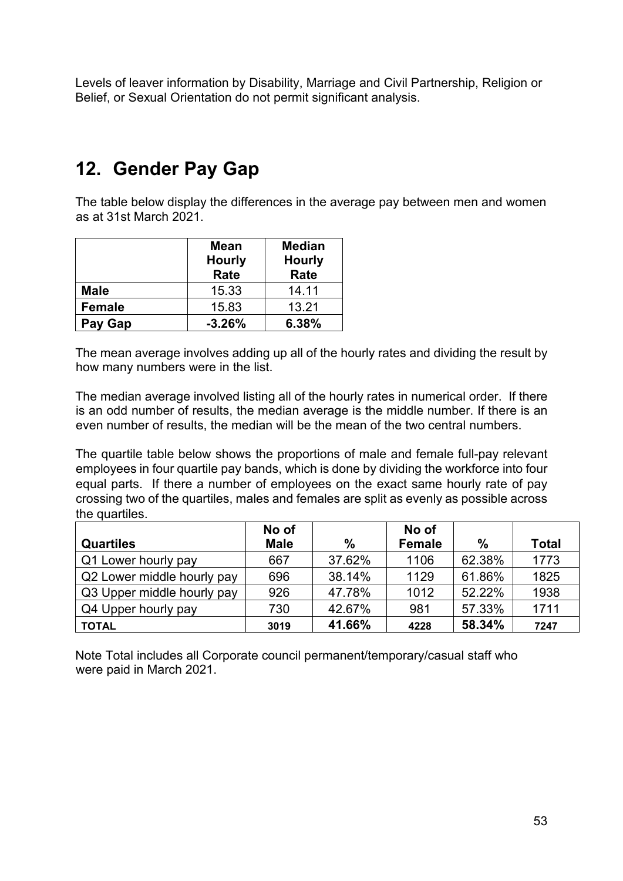Levels of leaver information by Disability, Marriage and Civil Partnership, Religion or Belief, or Sexual Orientation do not permit significant analysis.

## 12. Gender Pay Gap

The table below display the differences in the average pay between men and women as at 31st March 2021.

| | Mean Hourly Rate | Median Hourly Rate |
|---|---|---|
| **Male** | 15.33 | 14.11 |
| **Female** | 15.83 | 13.21 |
| **Pay Gap** | **-3.26%** | **6.38%** |

The mean average involves adding up all of the hourly rates and dividing the result by how many numbers were in the list.

The median average involved listing all of the hourly rates in numerical order. If there is an odd number of results, the median average is the middle number. If there is an even number of results, the median will be the mean of the two central numbers.

The quartile table below shows the proportions of male and female full-pay relevant employees in four quartile pay bands, which is done by dividing the workforce into four equal parts. If there a number of employees on the exact same hourly rate of pay crossing two of the quartiles, males and females are split as evenly as possible across the quartiles.

| Quartiles | No of Male | % | No of Female | % | Total |
|---|---|---|---|---|---|
| Q1 Lower hourly pay | 667 | 37.62% | 1106 | 62.38% | 1773 |
| Q2 Lower middle hourly pay | 696 | 38.14% | 1129 | 61.86% | 1825 |
| Q3 Upper middle hourly pay | 926 | 47.78% | 1012 | 52.22% | 1938 |
| Q4 Upper hourly pay | 730 | 42.67% | 981 | 57.33% | 1711 |
| **TOTAL** | **3019** | **41.66%** | **4228** | **58.34%** | **7247** |

Note Total includes all Corporate council permanent/temporary/casual staff who were paid in March 2021.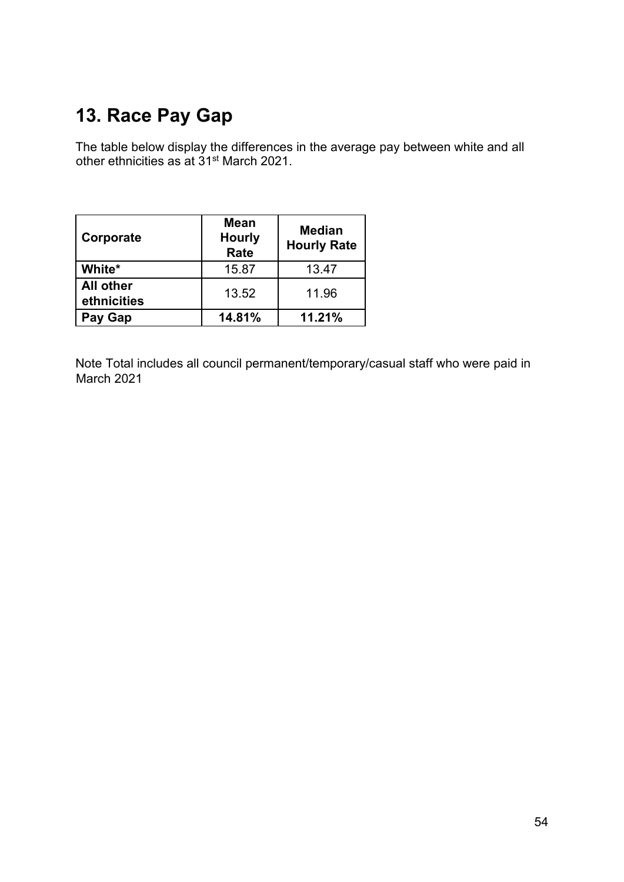## 13. Race Pay Gap

The table below display the differences in the average pay between white and all other ethnicities as at 31st March 2021.

| **Corporate** | **Mean Hourly Rate** | **Median Hourly Rate** |
|---|---|---|
| **White*** | 15.87 | 13.47 |
| **All other ethnicities** | 13.52 | 11.96 |
| **Pay Gap** | **14.81%** | **11.21%** |

Note Total includes all council permanent/temporary/casual staff who were paid in March 2021